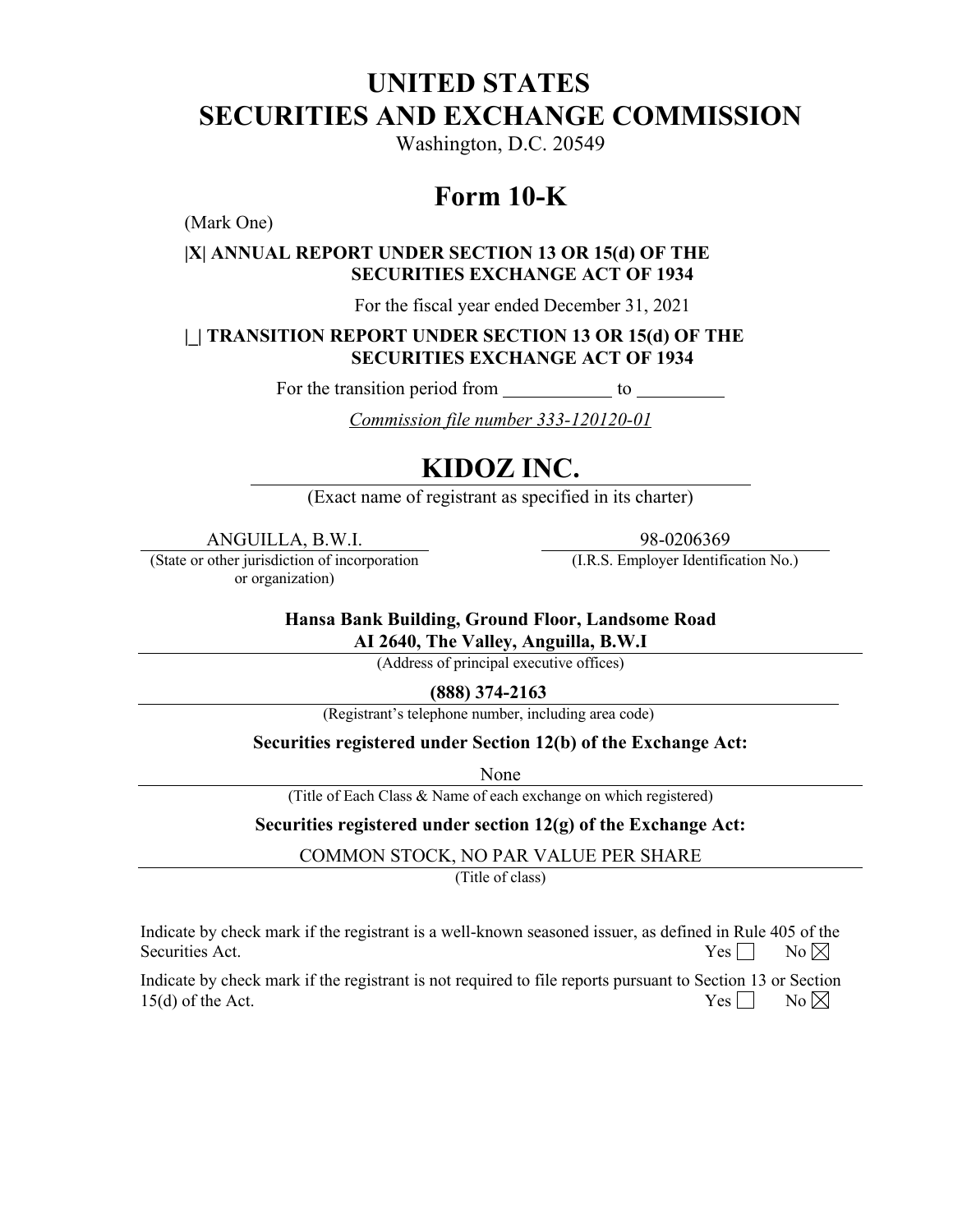# UNITED STATES
# SECURITIES AND EXCHANGE COMMISSION

Washington, D.C. 20549

## Form 10-K

(Mark One)

**|X| ANNUAL REPORT UNDER SECTION 13 OR 15(d) OF THE SECURITIES EXCHANGE ACT OF 1934**

For the fiscal year ended December 31, 2021

**|_| TRANSITION REPORT UNDER SECTION 13 OR 15(d) OF THE SECURITIES EXCHANGE ACT OF 1934**

For the transition period from ____________ to __________

*Commission file number 333-120120-01*

## KIDOZ INC.

(Exact name of registrant as specified in its charter)

| ANGUILLA, B.W.I. | 98-0206369 |
|---|---|
| (State or other jurisdiction of incorporation or organization) | (I.R.S. Employer Identification No.) |

**Hansa Bank Building, Ground Floor, Landsome Road**
**AI 2640, The Valley, Anguilla, B.W.I**

(Address of principal executive offices)

**(888) 374-2163**

(Registrant's telephone number, including area code)

**Securities registered under Section 12(b) of the Exchange Act:**

None

(Title of Each Class & Name of each exchange on which registered)

**Securities registered under section 12(g) of the Exchange Act:**

COMMON STOCK, NO PAR VALUE PER SHARE

(Title of class)

Indicate by check mark if the registrant is a well-known seasoned issuer, as defined in Rule 405 of the Securities Act. Yes ☐ No ☒

Indicate by check mark if the registrant is not required to file reports pursuant to Section 13 or Section 15(d) of the Act. Yes ☐ No ☒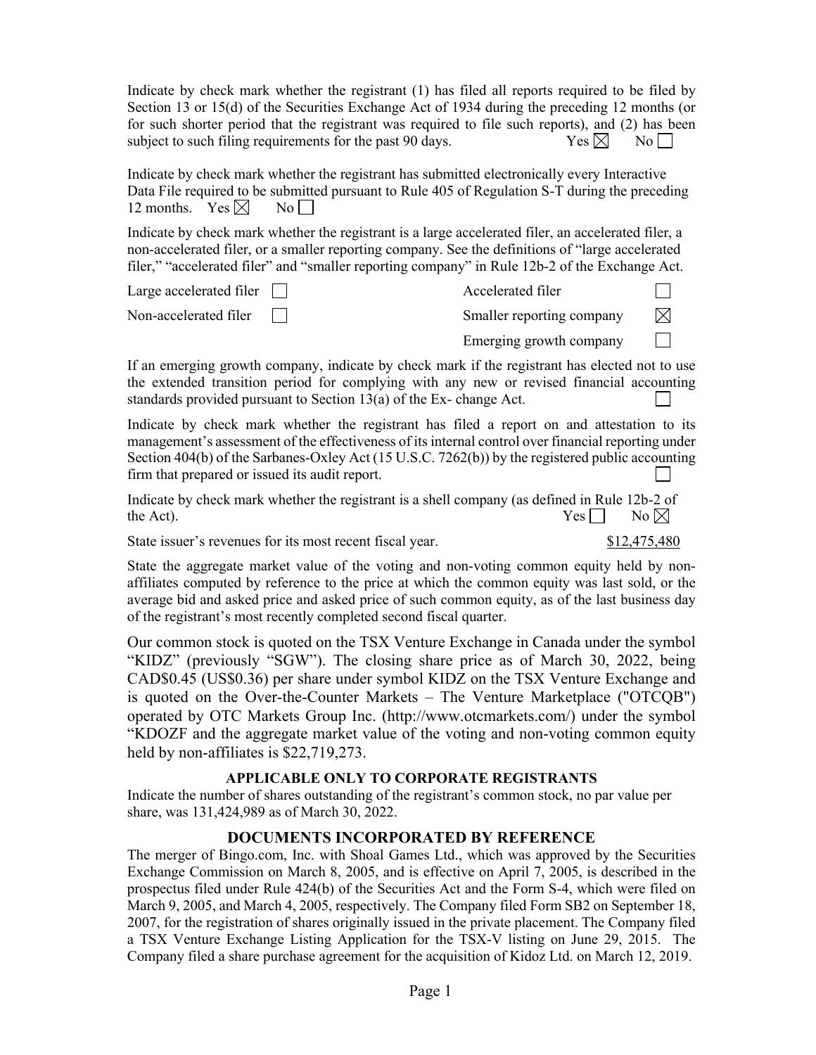Indicate by check mark whether the registrant (1) has filed all reports required to be filed by Section 13 or 15(d) of the Securities Exchange Act of 1934 during the preceding 12 months (or for such shorter period that the registrant was required to file such reports), and (2) has been subject to such filing requirements for the past 90 days. Yes ☒ No ☐

Indicate by check mark whether the registrant has submitted electronically every Interactive Data File required to be submitted pursuant to Rule 405 of Regulation S-T during the preceding 12 months. Yes ☒ No ☐

Indicate by check mark whether the registrant is a large accelerated filer, an accelerated filer, a non-accelerated filer, or a smaller reporting company. See the definitions of "large accelerated filer," "accelerated filer" and "smaller reporting company" in Rule 12b-2 of the Exchange Act.

| | | | |
|---|---|---|---|
| Large accelerated filer | ☐ | Accelerated filer | ☐ |
| Non-accelerated filer | ☐ | Smaller reporting company | ☒ |
| | | Emerging growth company | ☐ |

If an emerging growth company, indicate by check mark if the registrant has elected not to use the extended transition period for complying with any new or revised financial accounting standards provided pursuant to Section 13(a) of the Ex- change Act. ☐

Indicate by check mark whether the registrant has filed a report on and attestation to its management's assessment of the effectiveness of its internal control over financial reporting under Section 404(b) of the Sarbanes-Oxley Act (15 U.S.C. 7262(b)) by the registered public accounting firm that prepared or issued its audit report. ☐

Indicate by check mark whether the registrant is a shell company (as defined in Rule 12b-2 of the Act). Yes ☐ No ☒

State issuer's revenues for its most recent fiscal year. $12,475,480

State the aggregate market value of the voting and non-voting common equity held by non-affiliates computed by reference to the price at which the common equity was last sold, or the average bid and asked price and asked price of such common equity, as of the last business day of the registrant's most recently completed second fiscal quarter.

Our common stock is quoted on the TSX Venture Exchange in Canada under the symbol "KIDZ" (previously "SGW"). The closing share price as of March 30, 2022, being CAD$0.45 (US$0.36) per share under symbol KIDZ on the TSX Venture Exchange and is quoted on the Over-the-Counter Markets – The Venture Marketplace ("OTCQB") operated by OTC Markets Group Inc. (http://www.otcmarkets.com/) under the symbol "KDOZF and the aggregate market value of the voting and non-voting common equity held by non-affiliates is $22,719,273.

**APPLICABLE ONLY TO CORPORATE REGISTRANTS**

Indicate the number of shares outstanding of the registrant's common stock, no par value per share, was 131,424,989 as of March 30, 2022.

**DOCUMENTS INCORPORATED BY REFERENCE**

The merger of Bingo.com, Inc. with Shoal Games Ltd., which was approved by the Securities Exchange Commission on March 8, 2005, and is effective on April 7, 2005, is described in the prospectus filed under Rule 424(b) of the Securities Act and the Form S-4, which were filed on March 9, 2005, and March 4, 2005, respectively. The Company filed Form SB2 on September 18, 2007, for the registration of shares originally issued in the private placement. The Company filed a TSX Venture Exchange Listing Application for the TSX-V listing on June 29, 2015. The Company filed a share purchase agreement for the acquisition of Kidoz Ltd. on March 12, 2019.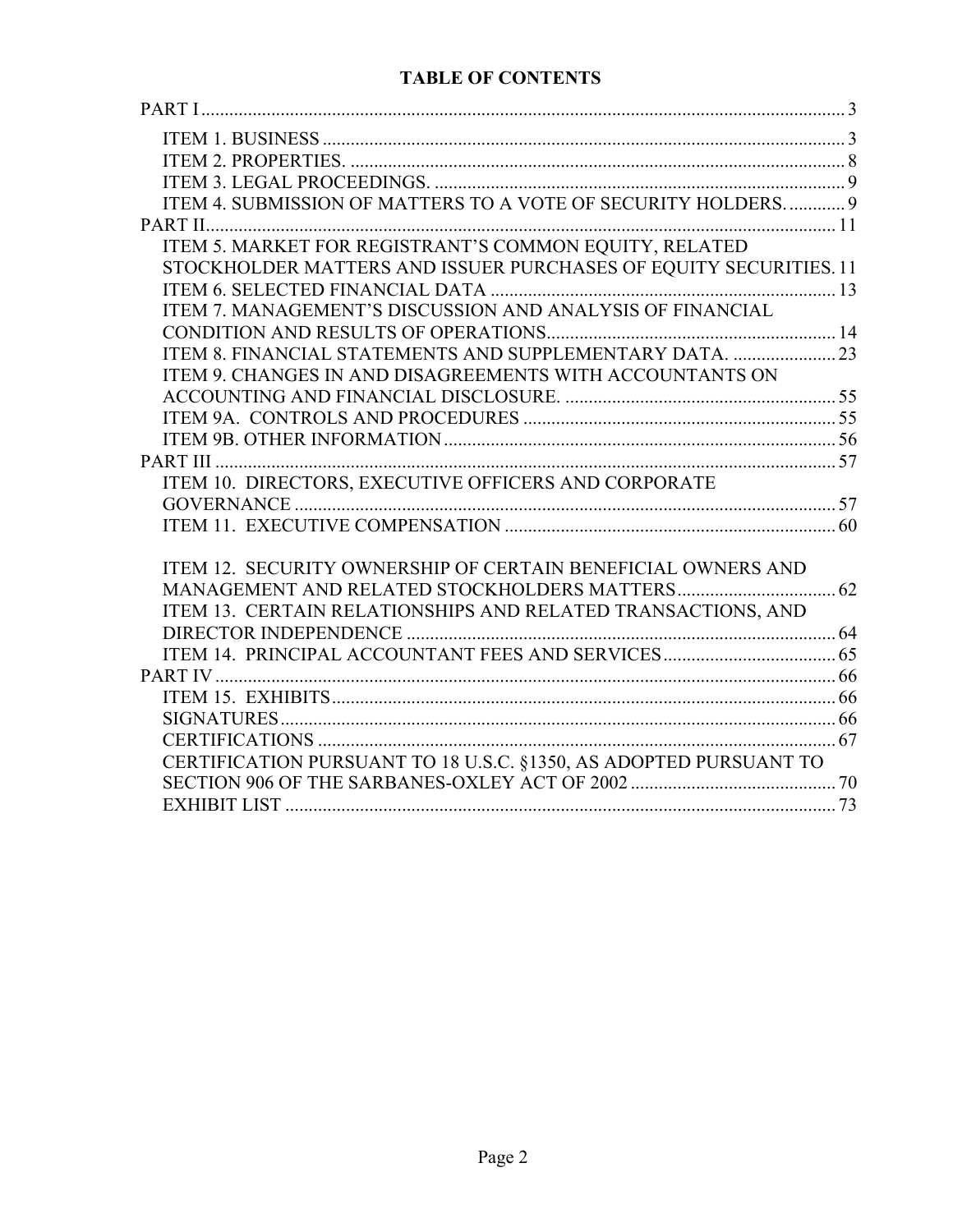## TABLE OF CONTENTS

| | |
|---|---|
| PART I | 3 |
| ITEM 1. BUSINESS | 3 |
| ITEM 2. PROPERTIES. | 8 |
| ITEM 3. LEGAL PROCEEDINGS. | 9 |
| ITEM 4. SUBMISSION OF MATTERS TO A VOTE OF SECURITY HOLDERS. | 9 |
| PART II | 11 |
| ITEM 5. MARKET FOR REGISTRANT'S COMMON EQUITY, RELATED STOCKHOLDER MATTERS AND ISSUER PURCHASES OF EQUITY SECURITIES. | 11 |
| ITEM 6. SELECTED FINANCIAL DATA | 13 |
| ITEM 7. MANAGEMENT'S DISCUSSION AND ANALYSIS OF FINANCIAL CONDITION AND RESULTS OF OPERATIONS | 14 |
| ITEM 8. FINANCIAL STATEMENTS AND SUPPLEMENTARY DATA. | 23 |
| ITEM 9. CHANGES IN AND DISAGREEMENTS WITH ACCOUNTANTS ON ACCOUNTING AND FINANCIAL DISCLOSURE. | 55 |
| ITEM 9A. CONTROLS AND PROCEDURES | 55 |
| ITEM 9B. OTHER INFORMATION | 56 |
| PART III | 57 |
| ITEM 10. DIRECTORS, EXECUTIVE OFFICERS AND CORPORATE GOVERNANCE | 57 |
| ITEM 11. EXECUTIVE COMPENSATION | 60 |
| ITEM 12. SECURITY OWNERSHIP OF CERTAIN BENEFICIAL OWNERS AND MANAGEMENT AND RELATED STOCKHOLDERS MATTERS | 62 |
| ITEM 13. CERTAIN RELATIONSHIPS AND RELATED TRANSACTIONS, AND DIRECTOR INDEPENDENCE | 64 |
| ITEM 14. PRINCIPAL ACCOUNTANT FEES AND SERVICES | 65 |
| PART IV | 66 |
| ITEM 15. EXHIBITS | 66 |
| SIGNATURES | 66 |
| CERTIFICATIONS | 67 |
| CERTIFICATION PURSUANT TO 18 U.S.C. §1350, AS ADOPTED PURSUANT TO SECTION 906 OF THE SARBANES-OXLEY ACT OF 2002 | 70 |
| EXHIBIT LIST | 73 |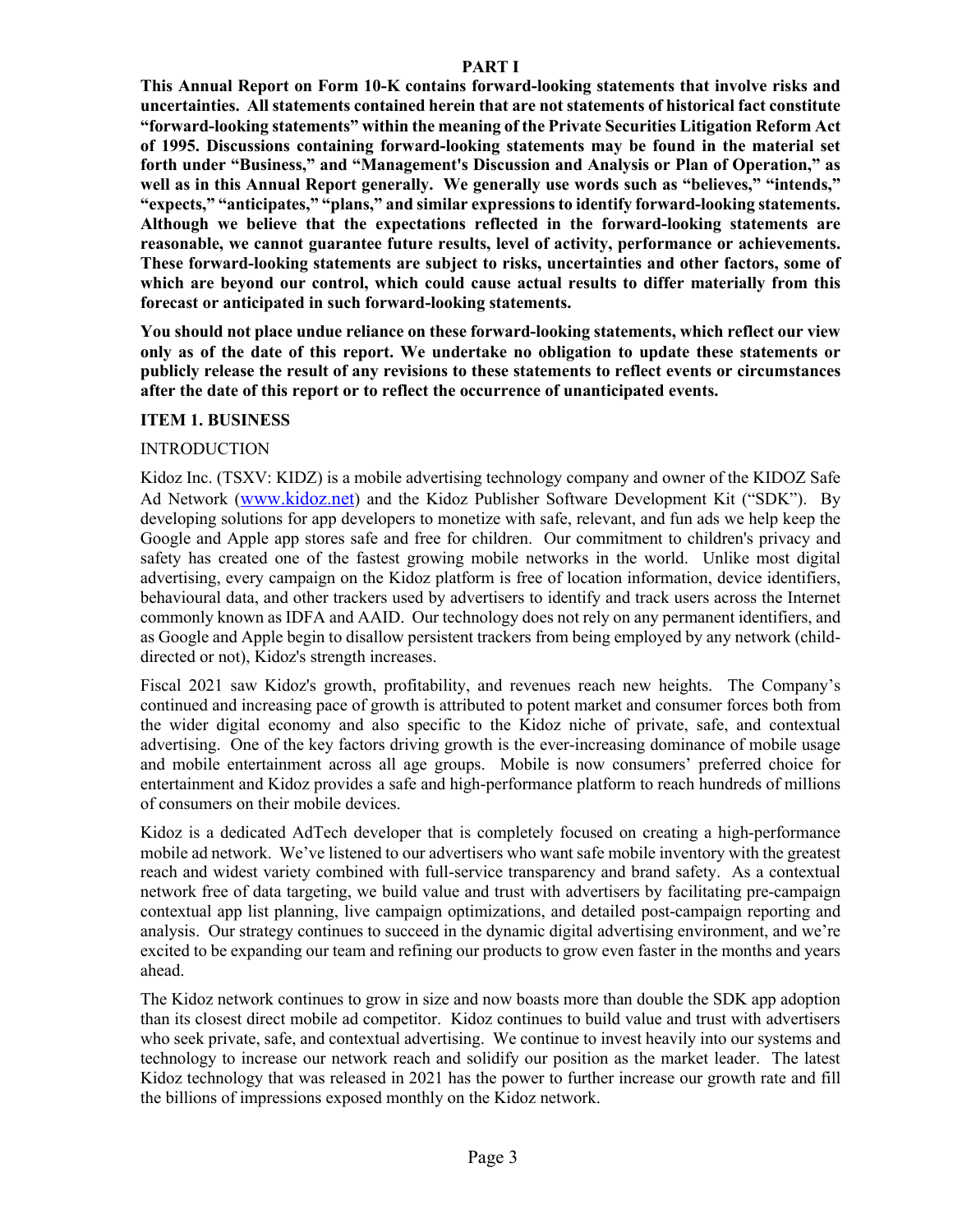# PART I

**This Annual Report on Form 10-K contains forward-looking statements that involve risks and uncertainties. All statements contained herein that are not statements of historical fact constitute "forward-looking statements" within the meaning of the Private Securities Litigation Reform Act of 1995. Discussions containing forward-looking statements may be found in the material set forth under "Business," and "Management's Discussion and Analysis or Plan of Operation," as well as in this Annual Report generally. We generally use words such as "believes," "intends," "expects," "anticipates," "plans," and similar expressions to identify forward-looking statements. Although we believe that the expectations reflected in the forward-looking statements are reasonable, we cannot guarantee future results, level of activity, performance or achievements. These forward-looking statements are subject to risks, uncertainties and other factors, some of which are beyond our control, which could cause actual results to differ materially from this forecast or anticipated in such forward-looking statements.**

**You should not place undue reliance on these forward-looking statements, which reflect our view only as of the date of this report. We undertake no obligation to update these statements or publicly release the result of any revisions to these statements to reflect events or circumstances after the date of this report or to reflect the occurrence of unanticipated events.**

## ITEM 1. BUSINESS

### INTRODUCTION

Kidoz Inc. (TSXV: KIDZ) is a mobile advertising technology company and owner of the KIDOZ Safe Ad Network (www.kidoz.net) and the Kidoz Publisher Software Development Kit ("SDK"). By developing solutions for app developers to monetize with safe, relevant, and fun ads we help keep the Google and Apple app stores safe and free for children. Our commitment to children's privacy and safety has created one of the fastest growing mobile networks in the world. Unlike most digital advertising, every campaign on the Kidoz platform is free of location information, device identifiers, behavioural data, and other trackers used by advertisers to identify and track users across the Internet commonly known as IDFA and AAID. Our technology does not rely on any permanent identifiers, and as Google and Apple begin to disallow persistent trackers from being employed by any network (child-directed or not), Kidoz's strength increases.

Fiscal 2021 saw Kidoz's growth, profitability, and revenues reach new heights. The Company's continued and increasing pace of growth is attributed to potent market and consumer forces both from the wider digital economy and also specific to the Kidoz niche of private, safe, and contextual advertising. One of the key factors driving growth is the ever-increasing dominance of mobile usage and mobile entertainment across all age groups. Mobile is now consumers' preferred choice for entertainment and Kidoz provides a safe and high-performance platform to reach hundreds of millions of consumers on their mobile devices.

Kidoz is a dedicated AdTech developer that is completely focused on creating a high-performance mobile ad network. We've listened to our advertisers who want safe mobile inventory with the greatest reach and widest variety combined with full-service transparency and brand safety. As a contextual network free of data targeting, we build value and trust with advertisers by facilitating pre-campaign contextual app list planning, live campaign optimizations, and detailed post-campaign reporting and analysis. Our strategy continues to succeed in the dynamic digital advertising environment, and we're excited to be expanding our team and refining our products to grow even faster in the months and years ahead.

The Kidoz network continues to grow in size and now boasts more than double the SDK app adoption than its closest direct mobile ad competitor. Kidoz continues to build value and trust with advertisers who seek private, safe, and contextual advertising. We continue to invest heavily into our systems and technology to increase our network reach and solidify our position as the market leader. The latest Kidoz technology that was released in 2021 has the power to further increase our growth rate and fill the billions of impressions exposed monthly on the Kidoz network.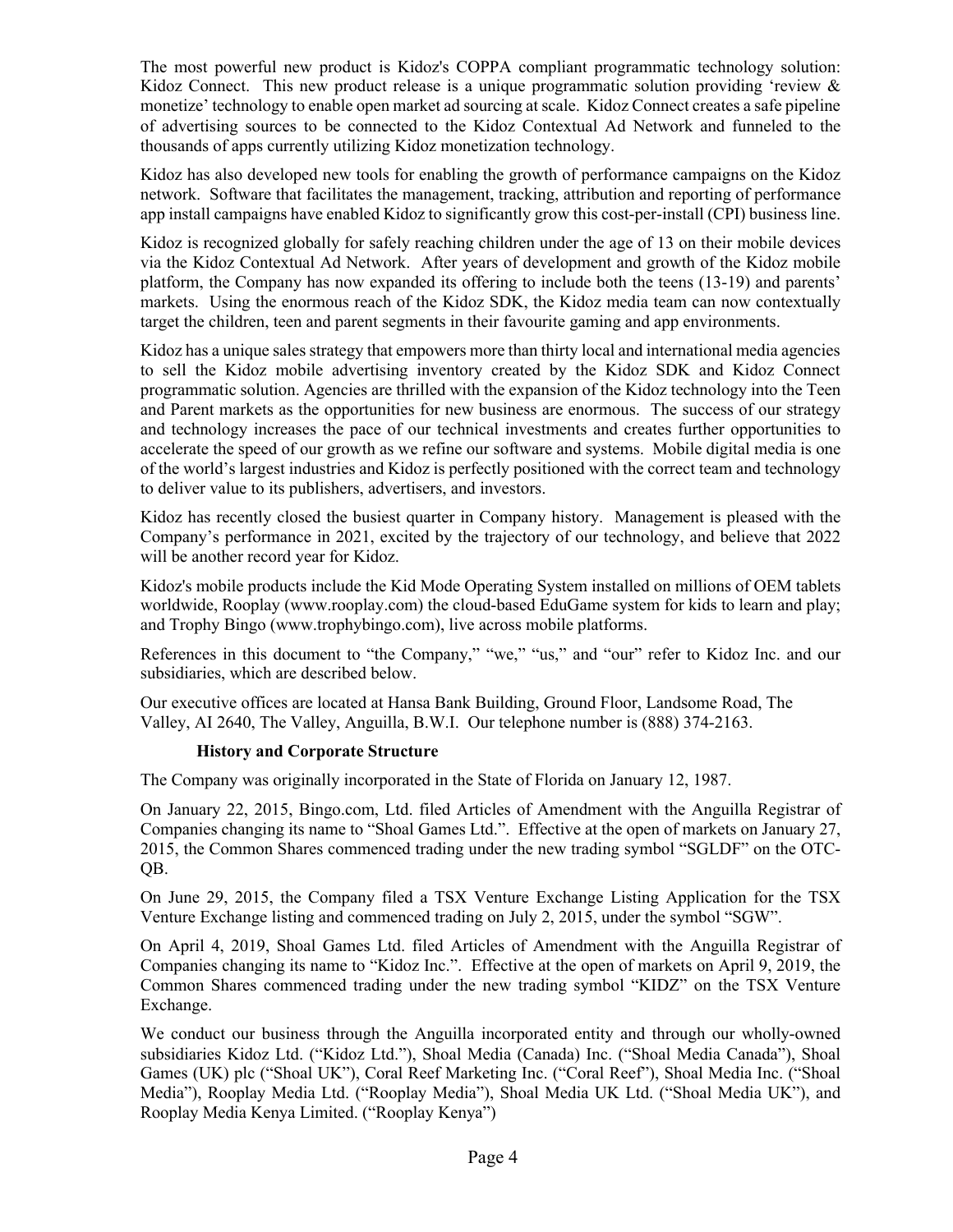The most powerful new product is Kidoz's COPPA compliant programmatic technology solution: Kidoz Connect. This new product release is a unique programmatic solution providing 'review & monetize' technology to enable open market ad sourcing at scale. Kidoz Connect creates a safe pipeline of advertising sources to be connected to the Kidoz Contextual Ad Network and funneled to the thousands of apps currently utilizing Kidoz monetization technology.

Kidoz has also developed new tools for enabling the growth of performance campaigns on the Kidoz network. Software that facilitates the management, tracking, attribution and reporting of performance app install campaigns have enabled Kidoz to significantly grow this cost-per-install (CPI) business line.

Kidoz is recognized globally for safely reaching children under the age of 13 on their mobile devices via the Kidoz Contextual Ad Network. After years of development and growth of the Kidoz mobile platform, the Company has now expanded its offering to include both the teens (13-19) and parents' markets. Using the enormous reach of the Kidoz SDK, the Kidoz media team can now contextually target the children, teen and parent segments in their favourite gaming and app environments.

Kidoz has a unique sales strategy that empowers more than thirty local and international media agencies to sell the Kidoz mobile advertising inventory created by the Kidoz SDK and Kidoz Connect programmatic solution. Agencies are thrilled with the expansion of the Kidoz technology into the Teen and Parent markets as the opportunities for new business are enormous. The success of our strategy and technology increases the pace of our technical investments and creates further opportunities to accelerate the speed of our growth as we refine our software and systems. Mobile digital media is one of the world's largest industries and Kidoz is perfectly positioned with the correct team and technology to deliver value to its publishers, advertisers, and investors.

Kidoz has recently closed the busiest quarter in Company history. Management is pleased with the Company's performance in 2021, excited by the trajectory of our technology, and believe that 2022 will be another record year for Kidoz.

Kidoz's mobile products include the Kid Mode Operating System installed on millions of OEM tablets worldwide, Rooplay (www.rooplay.com) the cloud-based EduGame system for kids to learn and play; and Trophy Bingo (www.trophybingo.com), live across mobile platforms.

References in this document to "the Company," "we," "us," and "our" refer to Kidoz Inc. and our subsidiaries, which are described below.

Our executive offices are located at Hansa Bank Building, Ground Floor, Landsome Road, The Valley, AI 2640, The Valley, Anguilla, B.W.I. Our telephone number is (888) 374-2163.

### History and Corporate Structure

The Company was originally incorporated in the State of Florida on January 12, 1987.

On January 22, 2015, Bingo.com, Ltd. filed Articles of Amendment with the Anguilla Registrar of Companies changing its name to "Shoal Games Ltd.". Effective at the open of markets on January 27, 2015, the Common Shares commenced trading under the new trading symbol "SGLDF" on the OTC-QB.

On June 29, 2015, the Company filed a TSX Venture Exchange Listing Application for the TSX Venture Exchange listing and commenced trading on July 2, 2015, under the symbol "SGW".

On April 4, 2019, Shoal Games Ltd. filed Articles of Amendment with the Anguilla Registrar of Companies changing its name to "Kidoz Inc.". Effective at the open of markets on April 9, 2019, the Common Shares commenced trading under the new trading symbol "KIDZ" on the TSX Venture Exchange.

We conduct our business through the Anguilla incorporated entity and through our wholly-owned subsidiaries Kidoz Ltd. ("Kidoz Ltd."), Shoal Media (Canada) Inc. ("Shoal Media Canada"), Shoal Games (UK) plc ("Shoal UK"), Coral Reef Marketing Inc. ("Coral Reef"), Shoal Media Inc. ("Shoal Media"), Rooplay Media Ltd. ("Rooplay Media"), Shoal Media UK Ltd. ("Shoal Media UK"), and Rooplay Media Kenya Limited. ("Rooplay Kenya")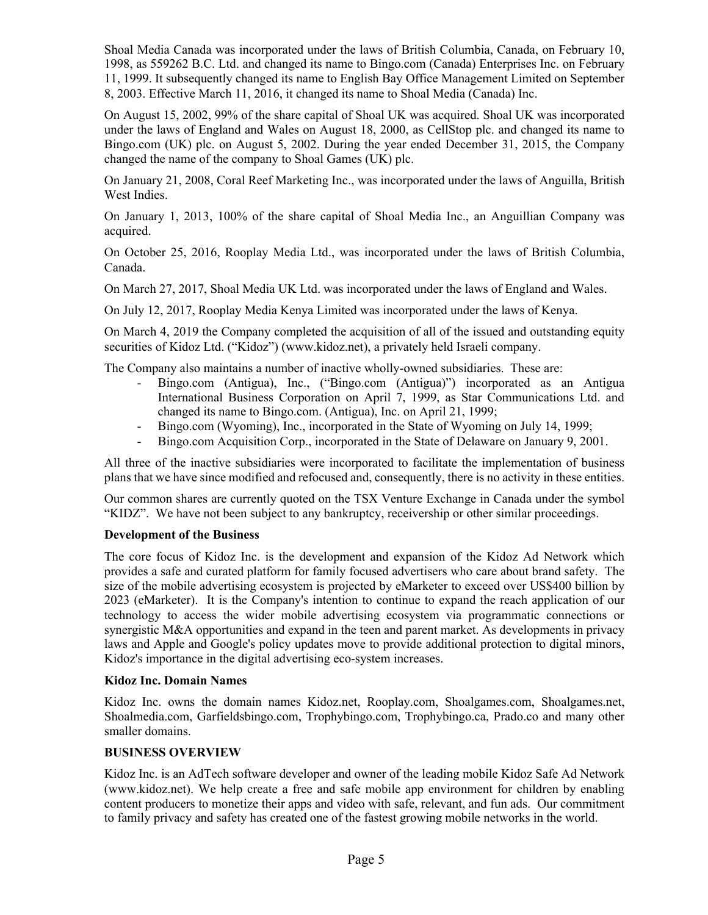Shoal Media Canada was incorporated under the laws of British Columbia, Canada, on February 10, 1998, as 559262 B.C. Ltd. and changed its name to Bingo.com (Canada) Enterprises Inc. on February 11, 1999. It subsequently changed its name to English Bay Office Management Limited on September 8, 2003. Effective March 11, 2016, it changed its name to Shoal Media (Canada) Inc.

On August 15, 2002, 99% of the share capital of Shoal UK was acquired. Shoal UK was incorporated under the laws of England and Wales on August 18, 2000, as CellStop plc. and changed its name to Bingo.com (UK) plc. on August 5, 2002. During the year ended December 31, 2015, the Company changed the name of the company to Shoal Games (UK) plc.

On January 21, 2008, Coral Reef Marketing Inc., was incorporated under the laws of Anguilla, British West Indies.

On January 1, 2013, 100% of the share capital of Shoal Media Inc., an Anguillian Company was acquired.

On October 25, 2016, Rooplay Media Ltd., was incorporated under the laws of British Columbia, Canada.

On March 27, 2017, Shoal Media UK Ltd. was incorporated under the laws of England and Wales.

On July 12, 2017, Rooplay Media Kenya Limited was incorporated under the laws of Kenya.

On March 4, 2019 the Company completed the acquisition of all of the issued and outstanding equity securities of Kidoz Ltd. ("Kidoz") (www.kidoz.net), a privately held Israeli company.

The Company also maintains a number of inactive wholly-owned subsidiaries. These are:

- Bingo.com (Antigua), Inc., ("Bingo.com (Antigua)") incorporated as an Antigua International Business Corporation on April 7, 1999, as Star Communications Ltd. and changed its name to Bingo.com. (Antigua), Inc. on April 21, 1999;
- Bingo.com (Wyoming), Inc., incorporated in the State of Wyoming on July 14, 1999;
- Bingo.com Acquisition Corp., incorporated in the State of Delaware on January 9, 2001.

All three of the inactive subsidiaries were incorporated to facilitate the implementation of business plans that we have since modified and refocused and, consequently, there is no activity in these entities.

Our common shares are currently quoted on the TSX Venture Exchange in Canada under the symbol "KIDZ". We have not been subject to any bankruptcy, receivership or other similar proceedings.

**Development of the Business**

The core focus of Kidoz Inc. is the development and expansion of the Kidoz Ad Network which provides a safe and curated platform for family focused advertisers who care about brand safety. The size of the mobile advertising ecosystem is projected by eMarketer to exceed over US$400 billion by 2023 (eMarketer). It is the Company's intention to continue to expand the reach application of our technology to access the wider mobile advertising ecosystem via programmatic connections or synergistic M&A opportunities and expand in the teen and parent market. As developments in privacy laws and Apple and Google's policy updates move to provide additional protection to digital minors, Kidoz's importance in the digital advertising eco-system increases.

**Kidoz Inc. Domain Names**

Kidoz Inc. owns the domain names Kidoz.net, Rooplay.com, Shoalgames.com, Shoalgames.net, Shoalmedia.com, Garfieldsbingo.com, Trophybingo.com, Trophybingo.ca, Prado.co and many other smaller domains.

**BUSINESS OVERVIEW**

Kidoz Inc. is an AdTech software developer and owner of the leading mobile Kidoz Safe Ad Network (www.kidoz.net). We help create a free and safe mobile app environment for children by enabling content producers to monetize their apps and video with safe, relevant, and fun ads. Our commitment to family privacy and safety has created one of the fastest growing mobile networks in the world.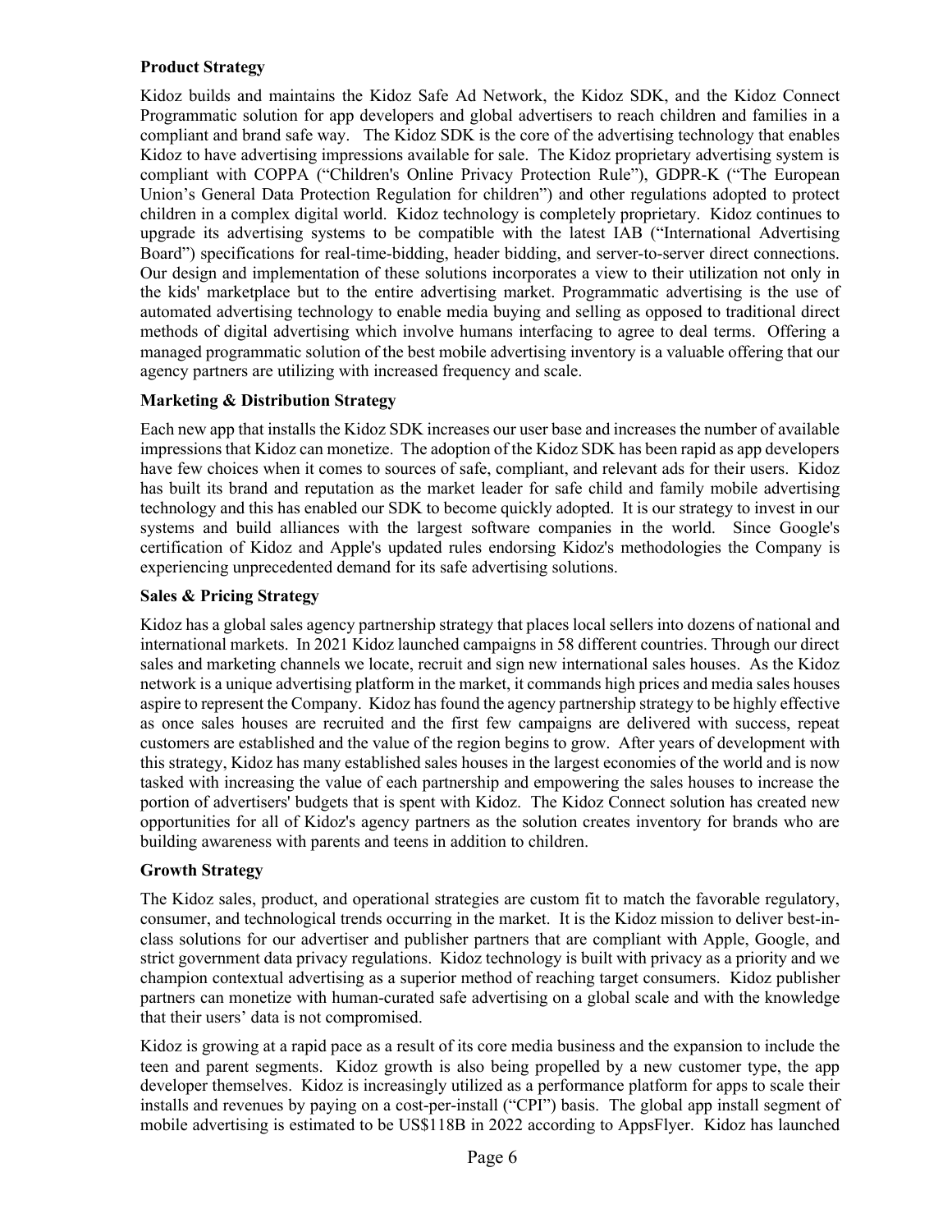**Product Strategy**

Kidoz builds and maintains the Kidoz Safe Ad Network, the Kidoz SDK, and the Kidoz Connect Programmatic solution for app developers and global advertisers to reach children and families in a compliant and brand safe way. The Kidoz SDK is the core of the advertising technology that enables Kidoz to have advertising impressions available for sale. The Kidoz proprietary advertising system is compliant with COPPA ("Children's Online Privacy Protection Rule"), GDPR-K ("The European Union's General Data Protection Regulation for children") and other regulations adopted to protect children in a complex digital world. Kidoz technology is completely proprietary. Kidoz continues to upgrade its advertising systems to be compatible with the latest IAB ("International Advertising Board") specifications for real-time-bidding, header bidding, and server-to-server direct connections. Our design and implementation of these solutions incorporates a view to their utilization not only in the kids' marketplace but to the entire advertising market. Programmatic advertising is the use of automated advertising technology to enable media buying and selling as opposed to traditional direct methods of digital advertising which involve humans interfacing to agree to deal terms. Offering a managed programmatic solution of the best mobile advertising inventory is a valuable offering that our agency partners are utilizing with increased frequency and scale.

**Marketing & Distribution Strategy**

Each new app that installs the Kidoz SDK increases our user base and increases the number of available impressions that Kidoz can monetize. The adoption of the Kidoz SDK has been rapid as app developers have few choices when it comes to sources of safe, compliant, and relevant ads for their users. Kidoz has built its brand and reputation as the market leader for safe child and family mobile advertising technology and this has enabled our SDK to become quickly adopted. It is our strategy to invest in our systems and build alliances with the largest software companies in the world. Since Google's certification of Kidoz and Apple's updated rules endorsing Kidoz's methodologies the Company is experiencing unprecedented demand for its safe advertising solutions.

**Sales & Pricing Strategy**

Kidoz has a global sales agency partnership strategy that places local sellers into dozens of national and international markets. In 2021 Kidoz launched campaigns in 58 different countries. Through our direct sales and marketing channels we locate, recruit and sign new international sales houses. As the Kidoz network is a unique advertising platform in the market, it commands high prices and media sales houses aspire to represent the Company. Kidoz has found the agency partnership strategy to be highly effective as once sales houses are recruited and the first few campaigns are delivered with success, repeat customers are established and the value of the region begins to grow. After years of development with this strategy, Kidoz has many established sales houses in the largest economies of the world and is now tasked with increasing the value of each partnership and empowering the sales houses to increase the portion of advertisers' budgets that is spent with Kidoz. The Kidoz Connect solution has created new opportunities for all of Kidoz's agency partners as the solution creates inventory for brands who are building awareness with parents and teens in addition to children.

**Growth Strategy**

The Kidoz sales, product, and operational strategies are custom fit to match the favorable regulatory, consumer, and technological trends occurring in the market. It is the Kidoz mission to deliver best-in-class solutions for our advertiser and publisher partners that are compliant with Apple, Google, and strict government data privacy regulations. Kidoz technology is built with privacy as a priority and we champion contextual advertising as a superior method of reaching target consumers. Kidoz publisher partners can monetize with human-curated safe advertising on a global scale and with the knowledge that their users' data is not compromised.

Kidoz is growing at a rapid pace as a result of its core media business and the expansion to include the teen and parent segments. Kidoz growth is also being propelled by a new customer type, the app developer themselves. Kidoz is increasingly utilized as a performance platform for apps to scale their installs and revenues by paying on a cost-per-install ("CPI") basis. The global app install segment of mobile advertising is estimated to be US$118B in 2022 according to AppsFlyer. Kidoz has launched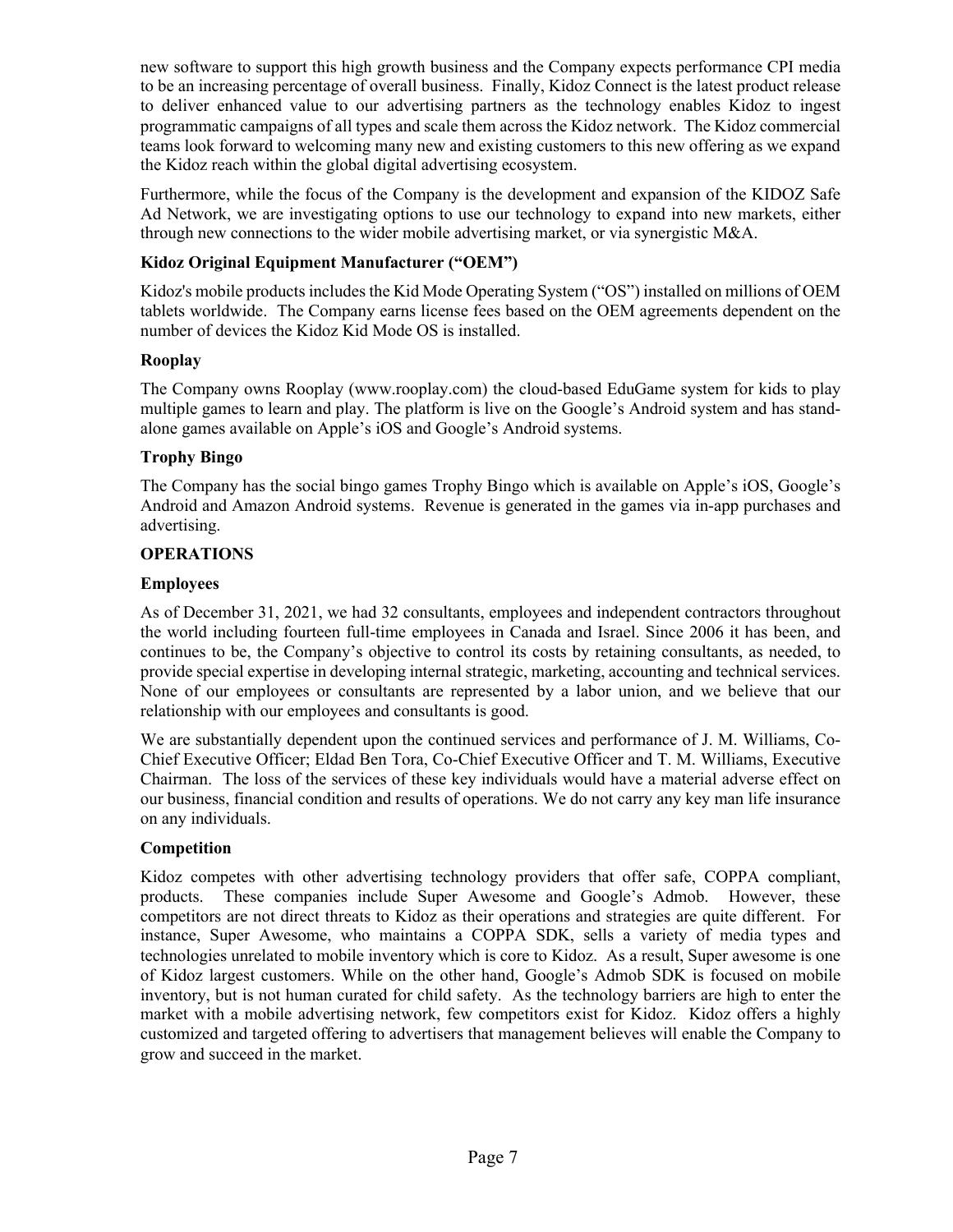new software to support this high growth business and the Company expects performance CPI media to be an increasing percentage of overall business. Finally, Kidoz Connect is the latest product release to deliver enhanced value to our advertising partners as the technology enables Kidoz to ingest programmatic campaigns of all types and scale them across the Kidoz network. The Kidoz commercial teams look forward to welcoming many new and existing customers to this new offering as we expand the Kidoz reach within the global digital advertising ecosystem.

Furthermore, while the focus of the Company is the development and expansion of the KIDOZ Safe Ad Network, we are investigating options to use our technology to expand into new markets, either through new connections to the wider mobile advertising market, or via synergistic M&A.

### Kidoz Original Equipment Manufacturer ("OEM")

Kidoz's mobile products includes the Kid Mode Operating System ("OS") installed on millions of OEM tablets worldwide. The Company earns license fees based on the OEM agreements dependent on the number of devices the Kidoz Kid Mode OS is installed.

### Rooplay

The Company owns Rooplay (www.rooplay.com) the cloud-based EduGame system for kids to play multiple games to learn and play. The platform is live on the Google's Android system and has stand-alone games available on Apple's iOS and Google's Android systems.

### Trophy Bingo

The Company has the social bingo games Trophy Bingo which is available on Apple's iOS, Google's Android and Amazon Android systems. Revenue is generated in the games via in-app purchases and advertising.

## OPERATIONS

### Employees

As of December 31, 2021, we had 32 consultants, employees and independent contractors throughout the world including fourteen full-time employees in Canada and Israel. Since 2006 it has been, and continues to be, the Company's objective to control its costs by retaining consultants, as needed, to provide special expertise in developing internal strategic, marketing, accounting and technical services. None of our employees or consultants are represented by a labor union, and we believe that our relationship with our employees and consultants is good.

We are substantially dependent upon the continued services and performance of J. M. Williams, Co-Chief Executive Officer; Eldad Ben Tora, Co-Chief Executive Officer and T. M. Williams, Executive Chairman. The loss of the services of these key individuals would have a material adverse effect on our business, financial condition and results of operations. We do not carry any key man life insurance on any individuals.

### Competition

Kidoz competes with other advertising technology providers that offer safe, COPPA compliant, products. These companies include Super Awesome and Google's Admob. However, these competitors are not direct threats to Kidoz as their operations and strategies are quite different. For instance, Super Awesome, who maintains a COPPA SDK, sells a variety of media types and technologies unrelated to mobile inventory which is core to Kidoz. As a result, Super awesome is one of Kidoz largest customers. While on the other hand, Google's Admob SDK is focused on mobile inventory, but is not human curated for child safety. As the technology barriers are high to enter the market with a mobile advertising network, few competitors exist for Kidoz. Kidoz offers a highly customized and targeted offering to advertisers that management believes will enable the Company to grow and succeed in the market.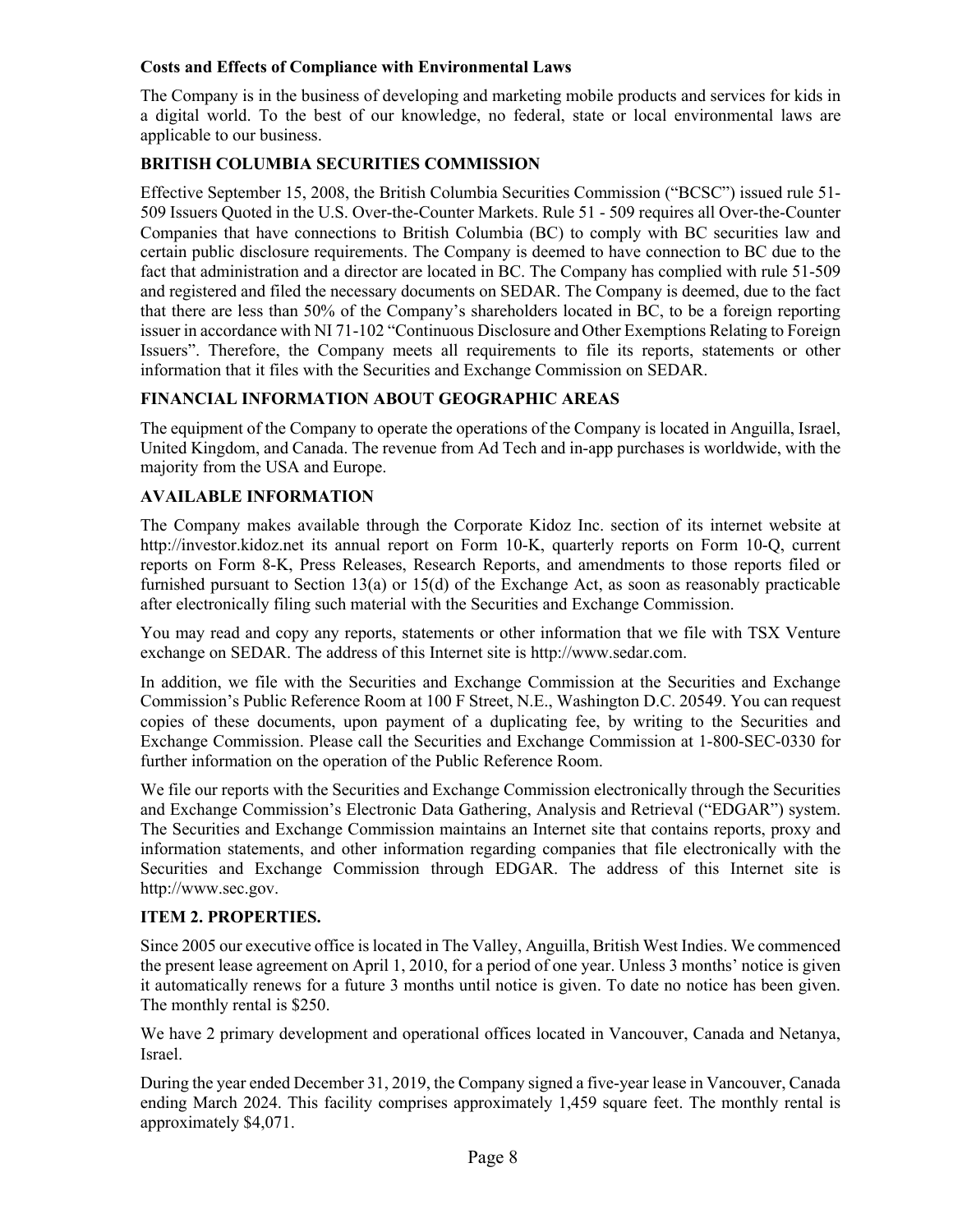**Costs and Effects of Compliance with Environmental Laws**

The Company is in the business of developing and marketing mobile products and services for kids in a digital world. To the best of our knowledge, no federal, state or local environmental laws are applicable to our business.

**BRITISH COLUMBIA SECURITIES COMMISSION**

Effective September 15, 2008, the British Columbia Securities Commission ("BCSC") issued rule 51-509 Issuers Quoted in the U.S. Over-the-Counter Markets. Rule 51 - 509 requires all Over-the-Counter Companies that have connections to British Columbia (BC) to comply with BC securities law and certain public disclosure requirements. The Company is deemed to have connection to BC due to the fact that administration and a director are located in BC. The Company has complied with rule 51-509 and registered and filed the necessary documents on SEDAR. The Company is deemed, due to the fact that there are less than 50% of the Company's shareholders located in BC, to be a foreign reporting issuer in accordance with NI 71-102 "Continuous Disclosure and Other Exemptions Relating to Foreign Issuers". Therefore, the Company meets all requirements to file its reports, statements or other information that it files with the Securities and Exchange Commission on SEDAR.

**FINANCIAL INFORMATION ABOUT GEOGRAPHIC AREAS**

The equipment of the Company to operate the operations of the Company is located in Anguilla, Israel, United Kingdom, and Canada. The revenue from Ad Tech and in-app purchases is worldwide, with the majority from the USA and Europe.

**AVAILABLE INFORMATION**

The Company makes available through the Corporate Kidoz Inc. section of its internet website at http://investor.kidoz.net its annual report on Form 10-K, quarterly reports on Form 10-Q, current reports on Form 8-K, Press Releases, Research Reports, and amendments to those reports filed or furnished pursuant to Section 13(a) or 15(d) of the Exchange Act, as soon as reasonably practicable after electronically filing such material with the Securities and Exchange Commission.

You may read and copy any reports, statements or other information that we file with TSX Venture exchange on SEDAR. The address of this Internet site is http://www.sedar.com.

In addition, we file with the Securities and Exchange Commission at the Securities and Exchange Commission's Public Reference Room at 100 F Street, N.E., Washington D.C. 20549. You can request copies of these documents, upon payment of a duplicating fee, by writing to the Securities and Exchange Commission. Please call the Securities and Exchange Commission at 1-800-SEC-0330 for further information on the operation of the Public Reference Room.

We file our reports with the Securities and Exchange Commission electronically through the Securities and Exchange Commission's Electronic Data Gathering, Analysis and Retrieval ("EDGAR") system. The Securities and Exchange Commission maintains an Internet site that contains reports, proxy and information statements, and other information regarding companies that file electronically with the Securities and Exchange Commission through EDGAR. The address of this Internet site is http://www.sec.gov.

**ITEM 2. PROPERTIES.**

Since 2005 our executive office is located in The Valley, Anguilla, British West Indies. We commenced the present lease agreement on April 1, 2010, for a period of one year. Unless 3 months' notice is given it automatically renews for a future 3 months until notice is given. To date no notice has been given. The monthly rental is $250.

We have 2 primary development and operational offices located in Vancouver, Canada and Netanya, Israel.

During the year ended December 31, 2019, the Company signed a five-year lease in Vancouver, Canada ending March 2024. This facility comprises approximately 1,459 square feet. The monthly rental is approximately $4,071.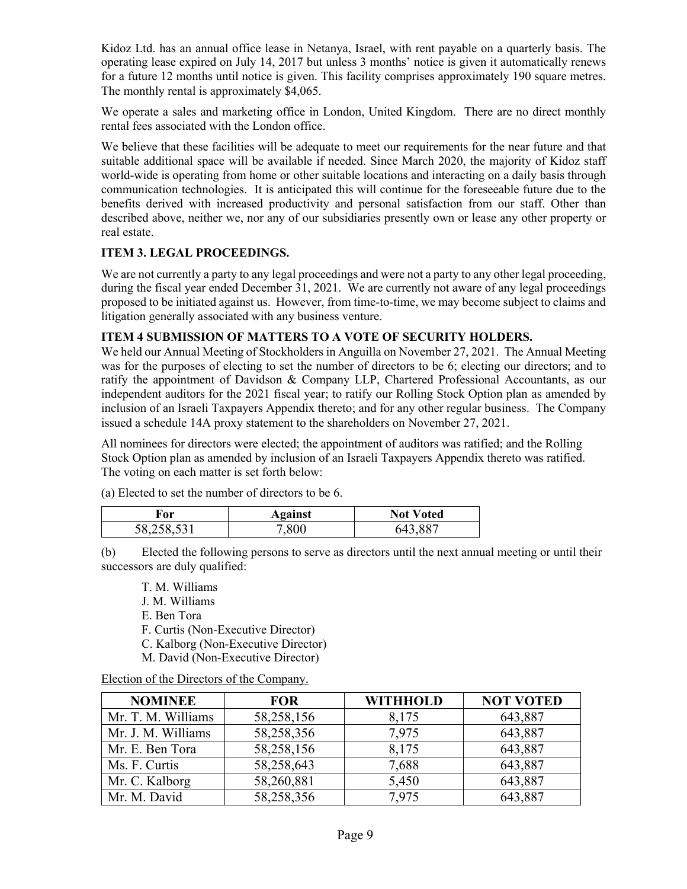Kidoz Ltd. has an annual office lease in Netanya, Israel, with rent payable on a quarterly basis. The operating lease expired on July 14, 2017 but unless 3 months' notice is given it automatically renews for a future 12 months until notice is given. This facility comprises approximately 190 square metres. The monthly rental is approximately $4,065.

We operate a sales and marketing office in London, United Kingdom. There are no direct monthly rental fees associated with the London office.

We believe that these facilities will be adequate to meet our requirements for the near future and that suitable additional space will be available if needed. Since March 2020, the majority of Kidoz staff world-wide is operating from home or other suitable locations and interacting on a daily basis through communication technologies. It is anticipated this will continue for the foreseeable future due to the benefits derived with increased productivity and personal satisfaction from our staff. Other than described above, neither we, nor any of our subsidiaries presently own or lease any other property or real estate.

## ITEM 3. LEGAL PROCEEDINGS.

We are not currently a party to any legal proceedings and were not a party to any other legal proceeding, during the fiscal year ended December 31, 2021. We are currently not aware of any legal proceedings proposed to be initiated against us. However, from time-to-time, we may become subject to claims and litigation generally associated with any business venture.

## ITEM 4 SUBMISSION OF MATTERS TO A VOTE OF SECURITY HOLDERS.

We held our Annual Meeting of Stockholders in Anguilla on November 27, 2021. The Annual Meeting was for the purposes of electing to set the number of directors to be 6; electing our directors; and to ratify the appointment of Davidson & Company LLP, Chartered Professional Accountants, as our independent auditors for the 2021 fiscal year; to ratify our Rolling Stock Option plan as amended by inclusion of an Israeli Taxpayers Appendix thereto; and for any other regular business. The Company issued a schedule 14A proxy statement to the shareholders on November 27, 2021.

All nominees for directors were elected; the appointment of auditors was ratified; and the Rolling Stock Option plan as amended by inclusion of an Israeli Taxpayers Appendix thereto was ratified. The voting on each matter is set forth below:

(a) Elected to set the number of directors to be 6.

| For | Against | Not Voted |
|---|---|---|
| 58,258,531 | 7,800 | 643,887 |

(b) Elected the following persons to serve as directors until the next annual meeting or until their successors are duly qualified:

T. M. Williams
J. M. Williams
E. Ben Tora
F. Curtis (Non-Executive Director)
C. Kalborg (Non-Executive Director)
M. David (Non-Executive Director)

Election of the Directors of the Company.

| NOMINEE | FOR | WITHHOLD | NOT VOTED |
|---|---|---|---|
| Mr. T. M. Williams | 58,258,156 | 8,175 | 643,887 |
| Mr. J. M. Williams | 58,258,356 | 7,975 | 643,887 |
| Mr. E. Ben Tora | 58,258,156 | 8,175 | 643,887 |
| Ms. F. Curtis | 58,258,643 | 7,688 | 643,887 |
| Mr. C. Kalborg | 58,260,881 | 5,450 | 643,887 |
| Mr. M. David | 58,258,356 | 7,975 | 643,887 |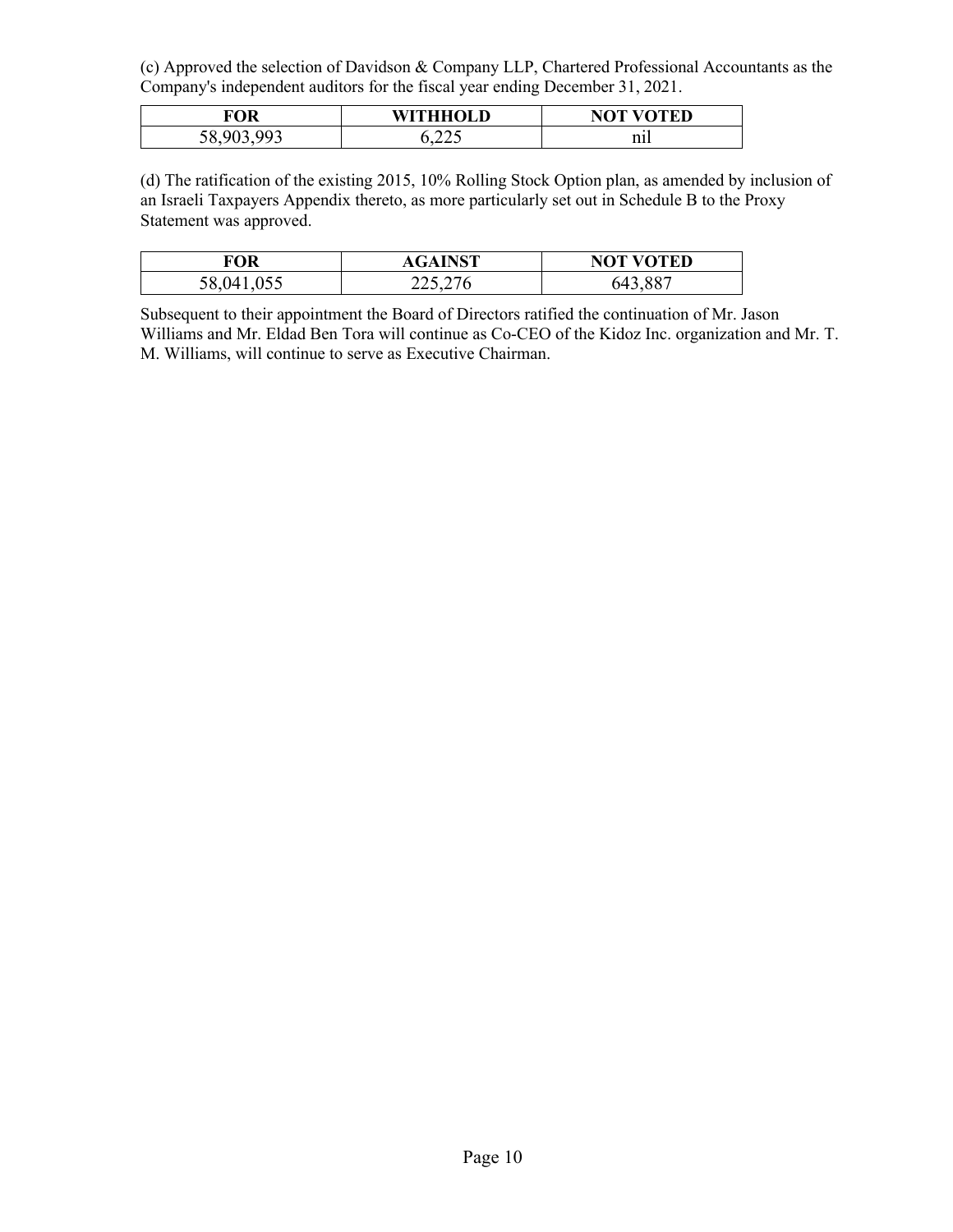(c) Approved the selection of Davidson & Company LLP, Chartered Professional Accountants as the Company's independent auditors for the fiscal year ending December 31, 2021.

| FOR | WITHHOLD | NOT VOTED |
| --- | --- | --- |
| 58,903,993 | 6,225 | nil |

(d) The ratification of the existing 2015, 10% Rolling Stock Option plan, as amended by inclusion of an Israeli Taxpayers Appendix thereto, as more particularly set out in Schedule B to the Proxy Statement was approved.

| FOR | AGAINST | NOT VOTED |
| --- | --- | --- |
| 58,041,055 | 225,276 | 643,887 |

Subsequent to their appointment the Board of Directors ratified the continuation of Mr. Jason Williams and Mr. Eldad Ben Tora will continue as Co-CEO of the Kidoz Inc. organization and Mr. T. M. Williams, will continue to serve as Executive Chairman.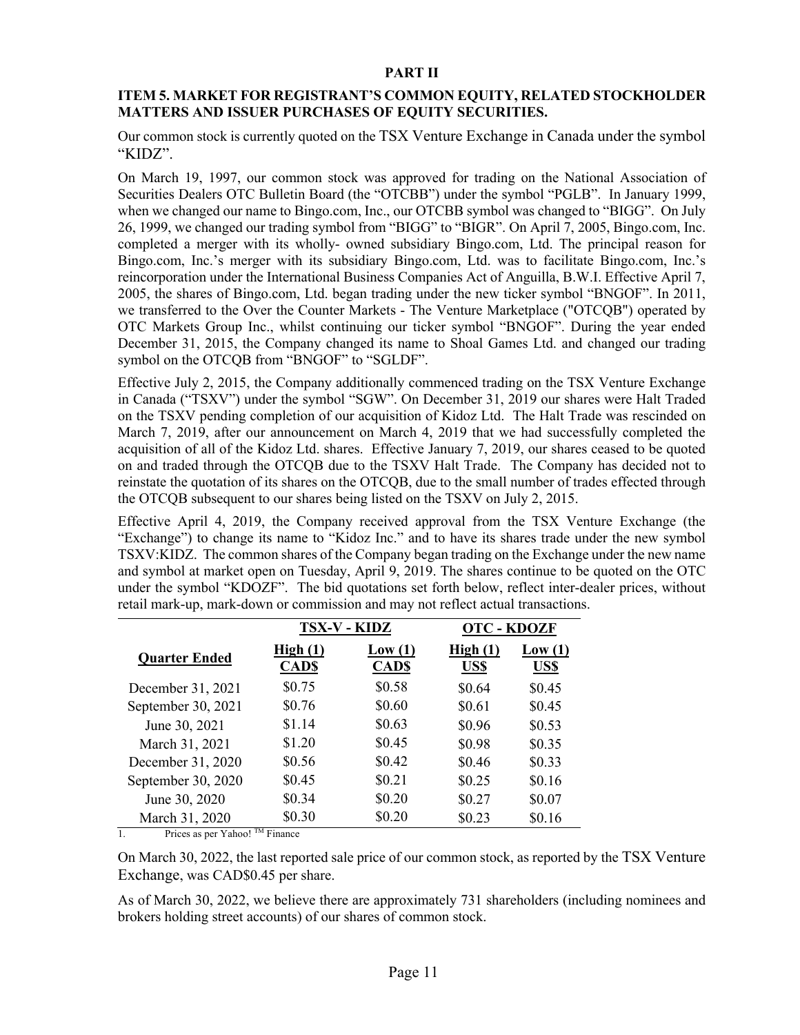## PART II

### ITEM 5. MARKET FOR REGISTRANT'S COMMON EQUITY, RELATED STOCKHOLDER MATTERS AND ISSUER PURCHASES OF EQUITY SECURITIES.

Our common stock is currently quoted on the TSX Venture Exchange in Canada under the symbol "KIDZ".

On March 19, 1997, our common stock was approved for trading on the National Association of Securities Dealers OTC Bulletin Board (the "OTCBB") under the symbol "PGLB". In January 1999, when we changed our name to Bingo.com, Inc., our OTCBB symbol was changed to "BIGG". On July 26, 1999, we changed our trading symbol from "BIGG" to "BIGR". On April 7, 2005, Bingo.com, Inc. completed a merger with its wholly- owned subsidiary Bingo.com, Ltd. The principal reason for Bingo.com, Inc.'s merger with its subsidiary Bingo.com, Ltd. was to facilitate Bingo.com, Inc.'s reincorporation under the International Business Companies Act of Anguilla, B.W.I. Effective April 7, 2005, the shares of Bingo.com, Ltd. began trading under the new ticker symbol "BNGOF". In 2011, we transferred to the Over the Counter Markets - The Venture Marketplace ("OTCQB") operated by OTC Markets Group Inc., whilst continuing our ticker symbol "BNGOF". During the year ended December 31, 2015, the Company changed its name to Shoal Games Ltd. and changed our trading symbol on the OTCQB from "BNGOF" to "SGLDF".

Effective July 2, 2015, the Company additionally commenced trading on the TSX Venture Exchange in Canada ("TSXV") under the symbol "SGW". On December 31, 2019 our shares were Halt Traded on the TSXV pending completion of our acquisition of Kidoz Ltd. The Halt Trade was rescinded on March 7, 2019, after our announcement on March 4, 2019 that we had successfully completed the acquisition of all of the Kidoz Ltd. shares. Effective January 7, 2019, our shares ceased to be quoted on and traded through the OTCQB due to the TSXV Halt Trade. The Company has decided not to reinstate the quotation of its shares on the OTCQB, due to the small number of trades effected through the OTCQB subsequent to our shares being listed on the TSXV on July 2, 2015.

Effective April 4, 2019, the Company received approval from the TSX Venture Exchange (the "Exchange") to change its name to "Kidoz Inc." and to have its shares trade under the new symbol TSXV:KIDZ. The common shares of the Company began trading on the Exchange under the new name and symbol at market open on Tuesday, April 9, 2019. The shares continue to be quoted on the OTC under the symbol "KDOZF". The bid quotations set forth below, reflect inter-dealer prices, without retail mark-up, mark-down or commission and may not reflect actual transactions.

| | TSX-V - KIDZ | | OTC - KDOZF | |
|---|---|---|---|---|
| **Quarter Ended** | **High (1) CAD$** | **Low (1) CAD$** | **High (1) US$** | **Low (1) US$** |
| December 31, 2021 | $0.75 | $0.58 | $0.64 | $0.45 |
| September 30, 2021 | $0.76 | $0.60 | $0.61 | $0.45 |
| June 30, 2021 | $1.14 | $0.63 | $0.96 | $0.53 |
| March 31, 2021 | $1.20 | $0.45 | $0.98 | $0.35 |
| December 31, 2020 | $0.56 | $0.42 | $0.46 | $0.33 |
| September 30, 2020 | $0.45 | $0.21 | $0.25 | $0.16 |
| June 30, 2020 | $0.34 | $0.20 | $0.27 | $0.07 |
| March 31, 2020 | $0.30 | $0.20 | $0.23 | $0.16 |

1. Prices as per Yahoo! TM Finance

On March 30, 2022, the last reported sale price of our common stock, as reported by the TSX Venture Exchange, was CAD$0.45 per share.

As of March 30, 2022, we believe there are approximately 731 shareholders (including nominees and brokers holding street accounts) of our shares of common stock.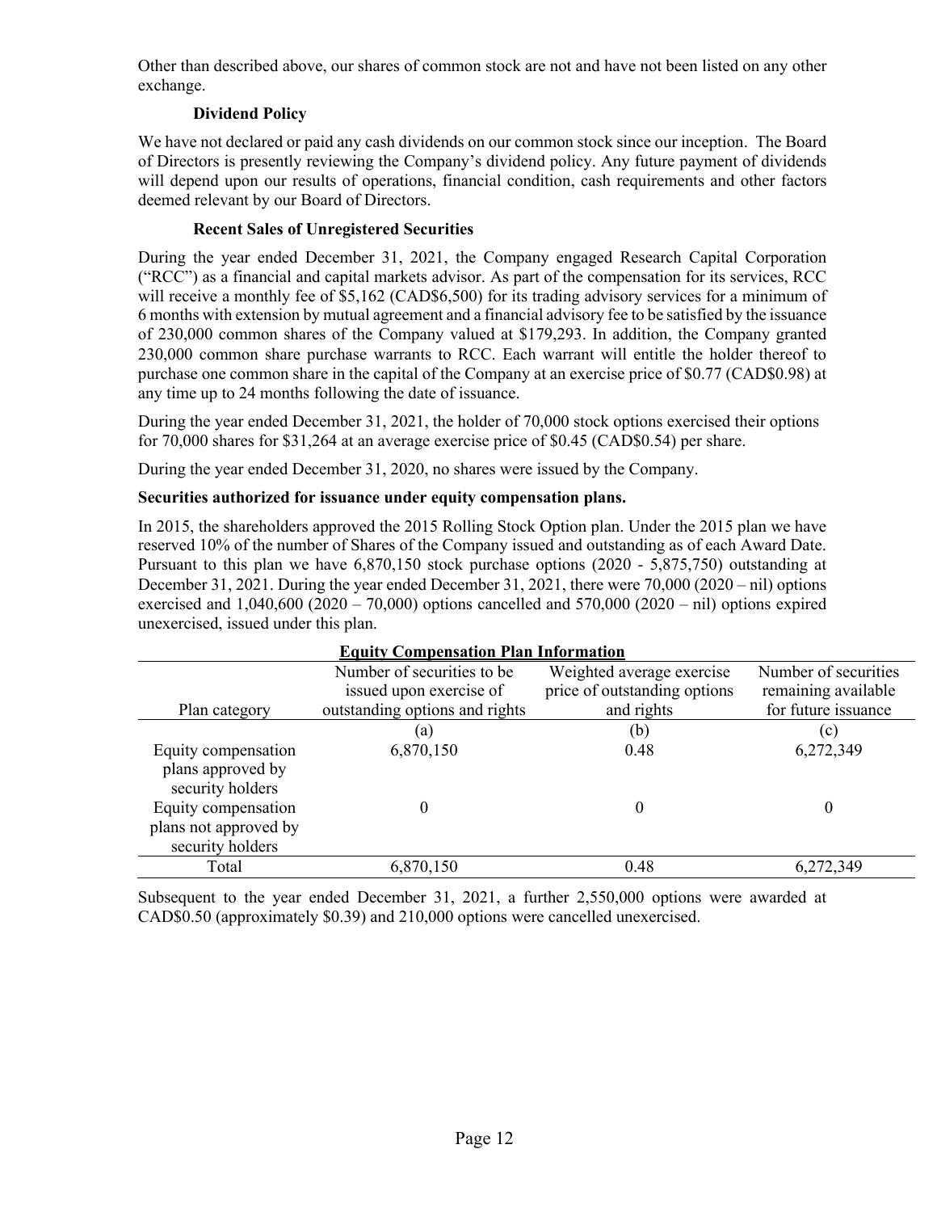Other than described above, our shares of common stock are not and have not been listed on any other exchange.

### Dividend Policy

We have not declared or paid any cash dividends on our common stock since our inception. The Board of Directors is presently reviewing the Company's dividend policy. Any future payment of dividends will depend upon our results of operations, financial condition, cash requirements and other factors deemed relevant by our Board of Directors.

### Recent Sales of Unregistered Securities

During the year ended December 31, 2021, the Company engaged Research Capital Corporation ("RCC") as a financial and capital markets advisor. As part of the compensation for its services, RCC will receive a monthly fee of $5,162 (CAD$6,500) for its trading advisory services for a minimum of 6 months with extension by mutual agreement and a financial advisory fee to be satisfied by the issuance of 230,000 common shares of the Company valued at $179,293. In addition, the Company granted 230,000 common share purchase warrants to RCC. Each warrant will entitle the holder thereof to purchase one common share in the capital of the Company at an exercise price of $0.77 (CAD$0.98) at any time up to 24 months following the date of issuance.

During the year ended December 31, 2021, the holder of 70,000 stock options exercised their options for 70,000 shares for $31,264 at an average exercise price of $0.45 (CAD$0.54) per share.

During the year ended December 31, 2020, no shares were issued by the Company.

### Securities authorized for issuance under equity compensation plans.

In 2015, the shareholders approved the 2015 Rolling Stock Option plan. Under the 2015 plan we have reserved 10% of the number of Shares of the Company issued and outstanding as of each Award Date. Pursuant to this plan we have 6,870,150 stock purchase options (2020 - 5,875,750) outstanding at December 31, 2021. During the year ended December 31, 2021, there were 70,000 (2020 – nil) options exercised and 1,040,600 (2020 – 70,000) options cancelled and 570,000 (2020 – nil) options expired unexercised, issued under this plan.

**Equity Compensation Plan Information**

| Plan category | Number of securities to be issued upon exercise of outstanding options and rights | Weighted average exercise price of outstanding options and rights | Number of securities remaining available for future issuance |
|---|---|---|---|
| | (a) | (b) | (c) |
| Equity compensation plans approved by security holders | 6,870,150 | 0.48 | 6,272,349 |
| Equity compensation plans not approved by security holders | 0 | 0 | 0 |
| Total | 6,870,150 | 0.48 | 6,272,349 |

Subsequent to the year ended December 31, 2021, a further 2,550,000 options were awarded at CAD$0.50 (approximately $0.39) and 210,000 options were cancelled unexercised.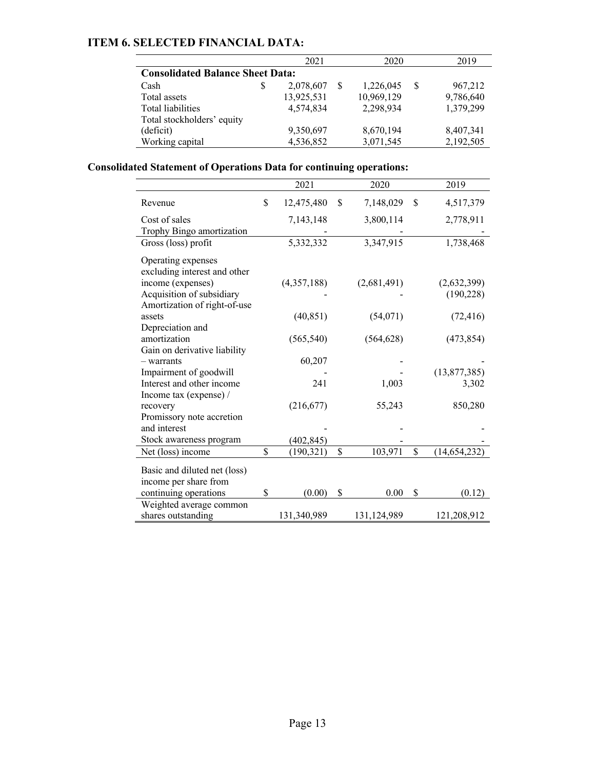# ITEM 6. SELECTED FINANCIAL DATA:

| | 2021 | 2020 | 2019 |
|---|---|---|---|
| **Consolidated Balance Sheet Data:** | | | |
| Cash | $ 2,078,607 | $ 1,226,045 | $ 967,212 |
| Total assets | 13,925,531 | 10,969,129 | 9,786,640 |
| Total liabilities | 4,574,834 | 2,298,934 | 1,379,299 |
| Total stockholders' equity (deficit) | 9,350,697 | 8,670,194 | 8,407,341 |
| Working capital | 4,536,852 | 3,071,545 | 2,192,505 |

## Consolidated Statement of Operations Data for continuing operations:

| | 2021 | 2020 | 2019 |
|---|---|---|---|
| Revenue | $ 12,475,480 | $ 7,148,029 | $ 4,517,379 |
| Cost of sales | 7,143,148 | 3,800,114 | 2,778,911 |
| Trophy Bingo amortization | - | - | - |
| Gross (loss) profit | 5,332,332 | 3,347,915 | 1,738,468 |
| Operating expenses excluding interest and other income (expenses) | (4,357,188) | (2,681,491) | (2,632,399) |
| Acquisition of subsidiary | - | - | (190,228) |
| Amortization of right-of-use assets | (40,851) | (54,071) | (72,416) |
| Depreciation and amortization | (565,540) | (564,628) | (473,854) |
| Gain on derivative liability – warrants | 60,207 | - | - |
| Impairment of goodwill | - | - | (13,877,385) |
| Interest and other income | 241 | 1,003 | 3,302 |
| Income tax (expense) / recovery | (216,677) | 55,243 | 850,280 |
| Promissory note accretion and interest | - | - | - |
| Stock awareness program | (402,845) | - | - |
| Net (loss) income | $ (190,321) | $ 103,971 | $ (14,654,232) |
| Basic and diluted net (loss) income per share from continuing operations | $ (0.00) | $ 0.00 | $ (0.12) |
| Weighted average common shares outstanding | 131,340,989 | 131,124,989 | 121,208,912 |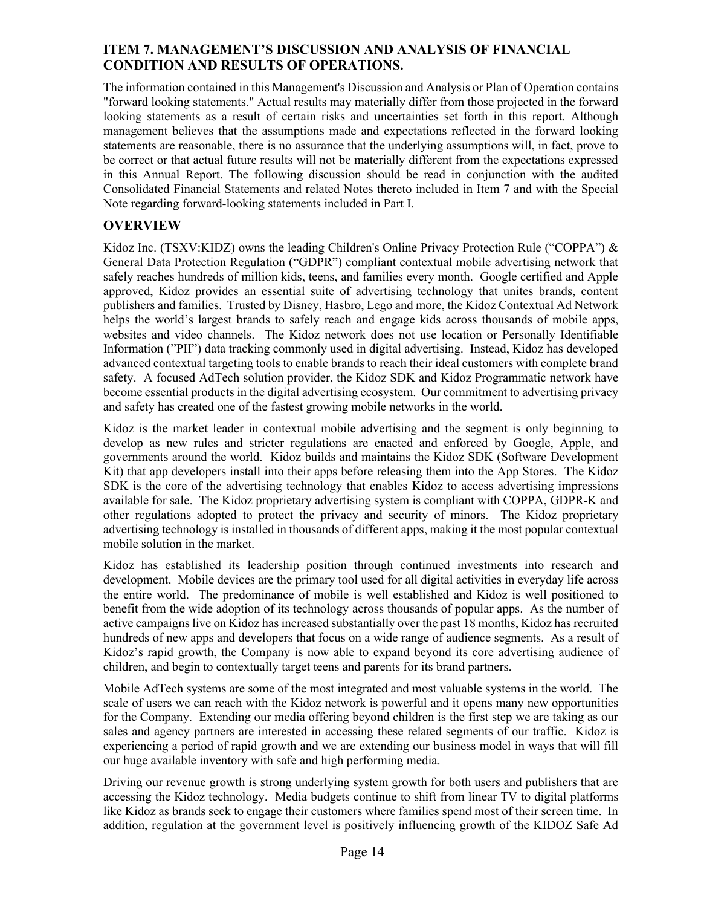## ITEM 7. MANAGEMENT'S DISCUSSION AND ANALYSIS OF FINANCIAL CONDITION AND RESULTS OF OPERATIONS.

The information contained in this Management's Discussion and Analysis or Plan of Operation contains "forward looking statements." Actual results may materially differ from those projected in the forward looking statements as a result of certain risks and uncertainties set forth in this report. Although management believes that the assumptions made and expectations reflected in the forward looking statements are reasonable, there is no assurance that the underlying assumptions will, in fact, prove to be correct or that actual future results will not be materially different from the expectations expressed in this Annual Report. The following discussion should be read in conjunction with the audited Consolidated Financial Statements and related Notes thereto included in Item 7 and with the Special Note regarding forward-looking statements included in Part I.

## OVERVIEW

Kidoz Inc. (TSXV:KIDZ) owns the leading Children's Online Privacy Protection Rule ("COPPA") & General Data Protection Regulation ("GDPR") compliant contextual mobile advertising network that safely reaches hundreds of million kids, teens, and families every month. Google certified and Apple approved, Kidoz provides an essential suite of advertising technology that unites brands, content publishers and families. Trusted by Disney, Hasbro, Lego and more, the Kidoz Contextual Ad Network helps the world's largest brands to safely reach and engage kids across thousands of mobile apps, websites and video channels. The Kidoz network does not use location or Personally Identifiable Information ("PII") data tracking commonly used in digital advertising. Instead, Kidoz has developed advanced contextual targeting tools to enable brands to reach their ideal customers with complete brand safety. A focused AdTech solution provider, the Kidoz SDK and Kidoz Programmatic network have become essential products in the digital advertising ecosystem. Our commitment to advertising privacy and safety has created one of the fastest growing mobile networks in the world.

Kidoz is the market leader in contextual mobile advertising and the segment is only beginning to develop as new rules and stricter regulations are enacted and enforced by Google, Apple, and governments around the world. Kidoz builds and maintains the Kidoz SDK (Software Development Kit) that app developers install into their apps before releasing them into the App Stores. The Kidoz SDK is the core of the advertising technology that enables Kidoz to access advertising impressions available for sale. The Kidoz proprietary advertising system is compliant with COPPA, GDPR-K and other regulations adopted to protect the privacy and security of minors. The Kidoz proprietary advertising technology is installed in thousands of different apps, making it the most popular contextual mobile solution in the market.

Kidoz has established its leadership position through continued investments into research and development. Mobile devices are the primary tool used for all digital activities in everyday life across the entire world. The predominance of mobile is well established and Kidoz is well positioned to benefit from the wide adoption of its technology across thousands of popular apps. As the number of active campaigns live on Kidoz has increased substantially over the past 18 months, Kidoz has recruited hundreds of new apps and developers that focus on a wide range of audience segments. As a result of Kidoz's rapid growth, the Company is now able to expand beyond its core advertising audience of children, and begin to contextually target teens and parents for its brand partners.

Mobile AdTech systems are some of the most integrated and most valuable systems in the world. The scale of users we can reach with the Kidoz network is powerful and it opens many new opportunities for the Company. Extending our media offering beyond children is the first step we are taking as our sales and agency partners are interested in accessing these related segments of our traffic. Kidoz is experiencing a period of rapid growth and we are extending our business model in ways that will fill our huge available inventory with safe and high performing media.

Driving our revenue growth is strong underlying system growth for both users and publishers that are accessing the Kidoz technology. Media budgets continue to shift from linear TV to digital platforms like Kidoz as brands seek to engage their customers where families spend most of their screen time. In addition, regulation at the government level is positively influencing growth of the KIDOZ Safe Ad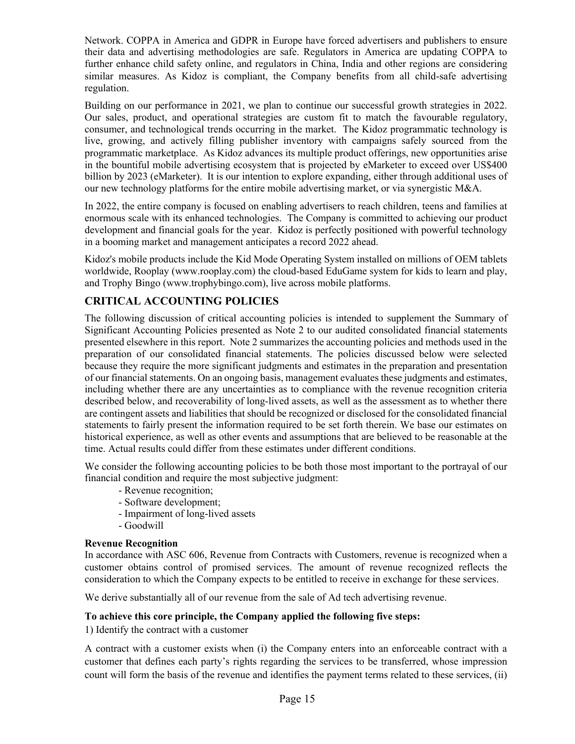Network. COPPA in America and GDPR in Europe have forced advertisers and publishers to ensure their data and advertising methodologies are safe. Regulators in America are updating COPPA to further enhance child safety online, and regulators in China, India and other regions are considering similar measures. As Kidoz is compliant, the Company benefits from all child-safe advertising regulation.

Building on our performance in 2021, we plan to continue our successful growth strategies in 2022. Our sales, product, and operational strategies are custom fit to match the favourable regulatory, consumer, and technological trends occurring in the market. The Kidoz programmatic technology is live, growing, and actively filling publisher inventory with campaigns safely sourced from the programmatic marketplace. As Kidoz advances its multiple product offerings, new opportunities arise in the bountiful mobile advertising ecosystem that is projected by eMarketer to exceed over US$400 billion by 2023 (eMarketer). It is our intention to explore expanding, either through additional uses of our new technology platforms for the entire mobile advertising market, or via synergistic M&A.

In 2022, the entire company is focused on enabling advertisers to reach children, teens and families at enormous scale with its enhanced technologies. The Company is committed to achieving our product development and financial goals for the year. Kidoz is perfectly positioned with powerful technology in a booming market and management anticipates a record 2022 ahead.

Kidoz's mobile products include the Kid Mode Operating System installed on millions of OEM tablets worldwide, Rooplay (www.rooplay.com) the cloud-based EduGame system for kids to learn and play, and Trophy Bingo (www.trophybingo.com), live across mobile platforms.

## CRITICAL ACCOUNTING POLICIES

The following discussion of critical accounting policies is intended to supplement the Summary of Significant Accounting Policies presented as Note 2 to our audited consolidated financial statements presented elsewhere in this report. Note 2 summarizes the accounting policies and methods used in the preparation of our consolidated financial statements. The policies discussed below were selected because they require the more significant judgments and estimates in the preparation and presentation of our financial statements. On an ongoing basis, management evaluates these judgments and estimates, including whether there are any uncertainties as to compliance with the revenue recognition criteria described below, and recoverability of long-lived assets, as well as the assessment as to whether there are contingent assets and liabilities that should be recognized or disclosed for the consolidated financial statements to fairly present the information required to be set forth therein. We base our estimates on historical experience, as well as other events and assumptions that are believed to be reasonable at the time. Actual results could differ from these estimates under different conditions.

We consider the following accounting policies to be both those most important to the portrayal of our financial condition and require the most subjective judgment:

- Revenue recognition;
- Software development;
- Impairment of long-lived assets
- Goodwill

**Revenue Recognition**

In accordance with ASC 606, Revenue from Contracts with Customers, revenue is recognized when a customer obtains control of promised services. The amount of revenue recognized reflects the consideration to which the Company expects to be entitled to receive in exchange for these services.

We derive substantially all of our revenue from the sale of Ad tech advertising revenue.

**To achieve this core principle, the Company applied the following five steps:**

1) Identify the contract with a customer

A contract with a customer exists when (i) the Company enters into an enforceable contract with a customer that defines each party's rights regarding the services to be transferred, whose impression count will form the basis of the revenue and identifies the payment terms related to these services, (ii)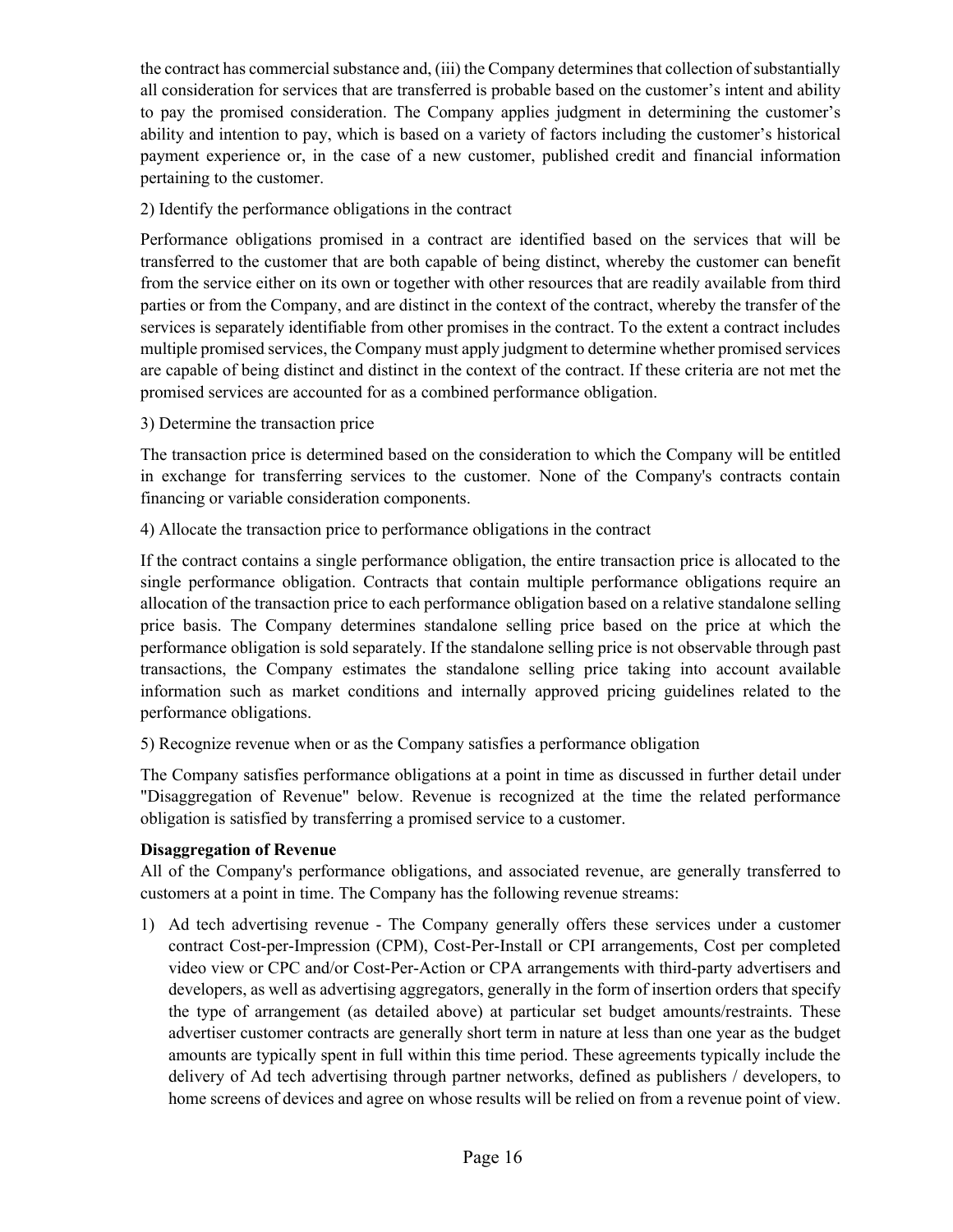the contract has commercial substance and, (iii) the Company determines that collection of substantially all consideration for services that are transferred is probable based on the customer's intent and ability to pay the promised consideration. The Company applies judgment in determining the customer's ability and intention to pay, which is based on a variety of factors including the customer's historical payment experience or, in the case of a new customer, published credit and financial information pertaining to the customer.

2) Identify the performance obligations in the contract

Performance obligations promised in a contract are identified based on the services that will be transferred to the customer that are both capable of being distinct, whereby the customer can benefit from the service either on its own or together with other resources that are readily available from third parties or from the Company, and are distinct in the context of the contract, whereby the transfer of the services is separately identifiable from other promises in the contract. To the extent a contract includes multiple promised services, the Company must apply judgment to determine whether promised services are capable of being distinct and distinct in the context of the contract. If these criteria are not met the promised services are accounted for as a combined performance obligation.

3) Determine the transaction price

The transaction price is determined based on the consideration to which the Company will be entitled in exchange for transferring services to the customer. None of the Company's contracts contain financing or variable consideration components.

4) Allocate the transaction price to performance obligations in the contract

If the contract contains a single performance obligation, the entire transaction price is allocated to the single performance obligation. Contracts that contain multiple performance obligations require an allocation of the transaction price to each performance obligation based on a relative standalone selling price basis. The Company determines standalone selling price based on the price at which the performance obligation is sold separately. If the standalone selling price is not observable through past transactions, the Company estimates the standalone selling price taking into account available information such as market conditions and internally approved pricing guidelines related to the performance obligations.

5) Recognize revenue when or as the Company satisfies a performance obligation

The Company satisfies performance obligations at a point in time as discussed in further detail under "Disaggregation of Revenue" below. Revenue is recognized at the time the related performance obligation is satisfied by transferring a promised service to a customer.

**Disaggregation of Revenue**

All of the Company's performance obligations, and associated revenue, are generally transferred to customers at a point in time. The Company has the following revenue streams:

1) Ad tech advertising revenue - The Company generally offers these services under a customer contract Cost-per-Impression (CPM), Cost-Per-Install or CPI arrangements, Cost per completed video view or CPC and/or Cost-Per-Action or CPA arrangements with third-party advertisers and developers, as well as advertising aggregators, generally in the form of insertion orders that specify the type of arrangement (as detailed above) at particular set budget amounts/restraints. These advertiser customer contracts are generally short term in nature at less than one year as the budget amounts are typically spent in full within this time period. These agreements typically include the delivery of Ad tech advertising through partner networks, defined as publishers / developers, to home screens of devices and agree on whose results will be relied on from a revenue point of view.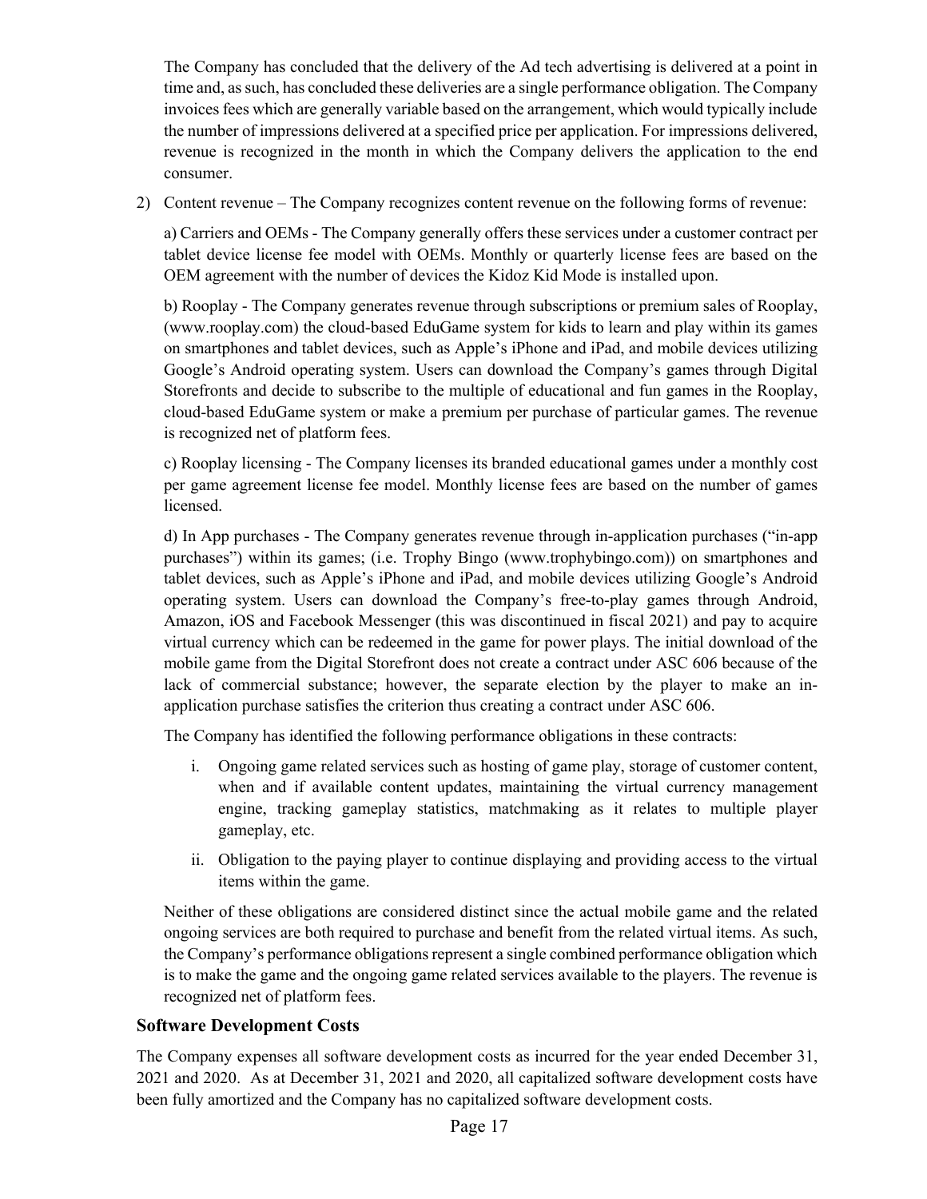The Company has concluded that the delivery of the Ad tech advertising is delivered at a point in time and, as such, has concluded these deliveries are a single performance obligation. The Company invoices fees which are generally variable based on the arrangement, which would typically include the number of impressions delivered at a specified price per application. For impressions delivered, revenue is recognized in the month in which the Company delivers the application to the end consumer.

2) Content revenue – The Company recognizes content revenue on the following forms of revenue:

   a) Carriers and OEMs - The Company generally offers these services under a customer contract per tablet device license fee model with OEMs. Monthly or quarterly license fees are based on the OEM agreement with the number of devices the Kidoz Kid Mode is installed upon.

   b) Rooplay - The Company generates revenue through subscriptions or premium sales of Rooplay, (www.rooplay.com) the cloud-based EduGame system for kids to learn and play within its games on smartphones and tablet devices, such as Apple's iPhone and iPad, and mobile devices utilizing Google's Android operating system. Users can download the Company's games through Digital Storefronts and decide to subscribe to the multiple of educational and fun games in the Rooplay, cloud-based EduGame system or make a premium per purchase of particular games. The revenue is recognized net of platform fees.

   c) Rooplay licensing - The Company licenses its branded educational games under a monthly cost per game agreement license fee model. Monthly license fees are based on the number of games licensed.

   d) In App purchases - The Company generates revenue through in-application purchases ("in-app purchases") within its games; (i.e. Trophy Bingo (www.trophybingo.com)) on smartphones and tablet devices, such as Apple's iPhone and iPad, and mobile devices utilizing Google's Android operating system. Users can download the Company's free-to-play games through Android, Amazon, iOS and Facebook Messenger (this was discontinued in fiscal 2021) and pay to acquire virtual currency which can be redeemed in the game for power plays. The initial download of the mobile game from the Digital Storefront does not create a contract under ASC 606 because of the lack of commercial substance; however, the separate election by the player to make an in-application purchase satisfies the criterion thus creating a contract under ASC 606.

   The Company has identified the following performance obligations in these contracts:

   i. Ongoing game related services such as hosting of game play, storage of customer content, when and if available content updates, maintaining the virtual currency management engine, tracking gameplay statistics, matchmaking as it relates to multiple player gameplay, etc.

   ii. Obligation to the paying player to continue displaying and providing access to the virtual items within the game.

   Neither of these obligations are considered distinct since the actual mobile game and the related ongoing services are both required to purchase and benefit from the related virtual items. As such, the Company's performance obligations represent a single combined performance obligation which is to make the game and the ongoing game related services available to the players. The revenue is recognized net of platform fees.

### Software Development Costs

The Company expenses all software development costs as incurred for the year ended December 31, 2021 and 2020. As at December 31, 2021 and 2020, all capitalized software development costs have been fully amortized and the Company has no capitalized software development costs.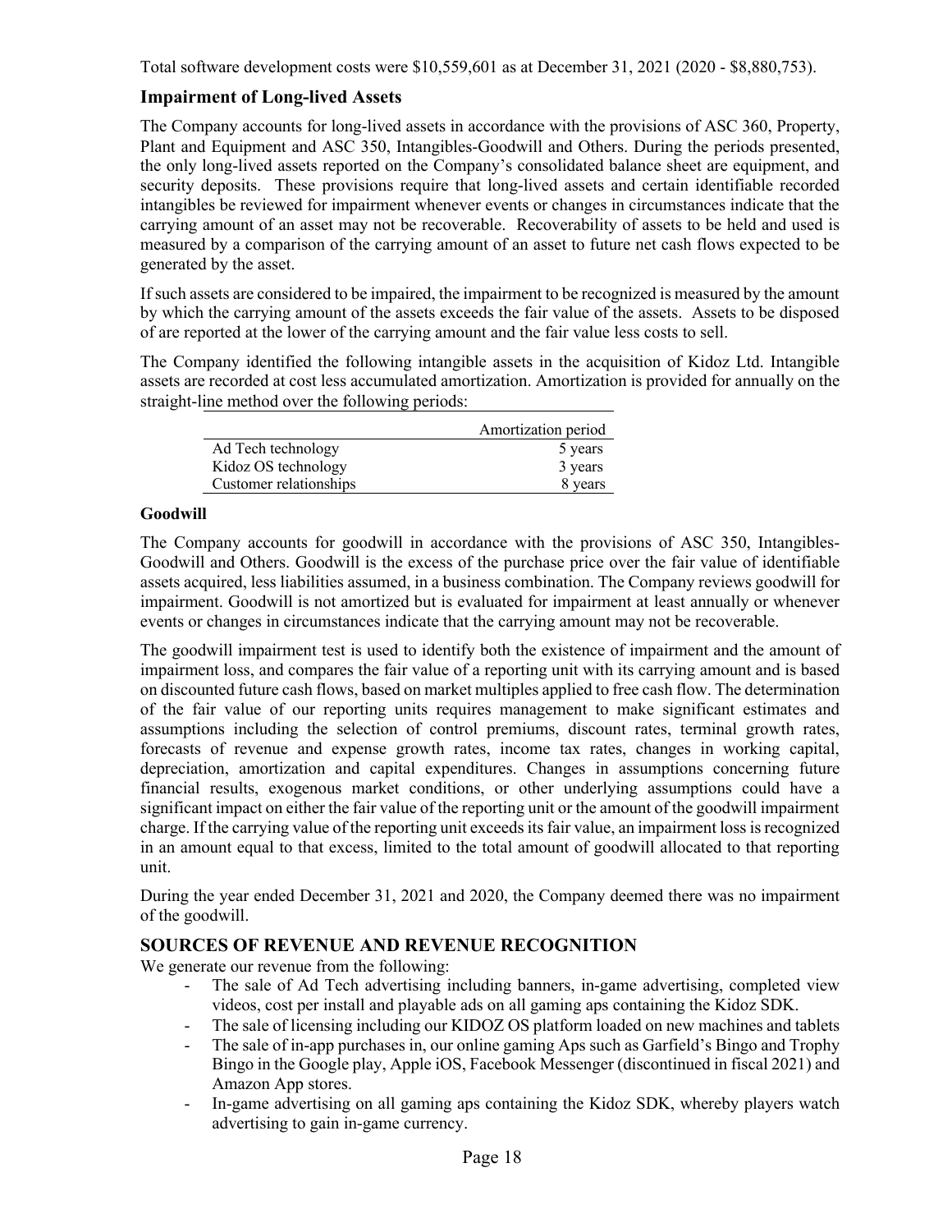Total software development costs were $10,559,601 as at December 31, 2021 (2020 - $8,880,753).

### Impairment of Long-lived Assets

The Company accounts for long-lived assets in accordance with the provisions of ASC 360, Property, Plant and Equipment and ASC 350, Intangibles-Goodwill and Others. During the periods presented, the only long-lived assets reported on the Company's consolidated balance sheet are equipment, and security deposits. These provisions require that long-lived assets and certain identifiable recorded intangibles be reviewed for impairment whenever events or changes in circumstances indicate that the carrying amount of an asset may not be recoverable. Recoverability of assets to be held and used is measured by a comparison of the carrying amount of an asset to future net cash flows expected to be generated by the asset.

If such assets are considered to be impaired, the impairment to be recognized is measured by the amount by which the carrying amount of the assets exceeds the fair value of the assets. Assets to be disposed of are reported at the lower of the carrying amount and the fair value less costs to sell.

The Company identified the following intangible assets in the acquisition of Kidoz Ltd. Intangible assets are recorded at cost less accumulated amortization. Amortization is provided for annually on the straight-line method over the following periods:

| | Amortization period |
|---|---|
| Ad Tech technology | 5 years |
| Kidoz OS technology | 3 years |
| Customer relationships | 8 years |

#### Goodwill

The Company accounts for goodwill in accordance with the provisions of ASC 350, Intangibles-Goodwill and Others. Goodwill is the excess of the purchase price over the fair value of identifiable assets acquired, less liabilities assumed, in a business combination. The Company reviews goodwill for impairment. Goodwill is not amortized but is evaluated for impairment at least annually or whenever events or changes in circumstances indicate that the carrying amount may not be recoverable.

The goodwill impairment test is used to identify both the existence of impairment and the amount of impairment loss, and compares the fair value of a reporting unit with its carrying amount and is based on discounted future cash flows, based on market multiples applied to free cash flow. The determination of the fair value of our reporting units requires management to make significant estimates and assumptions including the selection of control premiums, discount rates, terminal growth rates, forecasts of revenue and expense growth rates, income tax rates, changes in working capital, depreciation, amortization and capital expenditures. Changes in assumptions concerning future financial results, exogenous market conditions, or other underlying assumptions could have a significant impact on either the fair value of the reporting unit or the amount of the goodwill impairment charge. If the carrying value of the reporting unit exceeds its fair value, an impairment loss is recognized in an amount equal to that excess, limited to the total amount of goodwill allocated to that reporting unit.

During the year ended December 31, 2021 and 2020, the Company deemed there was no impairment of the goodwill.

## SOURCES OF REVENUE AND REVENUE RECOGNITION

We generate our revenue from the following:

- The sale of Ad Tech advertising including banners, in-game advertising, completed view videos, cost per install and playable ads on all gaming aps containing the Kidoz SDK.
- The sale of licensing including our KIDOZ OS platform loaded on new machines and tablets
- The sale of in-app purchases in, our online gaming Aps such as Garfield's Bingo and Trophy Bingo in the Google play, Apple iOS, Facebook Messenger (discontinued in fiscal 2021) and Amazon App stores.
- In-game advertising on all gaming aps containing the Kidoz SDK, whereby players watch advertising to gain in-game currency.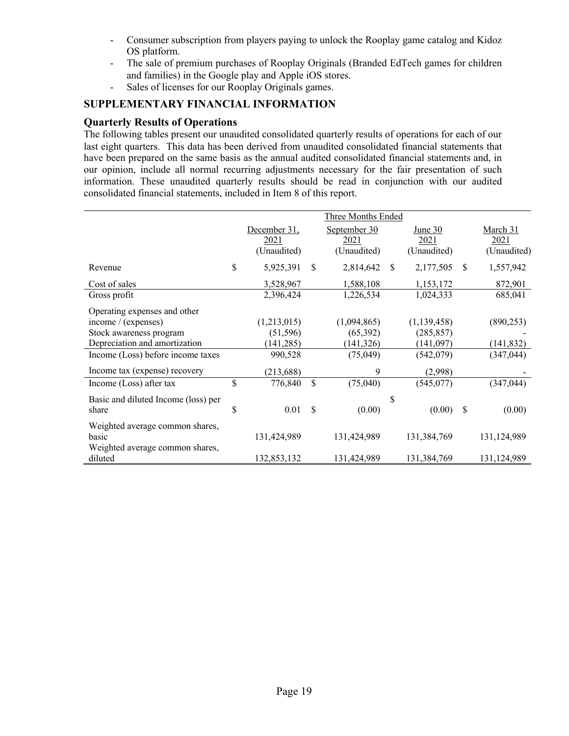- Consumer subscription from players paying to unlock the Rooplay game catalog and Kidoz OS platform.
- The sale of premium purchases of Rooplay Originals (Branded EdTech games for children and families) in the Google play and Apple iOS stores.
- Sales of licenses for our Rooplay Originals games.

## SUPPLEMENTARY FINANCIAL INFORMATION

### Quarterly Results of Operations

The following tables present our unaudited consolidated quarterly results of operations for each of our last eight quarters. This data has been derived from unaudited consolidated financial statements that have been prepared on the same basis as the annual audited consolidated financial statements and, in our opinion, include all normal recurring adjustments necessary for the fair presentation of such information. These unaudited quarterly results should be read in conjunction with our audited consolidated financial statements, included in Item 8 of this report.

| | Three Months Ended | | | |
|---|---|---|---|---|
| | December 31, 2021 (Unaudited) | September 30 2021 (Unaudited) | June 30 2021 (Unaudited) | March 31 2021 (Unaudited) |
| Revenue | $ 5,925,391 | $ 2,814,642 | $ 2,177,505 | $ 1,557,942 |
| Cost of sales | 3,528,967 | 1,588,108 | 1,153,172 | 872,901 |
| Gross profit | 2,396,424 | 1,226,534 | 1,024,333 | 685,041 |
| Operating expenses and other income / (expenses) | (1,213,015) | (1,094,865) | (1,139,458) | (890,253) |
| Stock awareness program | (51,596) | (65,392) | (285,857) | - |
| Depreciation and amortization | (141,285) | (141,326) | (141,097) | (141,832) |
| Income (Loss) before income taxes | 990,528 | (75,049) | (542,079) | (347,044) |
| Income tax (expense) recovery | (213,688) | 9 | (2,998) | - |
| Income (Loss) after tax | $ 776,840 | $ (75,040) | (545,077) | (347,044) |
| Basic and diluted Income (loss) per share | $ 0.01 | $ (0.00) | $ (0.00) | $ (0.00) |
| Weighted average common shares, basic | 131,424,989 | 131,424,989 | 131,384,769 | 131,124,989 |
| Weighted average common shares, diluted | 132,853,132 | 131,424,989 | 131,384,769 | 131,124,989 |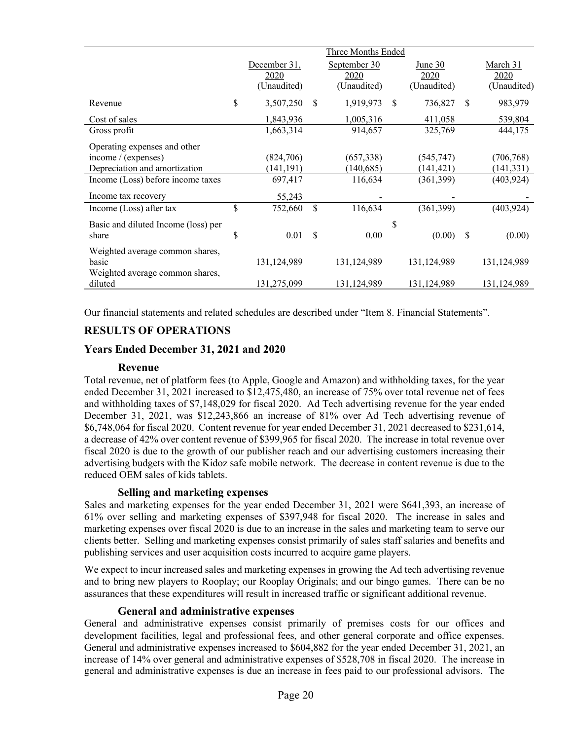| | Three Months Ended | | | |
|---|---|---|---|---|
| | December 31, 2020 (Unaudited) | September 30 2020 (Unaudited) | June 30 2020 (Unaudited) | March 31 2020 (Unaudited) |
| Revenue | $ 3,507,250 | $ 1,919,973 | $ 736,827 | $ 983,979 |
| Cost of sales | 1,843,936 | 1,005,316 | 411,058 | 539,804 |
| Gross profit | 1,663,314 | 914,657 | 325,769 | 444,175 |
| Operating expenses and other income / (expenses) | (824,706) | (657,338) | (545,747) | (706,768) |
| Depreciation and amortization | (141,191) | (140,685) | (141,421) | (141,331) |
| Income (Loss) before income taxes | 697,417 | 116,634 | (361,399) | (403,924) |
| Income tax recovery | 55,243 | - | - | - |
| Income (Loss) after tax | $ 752,660 | $ 116,634 | (361,399) | (403,924) |
| Basic and diluted Income (loss) per share | $ 0.01 | $ 0.00 | $ (0.00) | $ (0.00) |
| Weighted average common shares, basic | 131,124,989 | 131,124,989 | 131,124,989 | 131,124,989 |
| Weighted average common shares, diluted | 131,275,099 | 131,124,989 | 131,124,989 | 131,124,989 |

Our financial statements and related schedules are described under "Item 8. Financial Statements".

## RESULTS OF OPERATIONS

### Years Ended December 31, 2021 and 2020

#### Revenue

Total revenue, net of platform fees (to Apple, Google and Amazon) and withholding taxes, for the year ended December 31, 2021 increased to $12,475,480, an increase of 75% over total revenue net of fees and withholding taxes of $7,148,029 for fiscal 2020. Ad Tech advertising revenue for the year ended December 31, 2021, was $12,243,866 an increase of 81% over Ad Tech advertising revenue of $6,748,064 for fiscal 2020. Content revenue for year ended December 31, 2021 decreased to $231,614, a decrease of 42% over content revenue of $399,965 for fiscal 2020. The increase in total revenue over fiscal 2020 is due to the growth of our publisher reach and our advertising customers increasing their advertising budgets with the Kidoz safe mobile network. The decrease in content revenue is due to the reduced OEM sales of kids tablets.

#### Selling and marketing expenses

Sales and marketing expenses for the year ended December 31, 2021 were $641,393, an increase of 61% over selling and marketing expenses of $397,948 for fiscal 2020. The increase in sales and marketing expenses over fiscal 2020 is due to an increase in the sales and marketing team to serve our clients better. Selling and marketing expenses consist primarily of sales staff salaries and benefits and publishing services and user acquisition costs incurred to acquire game players.

We expect to incur increased sales and marketing expenses in growing the Ad tech advertising revenue and to bring new players to Rooplay; our Rooplay Originals; and our bingo games. There can be no assurances that these expenditures will result in increased traffic or significant additional revenue.

#### General and administrative expenses

General and administrative expenses consist primarily of premises costs for our offices and development facilities, legal and professional fees, and other general corporate and office expenses. General and administrative expenses increased to $604,882 for the year ended December 31, 2021, an increase of 14% over general and administrative expenses of $528,708 in fiscal 2020. The increase in general and administrative expenses is due an increase in fees paid to our professional advisors. The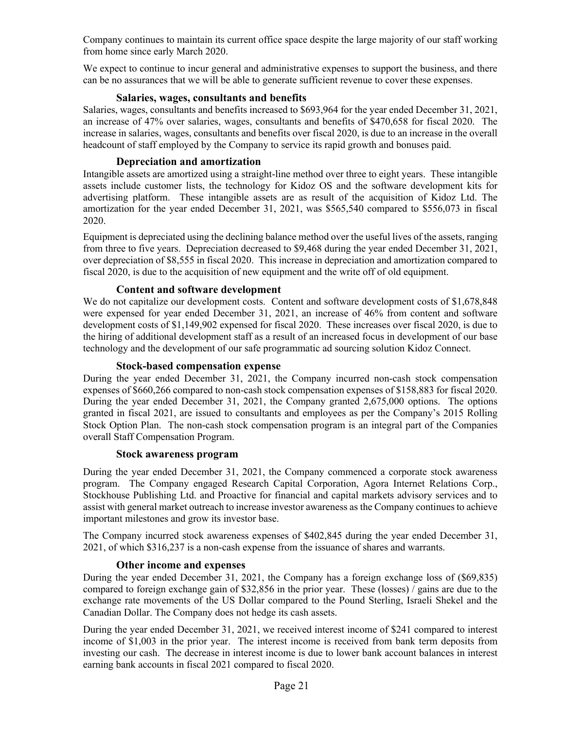Company continues to maintain its current office space despite the large majority of our staff working from home since early March 2020.

We expect to continue to incur general and administrative expenses to support the business, and there can be no assurances that we will be able to generate sufficient revenue to cover these expenses.

### Salaries, wages, consultants and benefits

Salaries, wages, consultants and benefits increased to $693,964 for the year ended December 31, 2021, an increase of 47% over salaries, wages, consultants and benefits of $470,658 for fiscal 2020. The increase in salaries, wages, consultants and benefits over fiscal 2020, is due to an increase in the overall headcount of staff employed by the Company to service its rapid growth and bonuses paid.

### Depreciation and amortization

Intangible assets are amortized using a straight-line method over three to eight years. These intangible assets include customer lists, the technology for Kidoz OS and the software development kits for advertising platform. These intangible assets are as result of the acquisition of Kidoz Ltd. The amortization for the year ended December 31, 2021, was $565,540 compared to $556,073 in fiscal 2020.

Equipment is depreciated using the declining balance method over the useful lives of the assets, ranging from three to five years. Depreciation decreased to $9,468 during the year ended December 31, 2021, over depreciation of $8,555 in fiscal 2020. This increase in depreciation and amortization compared to fiscal 2020, is due to the acquisition of new equipment and the write off of old equipment.

### Content and software development

We do not capitalize our development costs. Content and software development costs of $1,678,848 were expensed for year ended December 31, 2021, an increase of 46% from content and software development costs of $1,149,902 expensed for fiscal 2020. These increases over fiscal 2020, is due to the hiring of additional development staff as a result of an increased focus in development of our base technology and the development of our safe programmatic ad sourcing solution Kidoz Connect.

### Stock-based compensation expense

During the year ended December 31, 2021, the Company incurred non-cash stock compensation expenses of $660,266 compared to non-cash stock compensation expenses of $158,883 for fiscal 2020. During the year ended December 31, 2021, the Company granted 2,675,000 options. The options granted in fiscal 2021, are issued to consultants and employees as per the Company's 2015 Rolling Stock Option Plan. The non-cash stock compensation program is an integral part of the Companies overall Staff Compensation Program.

### Stock awareness program

During the year ended December 31, 2021, the Company commenced a corporate stock awareness program. The Company engaged Research Capital Corporation, Agora Internet Relations Corp., Stockhouse Publishing Ltd. and Proactive for financial and capital markets advisory services and to assist with general market outreach to increase investor awareness as the Company continues to achieve important milestones and grow its investor base.

The Company incurred stock awareness expenses of $402,845 during the year ended December 31, 2021, of which $316,237 is a non-cash expense from the issuance of shares and warrants.

### Other income and expenses

During the year ended December 31, 2021, the Company has a foreign exchange loss of ($69,835) compared to foreign exchange gain of $32,856 in the prior year. These (losses) / gains are due to the exchange rate movements of the US Dollar compared to the Pound Sterling, Israeli Shekel and the Canadian Dollar. The Company does not hedge its cash assets.

During the year ended December 31, 2021, we received interest income of $241 compared to interest income of $1,003 in the prior year. The interest income is received from bank term deposits from investing our cash. The decrease in interest income is due to lower bank account balances in interest earning bank accounts in fiscal 2021 compared to fiscal 2020.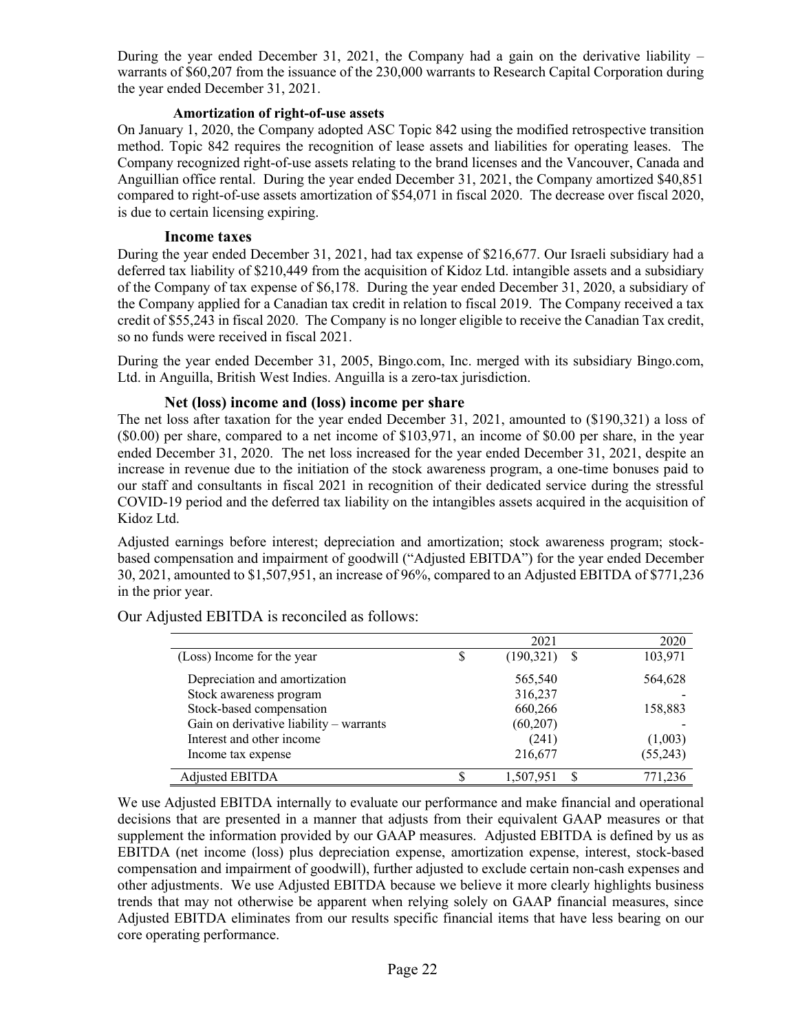During the year ended December 31, 2021, the Company had a gain on the derivative liability – warrants of $60,207 from the issuance of the 230,000 warrants to Research Capital Corporation during the year ended December 31, 2021.

### Amortization of right-of-use assets

On January 1, 2020, the Company adopted ASC Topic 842 using the modified retrospective transition method. Topic 842 requires the recognition of lease assets and liabilities for operating leases. The Company recognized right-of-use assets relating to the brand licenses and the Vancouver, Canada and Anguillian office rental. During the year ended December 31, 2021, the Company amortized $40,851 compared to right-of-use assets amortization of $54,071 in fiscal 2020. The decrease over fiscal 2020, is due to certain licensing expiring.

### Income taxes

During the year ended December 31, 2021, had tax expense of $216,677. Our Israeli subsidiary had a deferred tax liability of $210,449 from the acquisition of Kidoz Ltd. intangible assets and a subsidiary of the Company of tax expense of $6,178. During the year ended December 31, 2020, a subsidiary of the Company applied for a Canadian tax credit in relation to fiscal 2019. The Company received a tax credit of $55,243 in fiscal 2020. The Company is no longer eligible to receive the Canadian Tax credit, so no funds were received in fiscal 2021.

During the year ended December 31, 2005, Bingo.com, Inc. merged with its subsidiary Bingo.com, Ltd. in Anguilla, British West Indies. Anguilla is a zero-tax jurisdiction.

### Net (loss) income and (loss) income per share

The net loss after taxation for the year ended December 31, 2021, amounted to ($190,321) a loss of ($0.00) per share, compared to a net income of $103,971, an income of $0.00 per share, in the year ended December 31, 2020. The net loss increased for the year ended December 31, 2021, despite an increase in revenue due to the initiation of the stock awareness program, a one-time bonuses paid to our staff and consultants in fiscal 2021 in recognition of their dedicated service during the stressful COVID-19 period and the deferred tax liability on the intangibles assets acquired in the acquisition of Kidoz Ltd.

Adjusted earnings before interest; depreciation and amortization; stock awareness program; stock-based compensation and impairment of goodwill ("Adjusted EBITDA") for the year ended December 30, 2021, amounted to $1,507,951, an increase of 96%, compared to an Adjusted EBITDA of $771,236 in the prior year.

Our Adjusted EBITDA is reconciled as follows:

| | | 2021 | | 2020 |
|---|---|---|---|---|
| (Loss) Income for the year | $ | (190,321) | $ | 103,971 |
| Depreciation and amortization | | 565,540 | | 564,628 |
| Stock awareness program | | 316,237 | | - |
| Stock-based compensation | | 660,266 | | 158,883 |
| Gain on derivative liability – warrants | | (60,207) | | - |
| Interest and other income | | (241) | | (1,003) |
| Income tax expense | | 216,677 | | (55,243) |
| Adjusted EBITDA | $ | 1,507,951 | $ | 771,236 |

We use Adjusted EBITDA internally to evaluate our performance and make financial and operational decisions that are presented in a manner that adjusts from their equivalent GAAP measures or that supplement the information provided by our GAAP measures. Adjusted EBITDA is defined by us as EBITDA (net income (loss) plus depreciation expense, amortization expense, interest, stock-based compensation and impairment of goodwill), further adjusted to exclude certain non-cash expenses and other adjustments. We use Adjusted EBITDA because we believe it more clearly highlights business trends that may not otherwise be apparent when relying solely on GAAP financial measures, since Adjusted EBITDA eliminates from our results specific financial items that have less bearing on our core operating performance.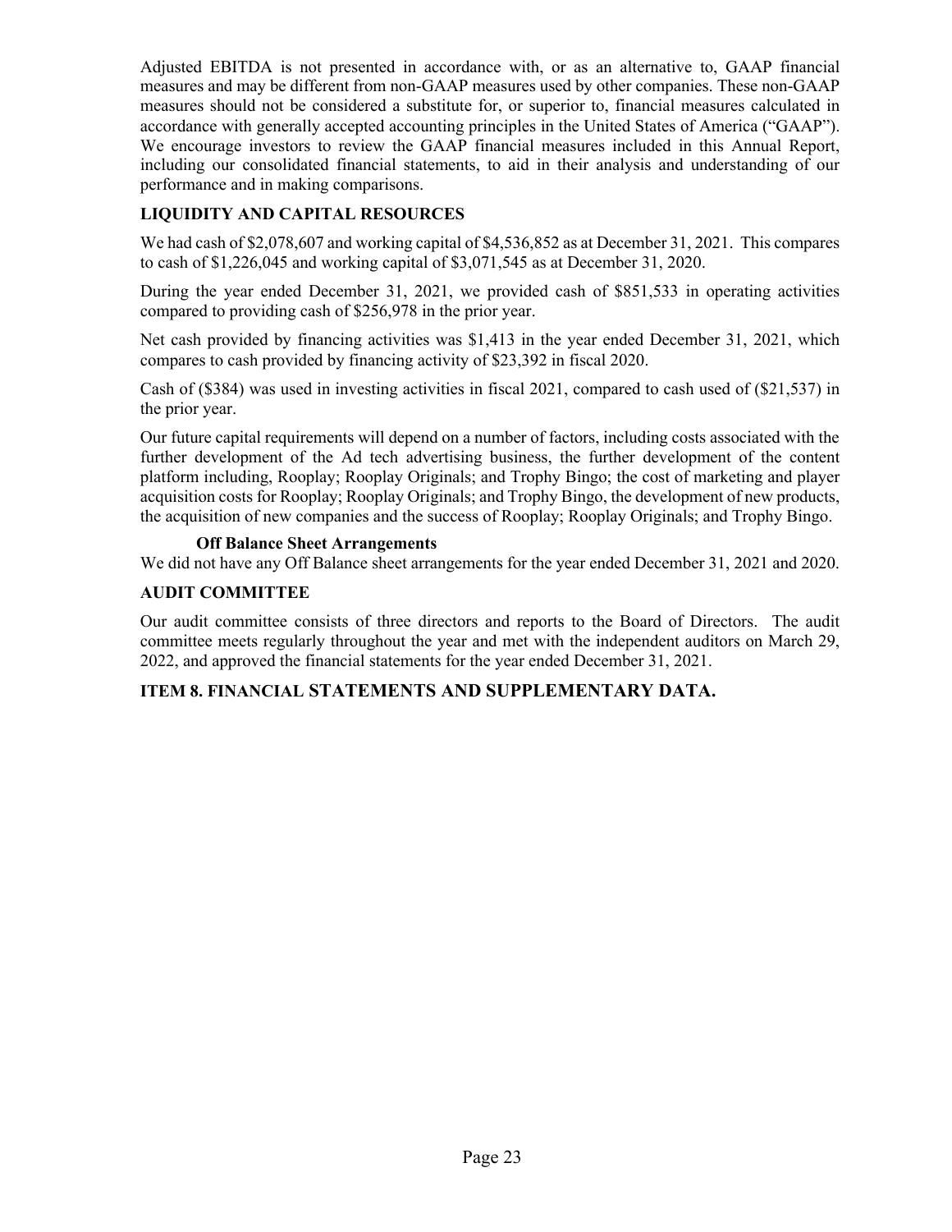Adjusted EBITDA is not presented in accordance with, or as an alternative to, GAAP financial measures and may be different from non-GAAP measures used by other companies. These non-GAAP measures should not be considered a substitute for, or superior to, financial measures calculated in accordance with generally accepted accounting principles in the United States of America ("GAAP"). We encourage investors to review the GAAP financial measures included in this Annual Report, including our consolidated financial statements, to aid in their analysis and understanding of our performance and in making comparisons.

## LIQUIDITY AND CAPITAL RESOURCES

We had cash of $2,078,607 and working capital of $4,536,852 as at December 31, 2021. This compares to cash of $1,226,045 and working capital of $3,071,545 as at December 31, 2020.

During the year ended December 31, 2021, we provided cash of $851,533 in operating activities compared to providing cash of $256,978 in the prior year.

Net cash provided by financing activities was $1,413 in the year ended December 31, 2021, which compares to cash provided by financing activity of $23,392 in fiscal 2020.

Cash of ($384) was used in investing activities in fiscal 2021, compared to cash used of ($21,537) in the prior year.

Our future capital requirements will depend on a number of factors, including costs associated with the further development of the Ad tech advertising business, the further development of the content platform including, Rooplay; Rooplay Originals; and Trophy Bingo; the cost of marketing and player acquisition costs for Rooplay; Rooplay Originals; and Trophy Bingo, the development of new products, the acquisition of new companies and the success of Rooplay; Rooplay Originals; and Trophy Bingo.

### Off Balance Sheet Arrangements

We did not have any Off Balance sheet arrangements for the year ended December 31, 2021 and 2020.

## AUDIT COMMITTEE

Our audit committee consists of three directors and reports to the Board of Directors. The audit committee meets regularly throughout the year and met with the independent auditors on March 29, 2022, and approved the financial statements for the year ended December 31, 2021.

## ITEM 8. FINANCIAL STATEMENTS AND SUPPLEMENTARY DATA.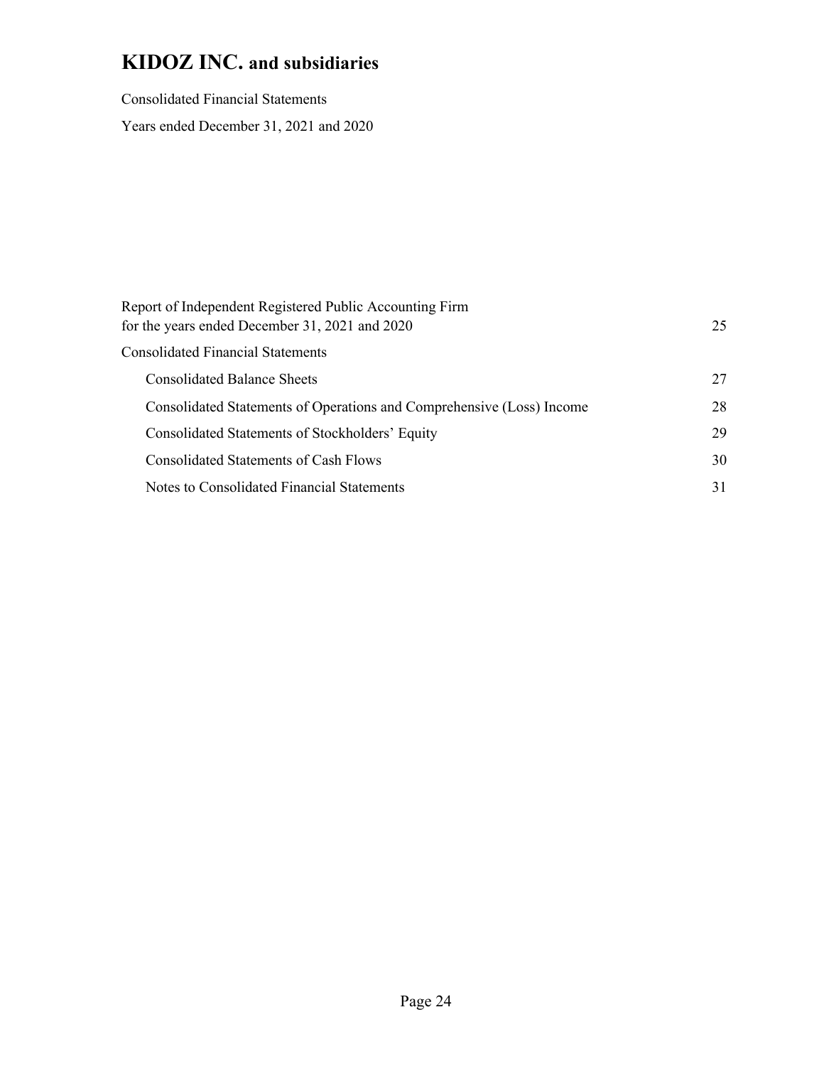# KIDOZ INC. and subsidiaries

Consolidated Financial Statements

Years ended December 31, 2021 and 2020

| | |
|---|---|
| Report of Independent Registered Public Accounting Firm for the years ended December 31, 2021 and 2020 | 25 |
| Consolidated Financial Statements | |
| Consolidated Balance Sheets | 27 |
| Consolidated Statements of Operations and Comprehensive (Loss) Income | 28 |
| Consolidated Statements of Stockholders' Equity | 29 |
| Consolidated Statements of Cash Flows | 30 |
| Notes to Consolidated Financial Statements | 31 |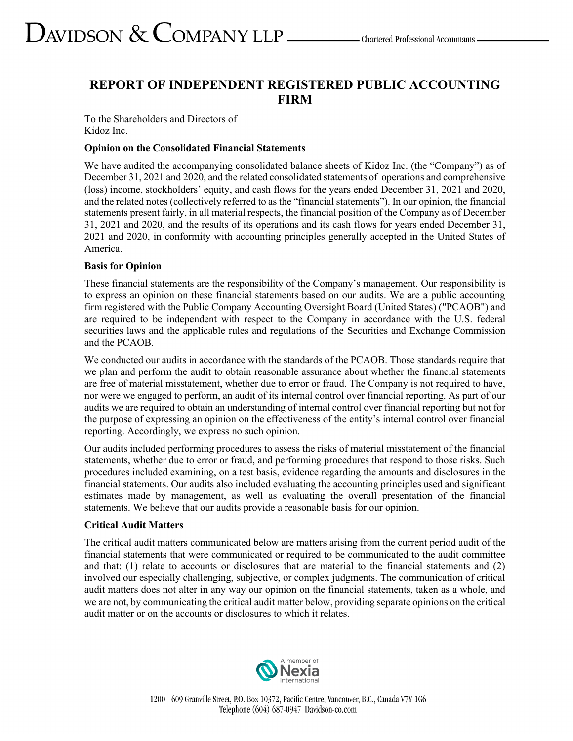# REPORT OF INDEPENDENT REGISTERED PUBLIC ACCOUNTING FIRM

To the Shareholders and Directors of
Kidoz Inc.

**Opinion on the Consolidated Financial Statements**

We have audited the accompanying consolidated balance sheets of Kidoz Inc. (the "Company") as of December 31, 2021 and 2020, and the related consolidated statements of operations and comprehensive (loss) income, stockholders' equity, and cash flows for the years ended December 31, 2021 and 2020, and the related notes (collectively referred to as the "financial statements"). In our opinion, the financial statements present fairly, in all material respects, the financial position of the Company as of December 31, 2021 and 2020, and the results of its operations and its cash flows for years ended December 31, 2021 and 2020, in conformity with accounting principles generally accepted in the United States of America.

**Basis for Opinion**

These financial statements are the responsibility of the Company's management. Our responsibility is to express an opinion on these financial statements based on our audits. We are a public accounting firm registered with the Public Company Accounting Oversight Board (United States) ("PCAOB") and are required to be independent with respect to the Company in accordance with the U.S. federal securities laws and the applicable rules and regulations of the Securities and Exchange Commission and the PCAOB.

We conducted our audits in accordance with the standards of the PCAOB. Those standards require that we plan and perform the audit to obtain reasonable assurance about whether the financial statements are free of material misstatement, whether due to error or fraud. The Company is not required to have, nor were we engaged to perform, an audit of its internal control over financial reporting. As part of our audits we are required to obtain an understanding of internal control over financial reporting but not for the purpose of expressing an opinion on the effectiveness of the entity's internal control over financial reporting. Accordingly, we express no such opinion.

Our audits included performing procedures to assess the risks of material misstatement of the financial statements, whether due to error or fraud, and performing procedures that respond to those risks. Such procedures included examining, on a test basis, evidence regarding the amounts and disclosures in the financial statements. Our audits also included evaluating the accounting principles used and significant estimates made by management, as well as evaluating the overall presentation of the financial statements. We believe that our audits provide a reasonable basis for our opinion.

**Critical Audit Matters**

The critical audit matters communicated below are matters arising from the current period audit of the financial statements that were communicated or required to be communicated to the audit committee and that: (1) relate to accounts or disclosures that are material to the financial statements and (2) involved our especially challenging, subjective, or complex judgments. The communication of critical audit matters does not alter in any way our opinion on the financial statements, taken as a whole, and we are not, by communicating the critical audit matter below, providing separate opinions on the critical audit matter or on the accounts or disclosures to which it relates.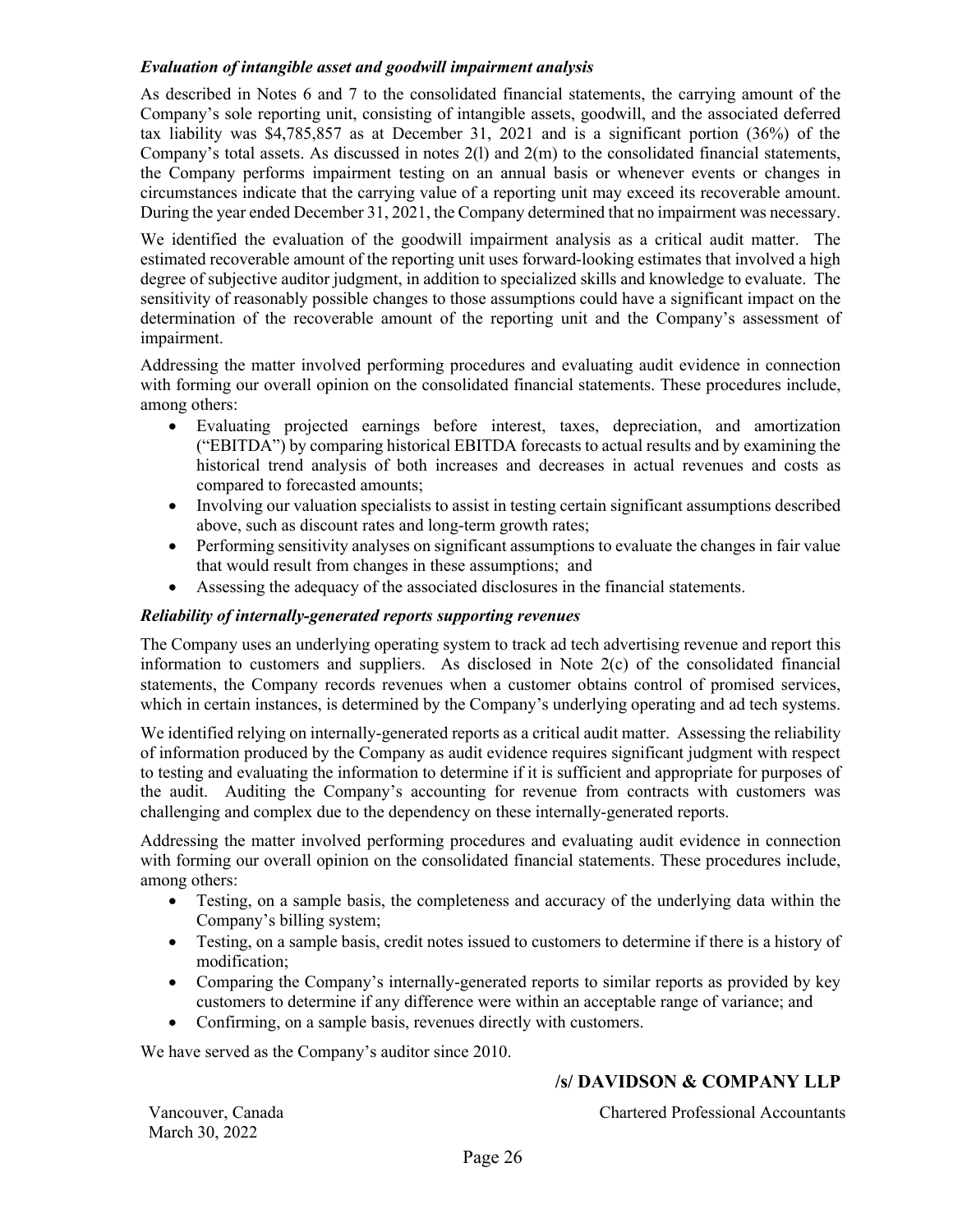***Evaluation of intangible asset and goodwill impairment analysis***

As described in Notes 6 and 7 to the consolidated financial statements, the carrying amount of the Company's sole reporting unit, consisting of intangible assets, goodwill, and the associated deferred tax liability was $4,785,857 as at December 31, 2021 and is a significant portion (36%) of the Company's total assets. As discussed in notes 2(l) and 2(m) to the consolidated financial statements, the Company performs impairment testing on an annual basis or whenever events or changes in circumstances indicate that the carrying value of a reporting unit may exceed its recoverable amount. During the year ended December 31, 2021, the Company determined that no impairment was necessary.

We identified the evaluation of the goodwill impairment analysis as a critical audit matter. The estimated recoverable amount of the reporting unit uses forward-looking estimates that involved a high degree of subjective auditor judgment, in addition to specialized skills and knowledge to evaluate. The sensitivity of reasonably possible changes to those assumptions could have a significant impact on the determination of the recoverable amount of the reporting unit and the Company's assessment of impairment.

Addressing the matter involved performing procedures and evaluating audit evidence in connection with forming our overall opinion on the consolidated financial statements. These procedures include, among others:

- Evaluating projected earnings before interest, taxes, depreciation, and amortization ("EBITDA") by comparing historical EBITDA forecasts to actual results and by examining the historical trend analysis of both increases and decreases in actual revenues and costs as compared to forecasted amounts;
- Involving our valuation specialists to assist in testing certain significant assumptions described above, such as discount rates and long-term growth rates;
- Performing sensitivity analyses on significant assumptions to evaluate the changes in fair value that would result from changes in these assumptions; and
- Assessing the adequacy of the associated disclosures in the financial statements.

***Reliability of internally-generated reports supporting revenues***

The Company uses an underlying operating system to track ad tech advertising revenue and report this information to customers and suppliers. As disclosed in Note 2(c) of the consolidated financial statements, the Company records revenues when a customer obtains control of promised services, which in certain instances, is determined by the Company's underlying operating and ad tech systems.

We identified relying on internally-generated reports as a critical audit matter. Assessing the reliability of information produced by the Company as audit evidence requires significant judgment with respect to testing and evaluating the information to determine if it is sufficient and appropriate for purposes of the audit. Auditing the Company's accounting for revenue from contracts with customers was challenging and complex due to the dependency on these internally-generated reports.

Addressing the matter involved performing procedures and evaluating audit evidence in connection with forming our overall opinion on the consolidated financial statements. These procedures include, among others:

- Testing, on a sample basis, the completeness and accuracy of the underlying data within the Company's billing system;
- Testing, on a sample basis, credit notes issued to customers to determine if there is a history of modification;
- Comparing the Company's internally-generated reports to similar reports as provided by key customers to determine if any difference were within an acceptable range of variance; and
- Confirming, on a sample basis, revenues directly with customers.

We have served as the Company's auditor since 2010.

**/s/ DAVIDSON & COMPANY LLP**

Vancouver, Canada
March 30, 2022

Chartered Professional Accountants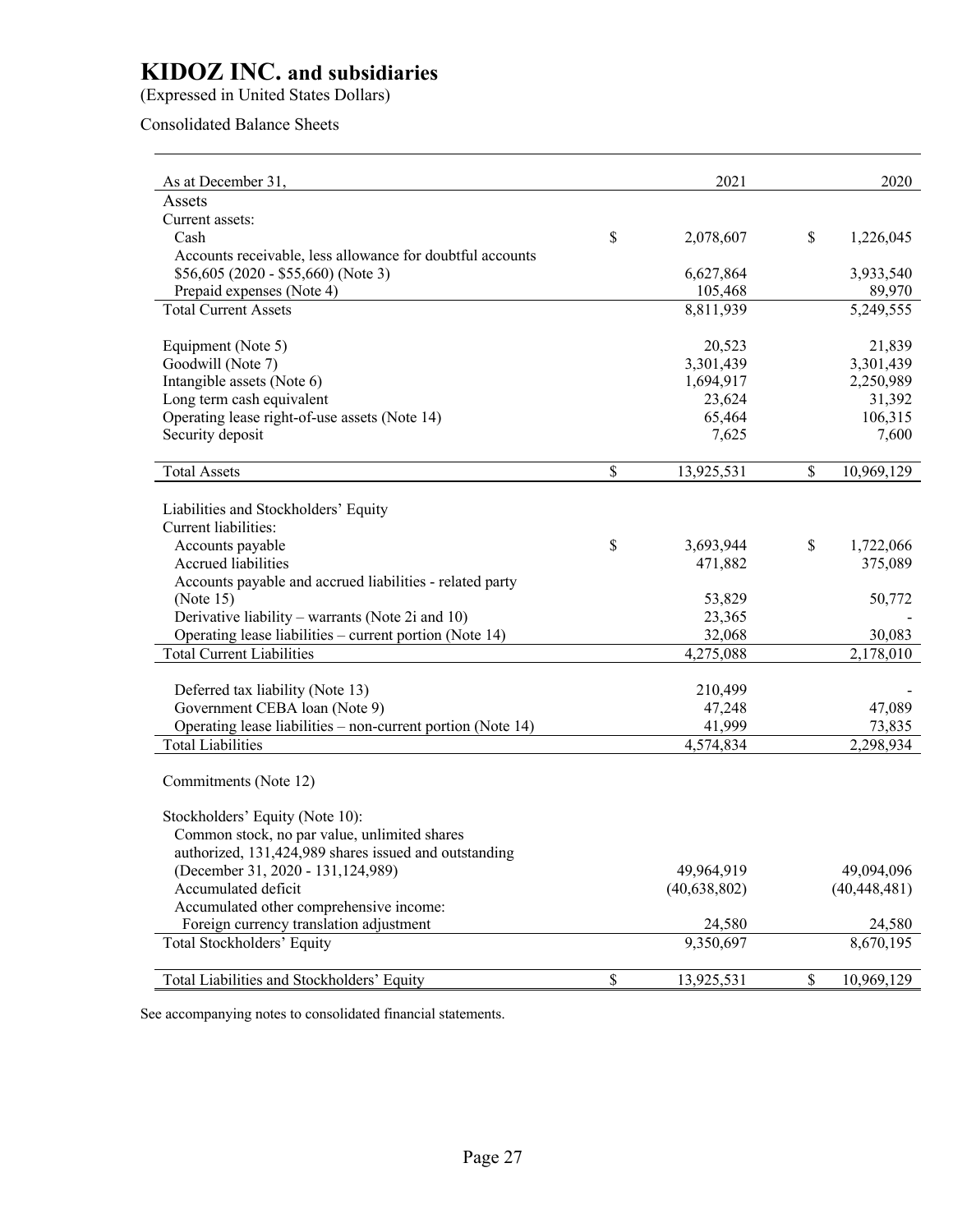# KIDOZ INC. and subsidiaries

(Expressed in United States Dollars)

Consolidated Balance Sheets

| As at December 31, | 2021 | 2020 |
|---|---|---|
| **Assets** | | |
| Current assets: | | |
| Cash | $ 2,078,607 | $ 1,226,045 |
| Accounts receivable, less allowance for doubtful accounts $56,605 (2020 - $55,660) (Note 3) | 6,627,864 | 3,933,540 |
| Prepaid expenses (Note 4) | 105,468 | 89,970 |
| Total Current Assets | 8,811,939 | 5,249,555 |
| | | |
| Equipment (Note 5) | 20,523 | 21,839 |
| Goodwill (Note 7) | 3,301,439 | 3,301,439 |
| Intangible assets (Note 6) | 1,694,917 | 2,250,989 |
| Long term cash equivalent | 23,624 | 31,392 |
| Operating lease right-of-use assets (Note 14) | 65,464 | 106,315 |
| Security deposit | 7,625 | 7,600 |
| | | |
| Total Assets | $ 13,925,531 | $ 10,969,129 |
| | | |
| **Liabilities and Stockholders' Equity** | | |
| Current liabilities: | | |
| Accounts payable | $ 3,693,944 | $ 1,722,066 |
| Accrued liabilities | 471,882 | 375,089 |
| Accounts payable and accrued liabilities - related party (Note 15) | 53,829 | 50,772 |
| Derivative liability – warrants (Note 2i and 10) | 23,365 | - |
| Operating lease liabilities – current portion (Note 14) | 32,068 | 30,083 |
| Total Current Liabilities | 4,275,088 | 2,178,010 |
| | | |
| Deferred tax liability (Note 13) | 210,499 | - |
| Government CEBA loan (Note 9) | 47,248 | 47,089 |
| Operating lease liabilities – non-current portion (Note 14) | 41,999 | 73,835 |
| Total Liabilities | 4,574,834 | 2,298,934 |
| | | |
| Commitments (Note 12) | | |
| | | |
| Stockholders' Equity (Note 10): | | |
| Common stock, no par value, unlimited shares authorized, 131,424,989 shares issued and outstanding (December 31, 2020 - 131,124,989) | 49,964,919 | 49,094,096 |
| Accumulated deficit | (40,638,802) | (40,448,481) |
| Accumulated other comprehensive income: | | |
| Foreign currency translation adjustment | 24,580 | 24,580 |
| Total Stockholders' Equity | 9,350,697 | 8,670,195 |
| | | |
| Total Liabilities and Stockholders' Equity | $ 13,925,531 | $ 10,969,129 |

See accompanying notes to consolidated financial statements.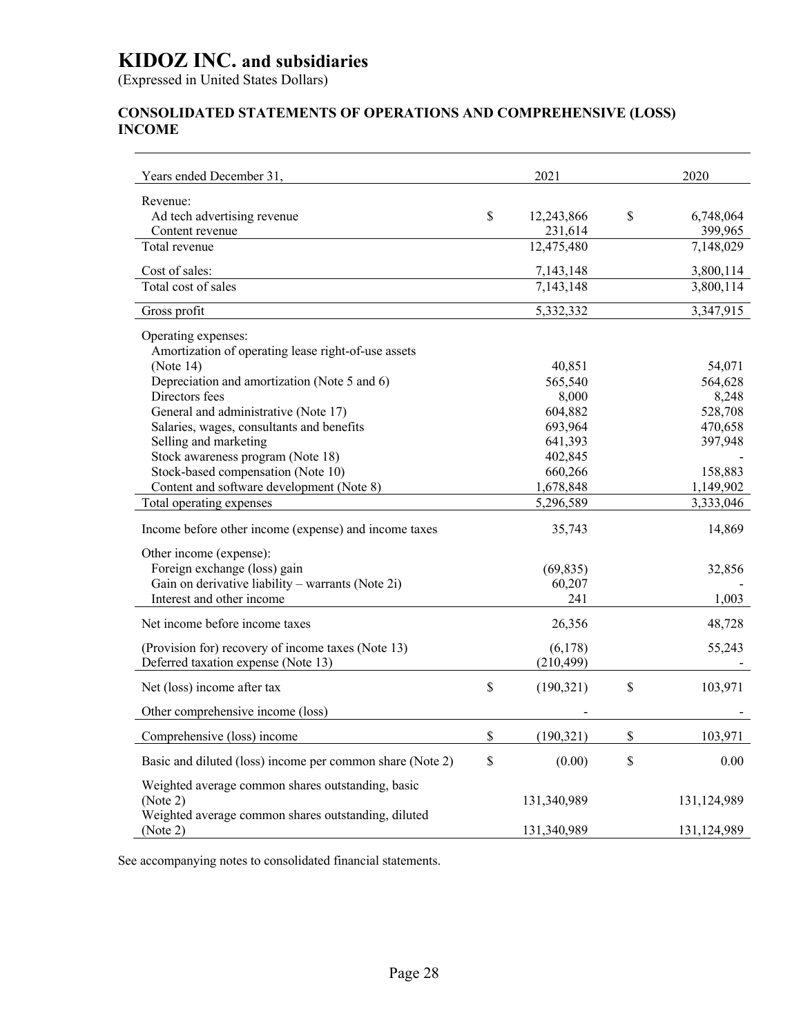# KIDOZ INC. and subsidiaries

(Expressed in United States Dollars)

## CONSOLIDATED STATEMENTS OF OPERATIONS AND COMPREHENSIVE (LOSS) INCOME

| Years ended December 31, | | 2021 | | 2020 |
|---|---|---|---|---|
| Revenue: | | | | |
| Ad tech advertising revenue | $ | 12,243,866 | $ | 6,748,064 |
| Content revenue | | 231,614 | | 399,965 |
| Total revenue | | 12,475,480 | | 7,148,029 |
| Cost of sales: | | 7,143,148 | | 3,800,114 |
| Total cost of sales | | 7,143,148 | | 3,800,114 |
| Gross profit | | 5,332,332 | | 3,347,915 |
| Operating expenses: | | | | |
| Amortization of operating lease right-of-use assets (Note 14) | | 40,851 | | 54,071 |
| Depreciation and amortization (Note 5 and 6) | | 565,540 | | 564,628 |
| Directors fees | | 8,000 | | 8,248 |
| General and administrative (Note 17) | | 604,882 | | 528,708 |
| Salaries, wages, consultants and benefits | | 693,964 | | 470,658 |
| Selling and marketing | | 641,393 | | 397,948 |
| Stock awareness program (Note 18) | | 402,845 | | - |
| Stock-based compensation (Note 10) | | 660,266 | | 158,883 |
| Content and software development (Note 8) | | 1,678,848 | | 1,149,902 |
| Total operating expenses | | 5,296,589 | | 3,333,046 |
| Income before other income (expense) and income taxes | | 35,743 | | 14,869 |
| Other income (expense): | | | | |
| Foreign exchange (loss) gain | | (69,835) | | 32,856 |
| Gain on derivative liability – warrants (Note 2i) | | 60,207 | | - |
| Interest and other income | | 241 | | 1,003 |
| Net income before income taxes | | 26,356 | | 48,728 |
| (Provision for) recovery of income taxes (Note 13) | | (6,178) | | 55,243 |
| Deferred taxation expense (Note 13) | | (210,499) | | - |
| Net (loss) income after tax | $ | (190,321) | $ | 103,971 |
| Other comprehensive income (loss) | | - | | - |
| Comprehensive (loss) income | $ | (190,321) | $ | 103,971 |
| Basic and diluted (loss) income per common share (Note 2) | $ | (0.00) | $ | 0.00 |
| Weighted average common shares outstanding, basic (Note 2) | | 131,340,989 | | 131,124,989 |
| Weighted average common shares outstanding, diluted (Note 2) | | 131,340,989 | | 131,124,989 |

See accompanying notes to consolidated financial statements.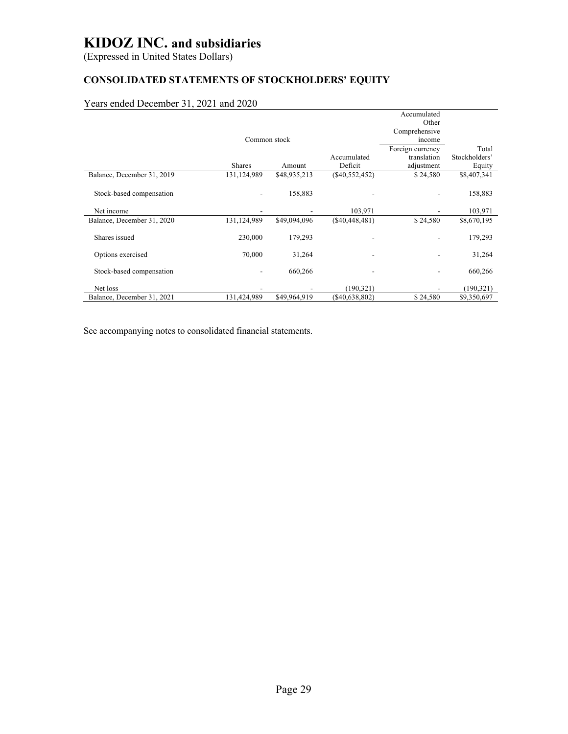# KIDOZ INC. and subsidiaries

(Expressed in United States Dollars)

## CONSOLIDATED STATEMENTS OF STOCKHOLDERS' EQUITY

Years ended December 31, 2021 and 2020

| | Common stock | | | Accumulated Other Comprehensive income | |
|---|---|---|---|---|---|
| | Shares | Amount | Accumulated Deficit | Foreign currency translation adjustment | Total Stockholders' Equity |
| Balance, December 31, 2019 | 131,124,989 | $48,935,213 | ($40,552,452) | $ 24,580 | $8,407,341 |
| Stock-based compensation | - | 158,883 | - | - | 158,883 |
| Net income | - | - | 103,971 | - | 103,971 |
| Balance, December 31, 2020 | 131,124,989 | $49,094,096 | ($40,448,481) | $ 24,580 | $8,670,195 |
| Shares issued | 230,000 | 179,293 | - | - | 179,293 |
| Options exercised | 70,000 | 31,264 | - | - | 31,264 |
| Stock-based compensation | - | 660,266 | - | - | 660,266 |
| Net loss | - | - | (190,321) | - | (190,321) |
| Balance, December 31, 2021 | 131,424,989 | $49,964,919 | ($40,638,802) | $ 24,580 | $9,350,697 |

See accompanying notes to consolidated financial statements.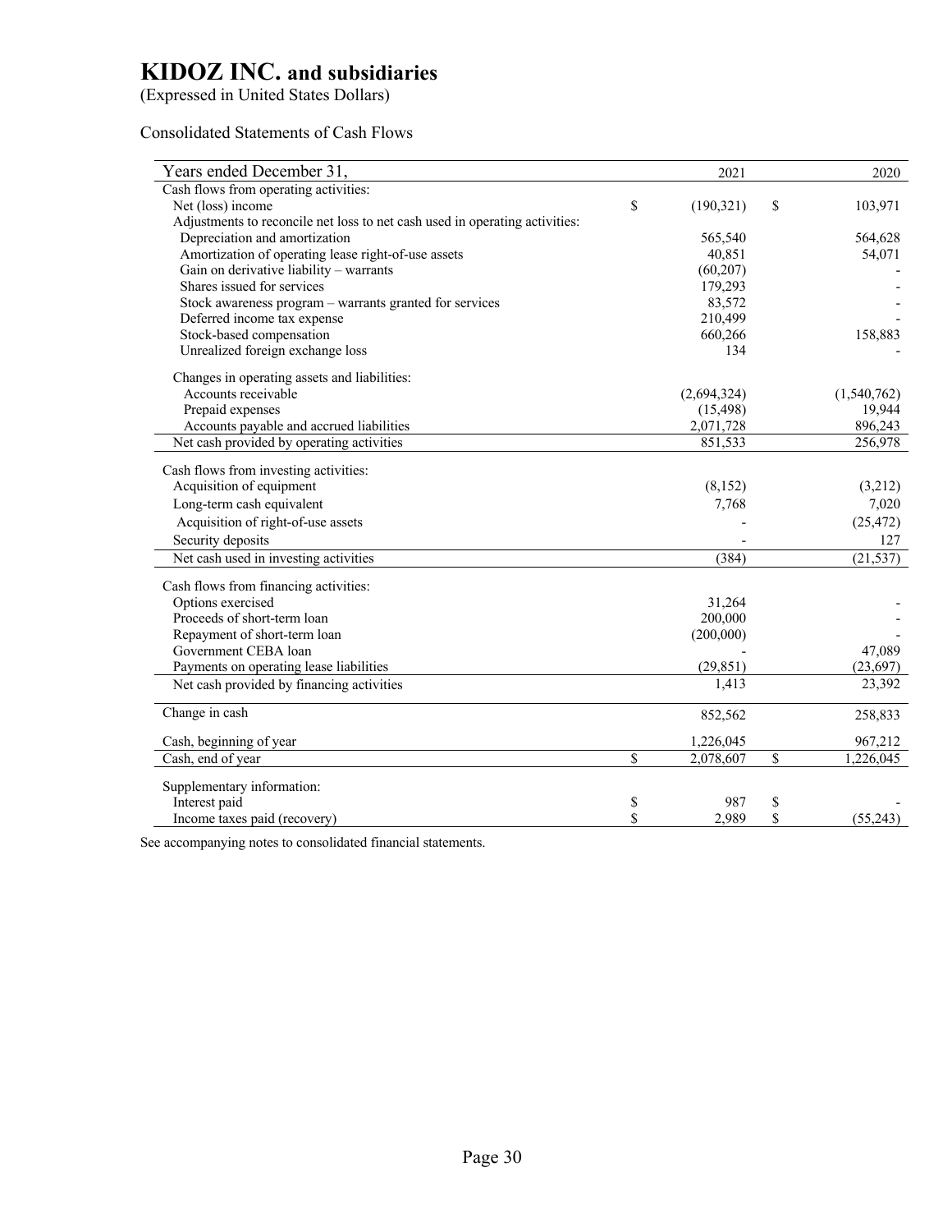# KIDOZ INC. and subsidiaries

(Expressed in United States Dollars)

Consolidated Statements of Cash Flows

| Years ended December 31, | 2021 | 2020 |
|---|---|---|
| Cash flows from operating activities: | | |
| Net (loss) income | $ (190,321) | $ 103,971 |
| Adjustments to reconcile net loss to net cash used in operating activities: | | |
| Depreciation and amortization | 565,540 | 564,628 |
| Amortization of operating lease right-of-use assets | 40,851 | 54,071 |
| Gain on derivative liability – warrants | (60,207) | - |
| Shares issued for services | 179,293 | - |
| Stock awareness program – warrants granted for services | 83,572 | - |
| Deferred income tax expense | 210,499 | - |
| Stock-based compensation | 660,266 | 158,883 |
| Unrealized foreign exchange loss | 134 | - |
| Changes in operating assets and liabilities: | | |
| Accounts receivable | (2,694,324) | (1,540,762) |
| Prepaid expenses | (15,498) | 19,944 |
| Accounts payable and accrued liabilities | 2,071,728 | 896,243 |
| Net cash provided by operating activities | 851,533 | 256,978 |
| Cash flows from investing activities: | | |
| Acquisition of equipment | (8,152) | (3,212) |
| Long-term cash equivalent | 7,768 | 7,020 |
| Acquisition of right-of-use assets | - | (25,472) |
| Security deposits | - | 127 |
| Net cash used in investing activities | (384) | (21,537) |
| Cash flows from financing activities: | | |
| Options exercised | 31,264 | - |
| Proceeds of short-term loan | 200,000 | - |
| Repayment of short-term loan | (200,000) | - |
| Government CEBA loan | - | 47,089 |
| Payments on operating lease liabilities | (29,851) | (23,697) |
| Net cash provided by financing activities | 1,413 | 23,392 |
| Change in cash | 852,562 | 258,833 |
| Cash, beginning of year | 1,226,045 | 967,212 |
| Cash, end of year | $ 2,078,607 | $ 1,226,045 |
| Supplementary information: | | |
| Interest paid | $ 987 | $ - |
| Income taxes paid (recovery) | $ 2,989 | $ (55,243) |

See accompanying notes to consolidated financial statements.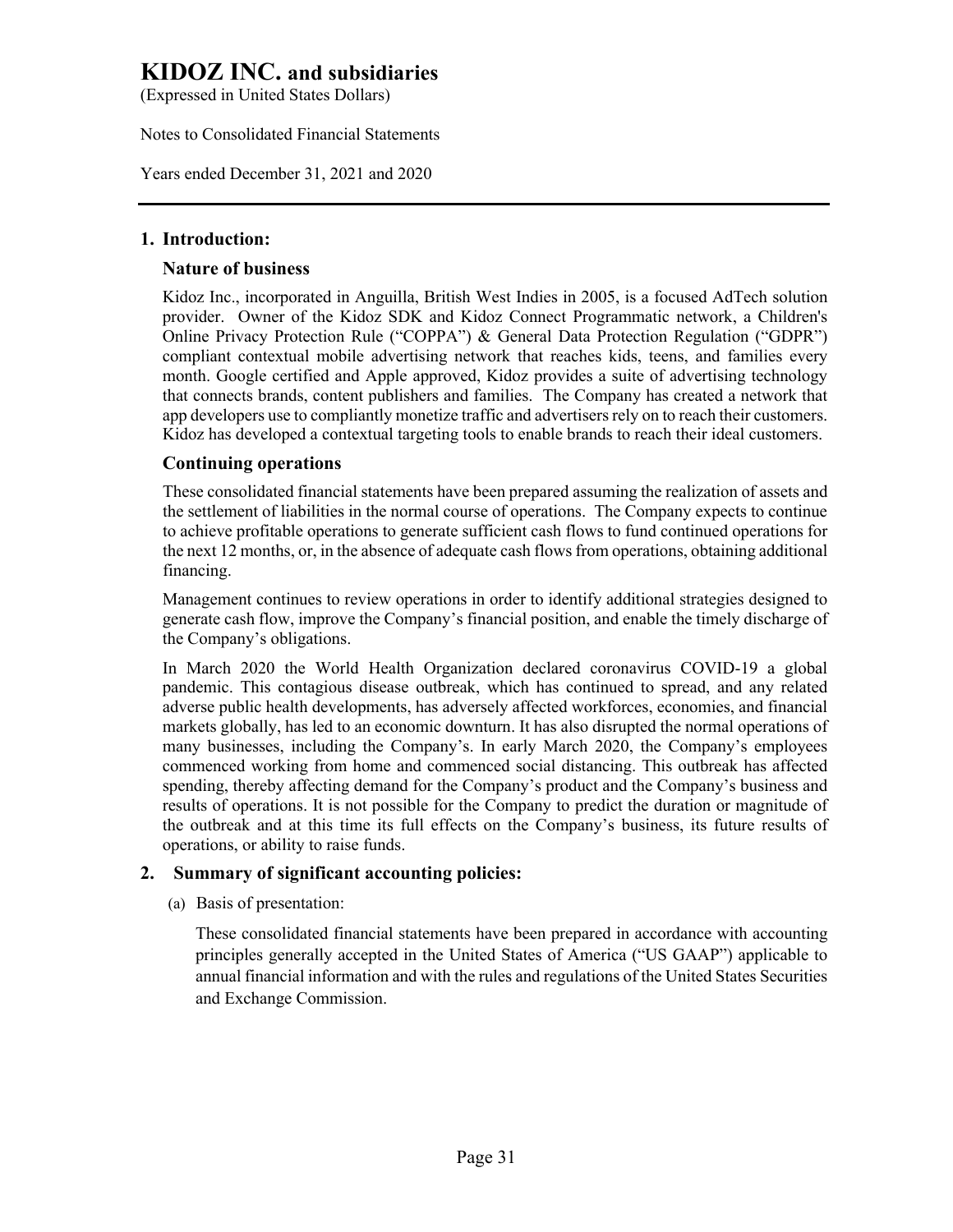# KIDOZ INC. and subsidiaries

(Expressed in United States Dollars)

Notes to Consolidated Financial Statements

Years ended December 31, 2021 and 2020

## 1. Introduction:

### Nature of business

Kidoz Inc., incorporated in Anguilla, British West Indies in 2005, is a focused AdTech solution provider. Owner of the Kidoz SDK and Kidoz Connect Programmatic network, a Children's Online Privacy Protection Rule ("COPPA") & General Data Protection Regulation ("GDPR") compliant contextual mobile advertising network that reaches kids, teens, and families every month. Google certified and Apple approved, Kidoz provides a suite of advertising technology that connects brands, content publishers and families. The Company has created a network that app developers use to compliantly monetize traffic and advertisers rely on to reach their customers. Kidoz has developed a contextual targeting tools to enable brands to reach their ideal customers.

### Continuing operations

These consolidated financial statements have been prepared assuming the realization of assets and the settlement of liabilities in the normal course of operations. The Company expects to continue to achieve profitable operations to generate sufficient cash flows to fund continued operations for the next 12 months, or, in the absence of adequate cash flows from operations, obtaining additional financing.

Management continues to review operations in order to identify additional strategies designed to generate cash flow, improve the Company's financial position, and enable the timely discharge of the Company's obligations.

In March 2020 the World Health Organization declared coronavirus COVID-19 a global pandemic. This contagious disease outbreak, which has continued to spread, and any related adverse public health developments, has adversely affected workforces, economies, and financial markets globally, has led to an economic downturn. It has also disrupted the normal operations of many businesses, including the Company's. In early March 2020, the Company's employees commenced working from home and commenced social distancing. This outbreak has affected spending, thereby affecting demand for the Company's product and the Company's business and results of operations. It is not possible for the Company to predict the duration or magnitude of the outbreak and at this time its full effects on the Company's business, its future results of operations, or ability to raise funds.

## 2. Summary of significant accounting policies:

(a) Basis of presentation:

These consolidated financial statements have been prepared in accordance with accounting principles generally accepted in the United States of America ("US GAAP") applicable to annual financial information and with the rules and regulations of the United States Securities and Exchange Commission.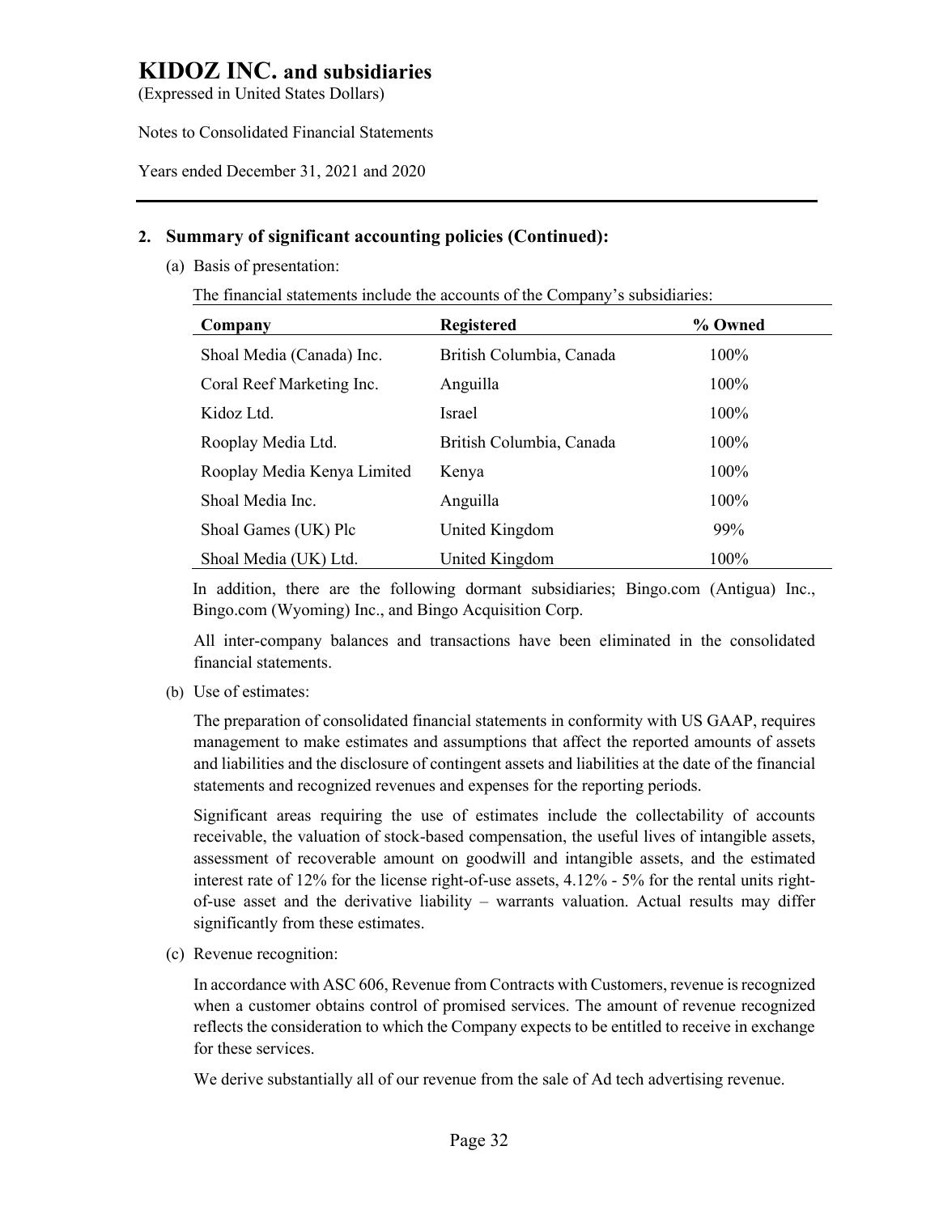## 2. Summary of significant accounting policies (Continued):

(a) Basis of presentation:

The financial statements include the accounts of the Company's subsidiaries:

| Company | Registered | % Owned |
|---|---|---|
| Shoal Media (Canada) Inc. | British Columbia, Canada | 100% |
| Coral Reef Marketing Inc. | Anguilla | 100% |
| Kidoz Ltd. | Israel | 100% |
| Rooplay Media Ltd. | British Columbia, Canada | 100% |
| Rooplay Media Kenya Limited | Kenya | 100% |
| Shoal Media Inc. | Anguilla | 100% |
| Shoal Games (UK) Plc | United Kingdom | 99% |
| Shoal Media (UK) Ltd. | United Kingdom | 100% |

In addition, there are the following dormant subsidiaries; Bingo.com (Antigua) Inc., Bingo.com (Wyoming) Inc., and Bingo Acquisition Corp.

All inter-company balances and transactions have been eliminated in the consolidated financial statements.

(b) Use of estimates:

The preparation of consolidated financial statements in conformity with US GAAP, requires management to make estimates and assumptions that affect the reported amounts of assets and liabilities and the disclosure of contingent assets and liabilities at the date of the financial statements and recognized revenues and expenses for the reporting periods.

Significant areas requiring the use of estimates include the collectability of accounts receivable, the valuation of stock-based compensation, the useful lives of intangible assets, assessment of recoverable amount on goodwill and intangible assets, and the estimated interest rate of 12% for the license right-of-use assets, 4.12% - 5% for the rental units right-of-use asset and the derivative liability – warrants valuation. Actual results may differ significantly from these estimates.

(c) Revenue recognition:

In accordance with ASC 606, Revenue from Contracts with Customers, revenue is recognized when a customer obtains control of promised services. The amount of revenue recognized reflects the consideration to which the Company expects to be entitled to receive in exchange for these services.

We derive substantially all of our revenue from the sale of Ad tech advertising revenue.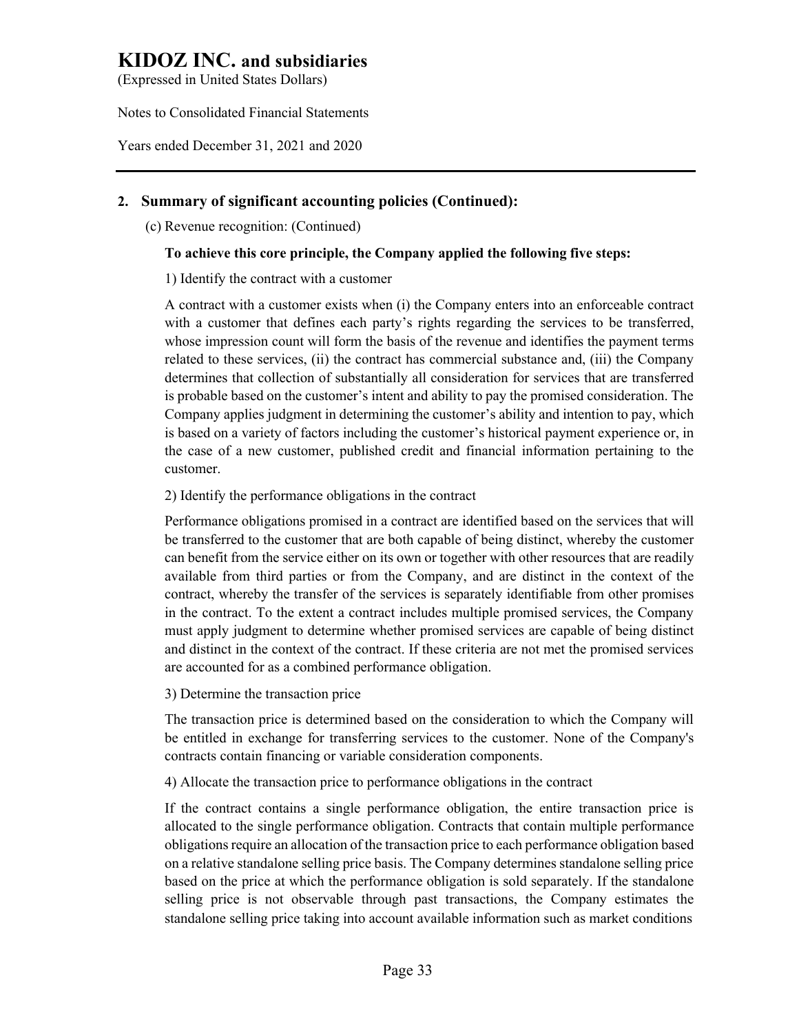## 2. Summary of significant accounting policies (Continued):

(c) Revenue recognition: (Continued)

**To achieve this core principle, the Company applied the following five steps:**

1) Identify the contract with a customer

A contract with a customer exists when (i) the Company enters into an enforceable contract with a customer that defines each party's rights regarding the services to be transferred, whose impression count will form the basis of the revenue and identifies the payment terms related to these services, (ii) the contract has commercial substance and, (iii) the Company determines that collection of substantially all consideration for services that are transferred is probable based on the customer's intent and ability to pay the promised consideration. The Company applies judgment in determining the customer's ability and intention to pay, which is based on a variety of factors including the customer's historical payment experience or, in the case of a new customer, published credit and financial information pertaining to the customer.

2) Identify the performance obligations in the contract

Performance obligations promised in a contract are identified based on the services that will be transferred to the customer that are both capable of being distinct, whereby the customer can benefit from the service either on its own or together with other resources that are readily available from third parties or from the Company, and are distinct in the context of the contract, whereby the transfer of the services is separately identifiable from other promises in the contract. To the extent a contract includes multiple promised services, the Company must apply judgment to determine whether promised services are capable of being distinct and distinct in the context of the contract. If these criteria are not met the promised services are accounted for as a combined performance obligation.

3) Determine the transaction price

The transaction price is determined based on the consideration to which the Company will be entitled in exchange for transferring services to the customer. None of the Company's contracts contain financing or variable consideration components.

4) Allocate the transaction price to performance obligations in the contract

If the contract contains a single performance obligation, the entire transaction price is allocated to the single performance obligation. Contracts that contain multiple performance obligations require an allocation of the transaction price to each performance obligation based on a relative standalone selling price basis. The Company determines standalone selling price based on the price at which the performance obligation is sold separately. If the standalone selling price is not observable through past transactions, the Company estimates the standalone selling price taking into account available information such as market conditions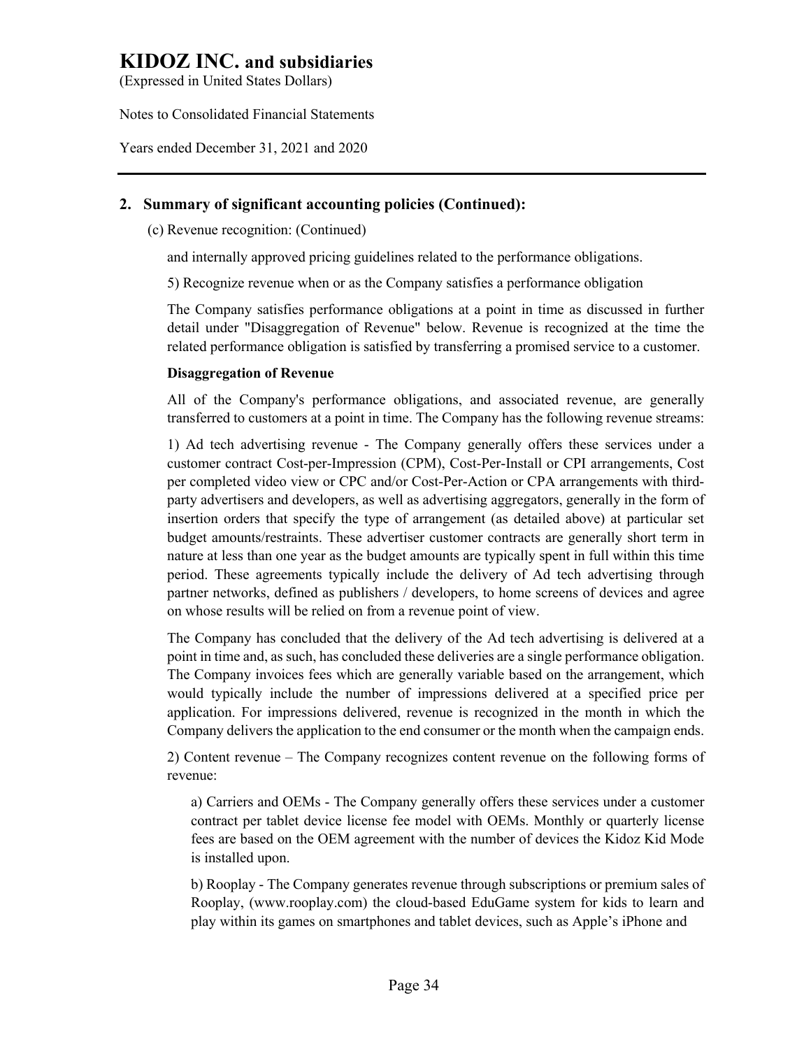## 2. Summary of significant accounting policies (Continued):

(c) Revenue recognition: (Continued)

and internally approved pricing guidelines related to the performance obligations.

5) Recognize revenue when or as the Company satisfies a performance obligation

The Company satisfies performance obligations at a point in time as discussed in further detail under "Disaggregation of Revenue" below. Revenue is recognized at the time the related performance obligation is satisfied by transferring a promised service to a customer.

**Disaggregation of Revenue**

All of the Company's performance obligations, and associated revenue, are generally transferred to customers at a point in time. The Company has the following revenue streams:

1) Ad tech advertising revenue - The Company generally offers these services under a customer contract Cost-per-Impression (CPM), Cost-Per-Install or CPI arrangements, Cost per completed video view or CPC and/or Cost-Per-Action or CPA arrangements with third-party advertisers and developers, as well as advertising aggregators, generally in the form of insertion orders that specify the type of arrangement (as detailed above) at particular set budget amounts/restraints. These advertiser customer contracts are generally short term in nature at less than one year as the budget amounts are typically spent in full within this time period. These agreements typically include the delivery of Ad tech advertising through partner networks, defined as publishers / developers, to home screens of devices and agree on whose results will be relied on from a revenue point of view.

The Company has concluded that the delivery of the Ad tech advertising is delivered at a point in time and, as such, has concluded these deliveries are a single performance obligation. The Company invoices fees which are generally variable based on the arrangement, which would typically include the number of impressions delivered at a specified price per application. For impressions delivered, revenue is recognized in the month in which the Company delivers the application to the end consumer or the month when the campaign ends.

2) Content revenue – The Company recognizes content revenue on the following forms of revenue:

a) Carriers and OEMs - The Company generally offers these services under a customer contract per tablet device license fee model with OEMs. Monthly or quarterly license fees are based on the OEM agreement with the number of devices the Kidoz Kid Mode is installed upon.

b) Rooplay - The Company generates revenue through subscriptions or premium sales of Rooplay, (www.rooplay.com) the cloud-based EduGame system for kids to learn and play within its games on smartphones and tablet devices, such as Apple's iPhone and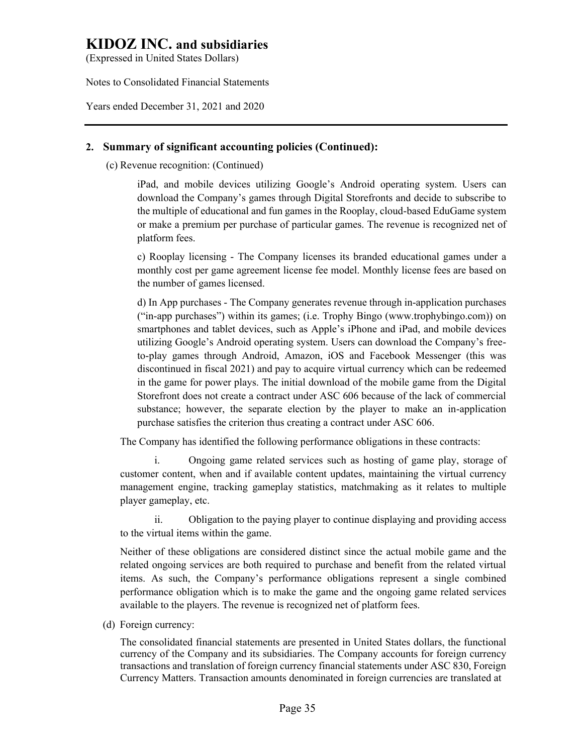## 2. Summary of significant accounting policies (Continued):

(c) Revenue recognition: (Continued)

iPad, and mobile devices utilizing Google's Android operating system. Users can download the Company's games through Digital Storefronts and decide to subscribe to the multiple of educational and fun games in the Rooplay, cloud-based EduGame system or make a premium per purchase of particular games. The revenue is recognized net of platform fees.

c) Rooplay licensing - The Company licenses its branded educational games under a monthly cost per game agreement license fee model. Monthly license fees are based on the number of games licensed.

d) In App purchases - The Company generates revenue through in-application purchases ("in-app purchases") within its games; (i.e. Trophy Bingo (www.trophybingo.com)) on smartphones and tablet devices, such as Apple's iPhone and iPad, and mobile devices utilizing Google's Android operating system. Users can download the Company's free-to-play games through Android, Amazon, iOS and Facebook Messenger (this was discontinued in fiscal 2021) and pay to acquire virtual currency which can be redeemed in the game for power plays. The initial download of the mobile game from the Digital Storefront does not create a contract under ASC 606 because of the lack of commercial substance; however, the separate election by the player to make an in-application purchase satisfies the criterion thus creating a contract under ASC 606.

The Company has identified the following performance obligations in these contracts:

i. Ongoing game related services such as hosting of game play, storage of customer content, when and if available content updates, maintaining the virtual currency management engine, tracking gameplay statistics, matchmaking as it relates to multiple player gameplay, etc.

ii. Obligation to the paying player to continue displaying and providing access to the virtual items within the game.

Neither of these obligations are considered distinct since the actual mobile game and the related ongoing services are both required to purchase and benefit from the related virtual items. As such, the Company's performance obligations represent a single combined performance obligation which is to make the game and the ongoing game related services available to the players. The revenue is recognized net of platform fees.

(d) Foreign currency:

The consolidated financial statements are presented in United States dollars, the functional currency of the Company and its subsidiaries. The Company accounts for foreign currency transactions and translation of foreign currency financial statements under ASC 830, Foreign Currency Matters. Transaction amounts denominated in foreign currencies are translated at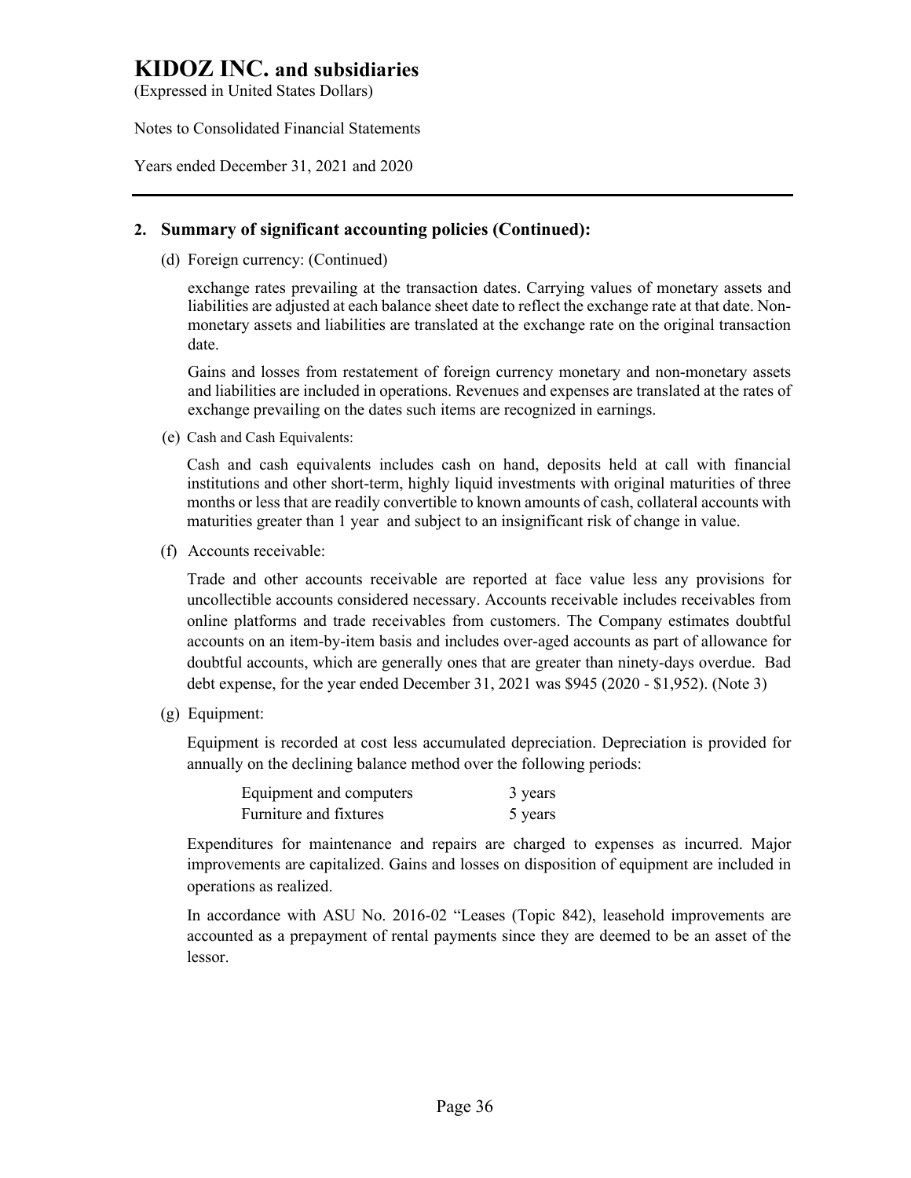# KIDOZ INC. and subsidiaries

(Expressed in United States Dollars)

Notes to Consolidated Financial Statements

Years ended December 31, 2021 and 2020

## 2. Summary of significant accounting policies (Continued):

(d) Foreign currency: (Continued)

exchange rates prevailing at the transaction dates. Carrying values of monetary assets and liabilities are adjusted at each balance sheet date to reflect the exchange rate at that date. Non-monetary assets and liabilities are translated at the exchange rate on the original transaction date.

Gains and losses from restatement of foreign currency monetary and non-monetary assets and liabilities are included in operations. Revenues and expenses are translated at the rates of exchange prevailing on the dates such items are recognized in earnings.

(e) Cash and Cash Equivalents:

Cash and cash equivalents includes cash on hand, deposits held at call with financial institutions and other short-term, highly liquid investments with original maturities of three months or less that are readily convertible to known amounts of cash, collateral accounts with maturities greater than 1 year and subject to an insignificant risk of change in value.

(f) Accounts receivable:

Trade and other accounts receivable are reported at face value less any provisions for uncollectible accounts considered necessary. Accounts receivable includes receivables from online platforms and trade receivables from customers. The Company estimates doubtful accounts on an item-by-item basis and includes over-aged accounts as part of allowance for doubtful accounts, which are generally ones that are greater than ninety-days overdue. Bad debt expense, for the year ended December 31, 2021 was $945 (2020 - $1,952). (Note 3)

(g) Equipment:

Equipment is recorded at cost less accumulated depreciation. Depreciation is provided for annually on the declining balance method over the following periods:

| | |
|---|---|
| Equipment and computers | 3 years |
| Furniture and fixtures | 5 years |

Expenditures for maintenance and repairs are charged to expenses as incurred. Major improvements are capitalized. Gains and losses on disposition of equipment are included in operations as realized.

In accordance with ASU No. 2016-02 "Leases (Topic 842), leasehold improvements are accounted as a prepayment of rental payments since they are deemed to be an asset of the lessor.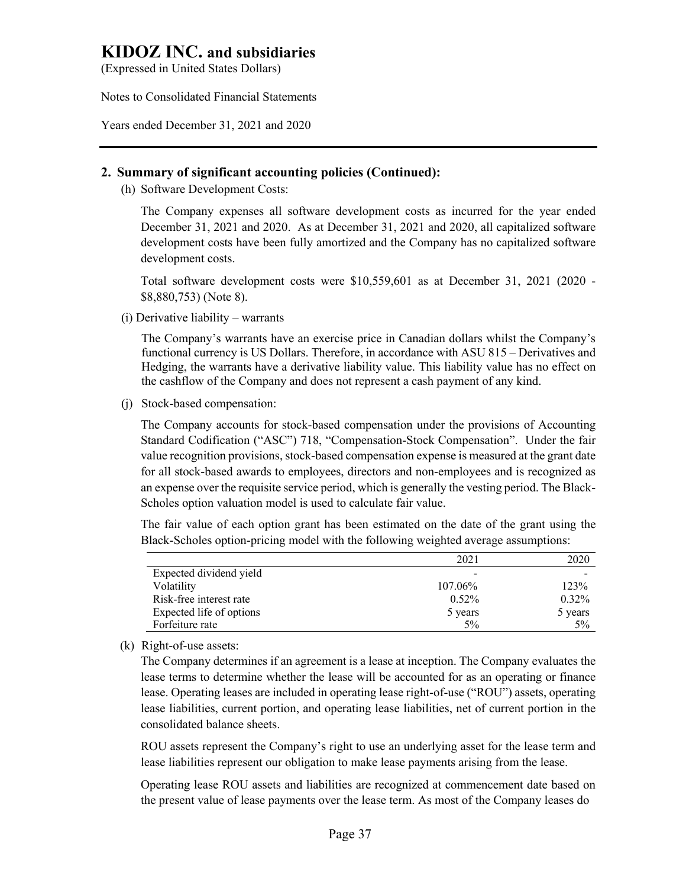# KIDOZ INC. and subsidiaries

(Expressed in United States Dollars)

Notes to Consolidated Financial Statements

Years ended December 31, 2021 and 2020

---

## 2. Summary of significant accounting policies (Continued):

(h) Software Development Costs:

The Company expenses all software development costs as incurred for the year ended December 31, 2021 and 2020. As at December 31, 2021 and 2020, all capitalized software development costs have been fully amortized and the Company has no capitalized software development costs.

Total software development costs were $10,559,601 as at December 31, 2021 (2020 - $8,880,753) (Note 8).

(i) Derivative liability – warrants

The Company's warrants have an exercise price in Canadian dollars whilst the Company's functional currency is US Dollars. Therefore, in accordance with ASU 815 – Derivatives and Hedging, the warrants have a derivative liability value. This liability value has no effect on the cashflow of the Company and does not represent a cash payment of any kind.

(j) Stock-based compensation:

The Company accounts for stock-based compensation under the provisions of Accounting Standard Codification ("ASC") 718, "Compensation-Stock Compensation". Under the fair value recognition provisions, stock-based compensation expense is measured at the grant date for all stock-based awards to employees, directors and non-employees and is recognized as an expense over the requisite service period, which is generally the vesting period. The Black-Scholes option valuation model is used to calculate fair value.

The fair value of each option grant has been estimated on the date of the grant using the Black-Scholes option-pricing model with the following weighted average assumptions:

| | 2021 | 2020 |
|---|---|---|
| Expected dividend yield | - | - |
| Volatility | 107.06% | 123% |
| Risk-free interest rate | 0.52% | 0.32% |
| Expected life of options | 5 years | 5 years |
| Forfeiture rate | 5% | 5% |

(k) Right-of-use assets:

The Company determines if an agreement is a lease at inception. The Company evaluates the lease terms to determine whether the lease will be accounted for as an operating or finance lease. Operating leases are included in operating lease right-of-use ("ROU") assets, operating lease liabilities, current portion, and operating lease liabilities, net of current portion in the consolidated balance sheets.

ROU assets represent the Company's right to use an underlying asset for the lease term and lease liabilities represent our obligation to make lease payments arising from the lease.

Operating lease ROU assets and liabilities are recognized at commencement date based on the present value of lease payments over the lease term. As most of the Company leases do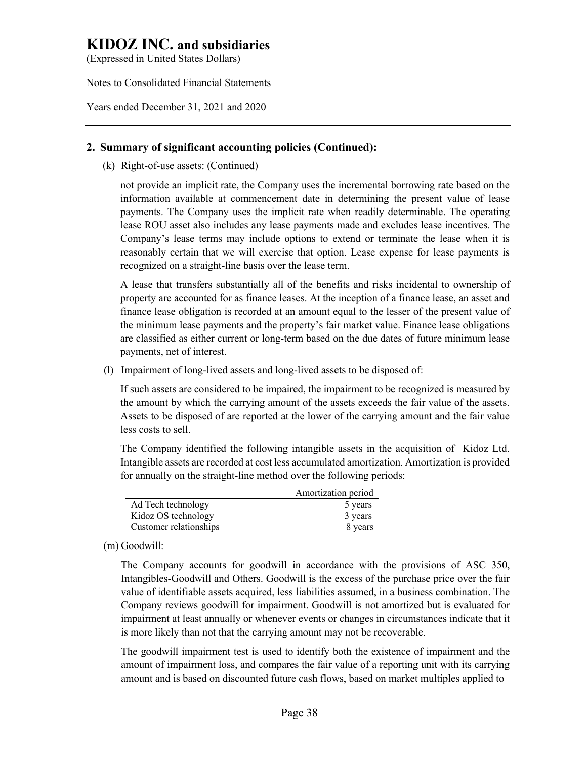## 2. Summary of significant accounting policies (Continued):

(k) Right-of-use assets: (Continued)

not provide an implicit rate, the Company uses the incremental borrowing rate based on the information available at commencement date in determining the present value of lease payments. The Company uses the implicit rate when readily determinable. The operating lease ROU asset also includes any lease payments made and excludes lease incentives. The Company's lease terms may include options to extend or terminate the lease when it is reasonably certain that we will exercise that option. Lease expense for lease payments is recognized on a straight-line basis over the lease term.

A lease that transfers substantially all of the benefits and risks incidental to ownership of property are accounted for as finance leases. At the inception of a finance lease, an asset and finance lease obligation is recorded at an amount equal to the lesser of the present value of the minimum lease payments and the property's fair market value. Finance lease obligations are classified as either current or long-term based on the due dates of future minimum lease payments, net of interest.

(l) Impairment of long-lived assets and long-lived assets to be disposed of:

If such assets are considered to be impaired, the impairment to be recognized is measured by the amount by which the carrying amount of the assets exceeds the fair value of the assets. Assets to be disposed of are reported at the lower of the carrying amount and the fair value less costs to sell.

The Company identified the following intangible assets in the acquisition of Kidoz Ltd. Intangible assets are recorded at cost less accumulated amortization. Amortization is provided for annually on the straight-line method over the following periods:

| | Amortization period |
|---|---|
| Ad Tech technology | 5 years |
| Kidoz OS technology | 3 years |
| Customer relationships | 8 years |

(m) Goodwill:

The Company accounts for goodwill in accordance with the provisions of ASC 350, Intangibles-Goodwill and Others. Goodwill is the excess of the purchase price over the fair value of identifiable assets acquired, less liabilities assumed, in a business combination. The Company reviews goodwill for impairment. Goodwill is not amortized but is evaluated for impairment at least annually or whenever events or changes in circumstances indicate that it is more likely than not that the carrying amount may not be recoverable.

The goodwill impairment test is used to identify both the existence of impairment and the amount of impairment loss, and compares the fair value of a reporting unit with its carrying amount and is based on discounted future cash flows, based on market multiples applied to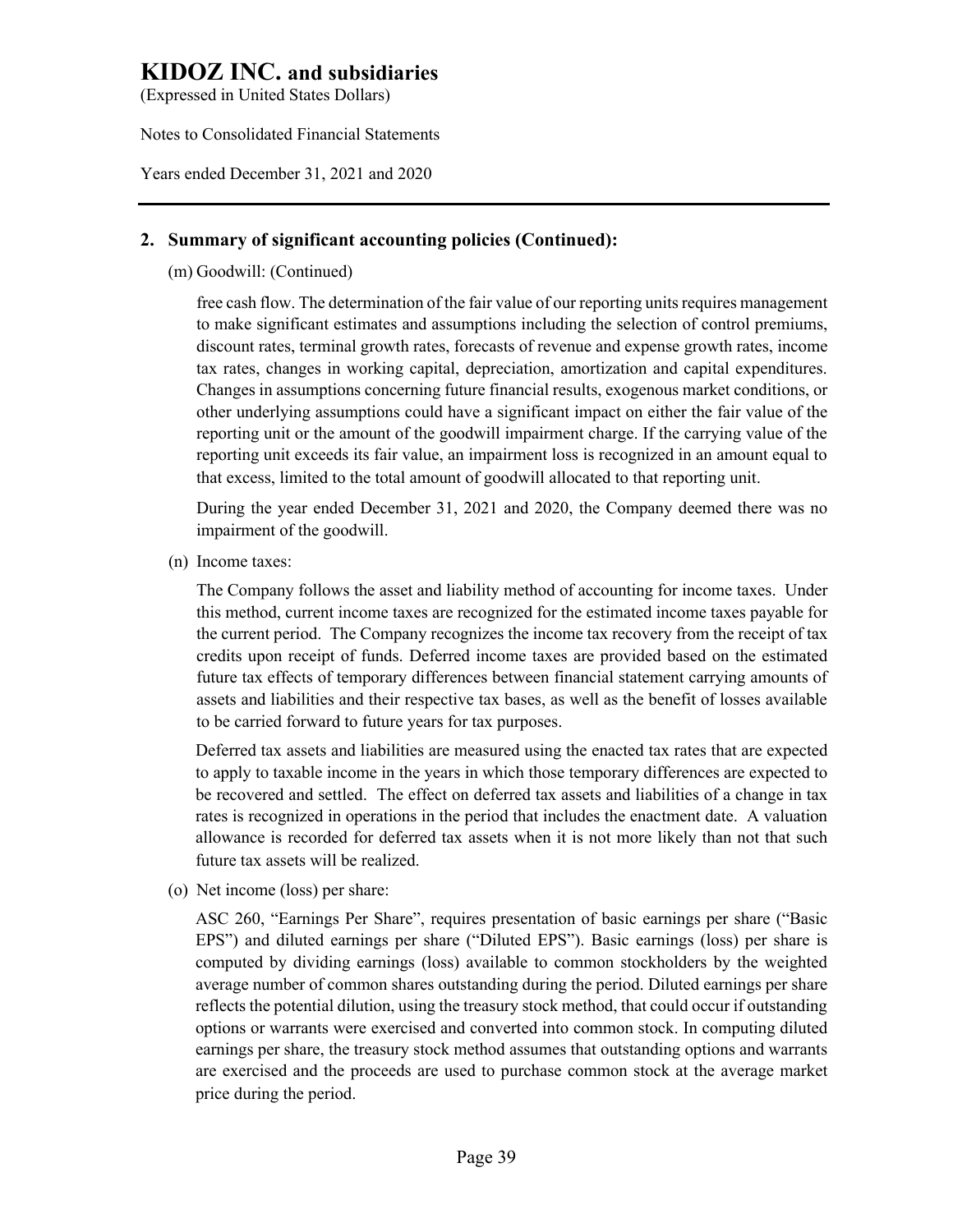## 2. Summary of significant accounting policies (Continued):

(m) Goodwill: (Continued)

free cash flow. The determination of the fair value of our reporting units requires management to make significant estimates and assumptions including the selection of control premiums, discount rates, terminal growth rates, forecasts of revenue and expense growth rates, income tax rates, changes in working capital, depreciation, amortization and capital expenditures. Changes in assumptions concerning future financial results, exogenous market conditions, or other underlying assumptions could have a significant impact on either the fair value of the reporting unit or the amount of the goodwill impairment charge. If the carrying value of the reporting unit exceeds its fair value, an impairment loss is recognized in an amount equal to that excess, limited to the total amount of goodwill allocated to that reporting unit.

During the year ended December 31, 2021 and 2020, the Company deemed there was no impairment of the goodwill.

(n) Income taxes:

The Company follows the asset and liability method of accounting for income taxes. Under this method, current income taxes are recognized for the estimated income taxes payable for the current period. The Company recognizes the income tax recovery from the receipt of tax credits upon receipt of funds. Deferred income taxes are provided based on the estimated future tax effects of temporary differences between financial statement carrying amounts of assets and liabilities and their respective tax bases, as well as the benefit of losses available to be carried forward to future years for tax purposes.

Deferred tax assets and liabilities are measured using the enacted tax rates that are expected to apply to taxable income in the years in which those temporary differences are expected to be recovered and settled. The effect on deferred tax assets and liabilities of a change in tax rates is recognized in operations in the period that includes the enactment date. A valuation allowance is recorded for deferred tax assets when it is not more likely than not that such future tax assets will be realized.

(o) Net income (loss) per share:

ASC 260, "Earnings Per Share", requires presentation of basic earnings per share ("Basic EPS") and diluted earnings per share ("Diluted EPS"). Basic earnings (loss) per share is computed by dividing earnings (loss) available to common stockholders by the weighted average number of common shares outstanding during the period. Diluted earnings per share reflects the potential dilution, using the treasury stock method, that could occur if outstanding options or warrants were exercised and converted into common stock. In computing diluted earnings per share, the treasury stock method assumes that outstanding options and warrants are exercised and the proceeds are used to purchase common stock at the average market price during the period.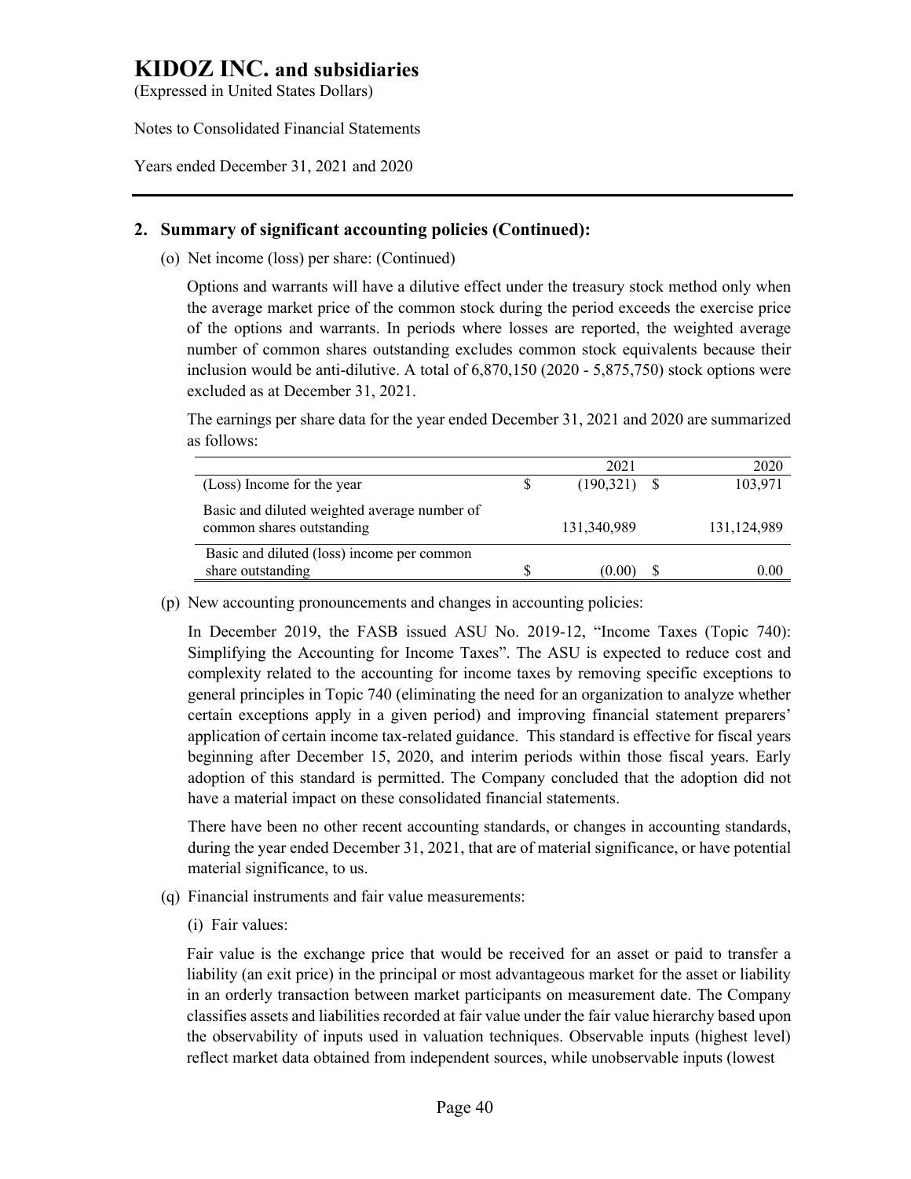## 2. Summary of significant accounting policies (Continued):

(o) Net income (loss) per share: (Continued)

Options and warrants will have a dilutive effect under the treasury stock method only when the average market price of the common stock during the period exceeds the exercise price of the options and warrants. In periods where losses are reported, the weighted average number of common shares outstanding excludes common stock equivalents because their inclusion would be anti-dilutive. A total of 6,870,150 (2020 - 5,875,750) stock options were excluded as at December 31, 2021.

The earnings per share data for the year ended December 31, 2021 and 2020 are summarized as follows:

| | 2021 | 2020 |
|---|---|---|
| (Loss) Income for the year | $ (190,321) | $ 103,971 |
| Basic and diluted weighted average number of common shares outstanding | 131,340,989 | 131,124,989 |
| Basic and diluted (loss) income per common share outstanding | $ (0.00) | $ 0.00 |

(p) New accounting pronouncements and changes in accounting policies:

In December 2019, the FASB issued ASU No. 2019-12, "Income Taxes (Topic 740): Simplifying the Accounting for Income Taxes". The ASU is expected to reduce cost and complexity related to the accounting for income taxes by removing specific exceptions to general principles in Topic 740 (eliminating the need for an organization to analyze whether certain exceptions apply in a given period) and improving financial statement preparers' application of certain income tax-related guidance. This standard is effective for fiscal years beginning after December 15, 2020, and interim periods within those fiscal years. Early adoption of this standard is permitted. The Company concluded that the adoption did not have a material impact on these consolidated financial statements.

There have been no other recent accounting standards, or changes in accounting standards, during the year ended December 31, 2021, that are of material significance, or have potential material significance, to us.

(q) Financial instruments and fair value measurements:

(i) Fair values:

Fair value is the exchange price that would be received for an asset or paid to transfer a liability (an exit price) in the principal or most advantageous market for the asset or liability in an orderly transaction between market participants on measurement date. The Company classifies assets and liabilities recorded at fair value under the fair value hierarchy based upon the observability of inputs used in valuation techniques. Observable inputs (highest level) reflect market data obtained from independent sources, while unobservable inputs (lowest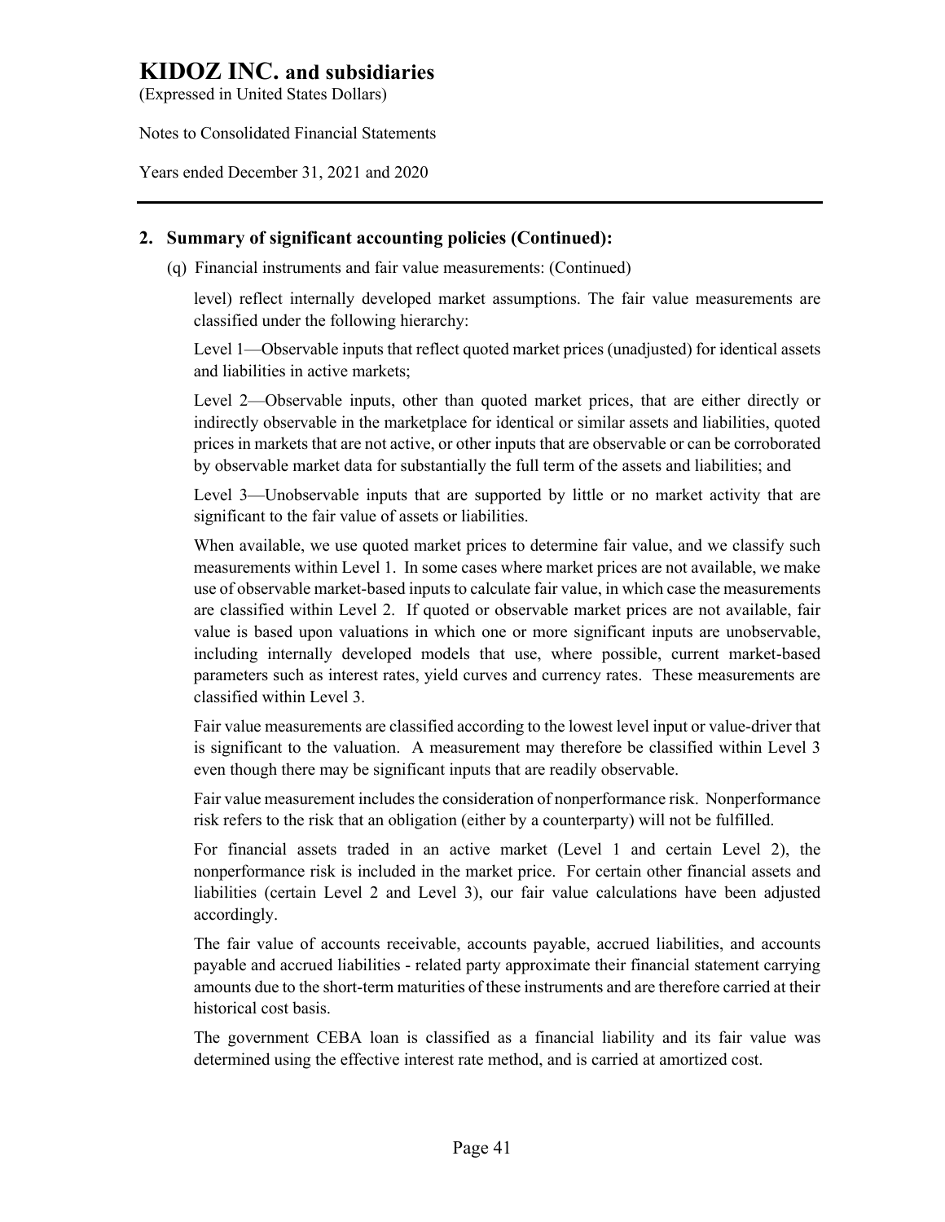## 2. Summary of significant accounting policies (Continued):

(q) Financial instruments and fair value measurements: (Continued)

level) reflect internally developed market assumptions. The fair value measurements are classified under the following hierarchy:

Level 1—Observable inputs that reflect quoted market prices (unadjusted) for identical assets and liabilities in active markets;

Level 2—Observable inputs, other than quoted market prices, that are either directly or indirectly observable in the marketplace for identical or similar assets and liabilities, quoted prices in markets that are not active, or other inputs that are observable or can be corroborated by observable market data for substantially the full term of the assets and liabilities; and

Level 3—Unobservable inputs that are supported by little or no market activity that are significant to the fair value of assets or liabilities.

When available, we use quoted market prices to determine fair value, and we classify such measurements within Level 1. In some cases where market prices are not available, we make use of observable market-based inputs to calculate fair value, in which case the measurements are classified within Level 2. If quoted or observable market prices are not available, fair value is based upon valuations in which one or more significant inputs are unobservable, including internally developed models that use, where possible, current market-based parameters such as interest rates, yield curves and currency rates. These measurements are classified within Level 3.

Fair value measurements are classified according to the lowest level input or value-driver that is significant to the valuation. A measurement may therefore be classified within Level 3 even though there may be significant inputs that are readily observable.

Fair value measurement includes the consideration of nonperformance risk. Nonperformance risk refers to the risk that an obligation (either by a counterparty) will not be fulfilled.

For financial assets traded in an active market (Level 1 and certain Level 2), the nonperformance risk is included in the market price. For certain other financial assets and liabilities (certain Level 2 and Level 3), our fair value calculations have been adjusted accordingly.

The fair value of accounts receivable, accounts payable, accrued liabilities, and accounts payable and accrued liabilities - related party approximate their financial statement carrying amounts due to the short-term maturities of these instruments and are therefore carried at their historical cost basis.

The government CEBA loan is classified as a financial liability and its fair value was determined using the effective interest rate method, and is carried at amortized cost.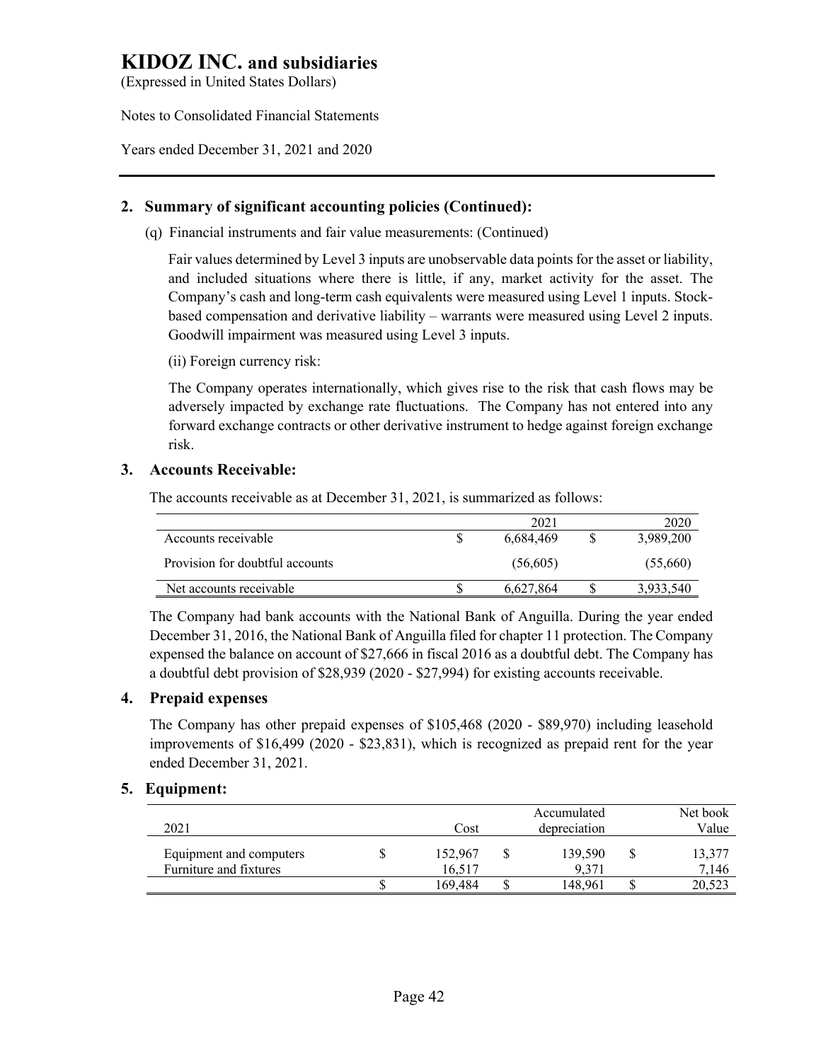## 2. Summary of significant accounting policies (Continued):

(q) Financial instruments and fair value measurements: (Continued)

Fair values determined by Level 3 inputs are unobservable data points for the asset or liability, and included situations where there is little, if any, market activity for the asset. The Company's cash and long-term cash equivalents were measured using Level 1 inputs. Stock-based compensation and derivative liability – warrants were measured using Level 2 inputs. Goodwill impairment was measured using Level 3 inputs.

(ii) Foreign currency risk:

The Company operates internationally, which gives rise to the risk that cash flows may be adversely impacted by exchange rate fluctuations. The Company has not entered into any forward exchange contracts or other derivative instrument to hedge against foreign exchange risk.

## 3. Accounts Receivable:

The accounts receivable as at December 31, 2021, is summarized as follows:

| | 2021 | 2020 |
|---|---|---|
| Accounts receivable | $ 6,684,469 | $ 3,989,200 |
| Provision for doubtful accounts | (56,605) | (55,660) |
| Net accounts receivable | $ 6,627,864 | $ 3,933,540 |

The Company had bank accounts with the National Bank of Anguilla. During the year ended December 31, 2016, the National Bank of Anguilla filed for chapter 11 protection. The Company expensed the balance on account of $27,666 in fiscal 2016 as a doubtful debt. The Company has a doubtful debt provision of $28,939 (2020 - $27,994) for existing accounts receivable.

## 4. Prepaid expenses

The Company has other prepaid expenses of $105,468 (2020 - $89,970) including leasehold improvements of $16,499 (2020 - $23,831), which is recognized as prepaid rent for the year ended December 31, 2021.

## 5. Equipment:

| 2021 | Cost | Accumulated depreciation | Net book Value |
|---|---|---|---|
| Equipment and computers | $ 152,967 | $ 139,590 | $ 13,377 |
| Furniture and fixtures | 16,517 | 9,371 | 7,146 |
| | $ 169,484 | $ 148,961 | $ 20,523 |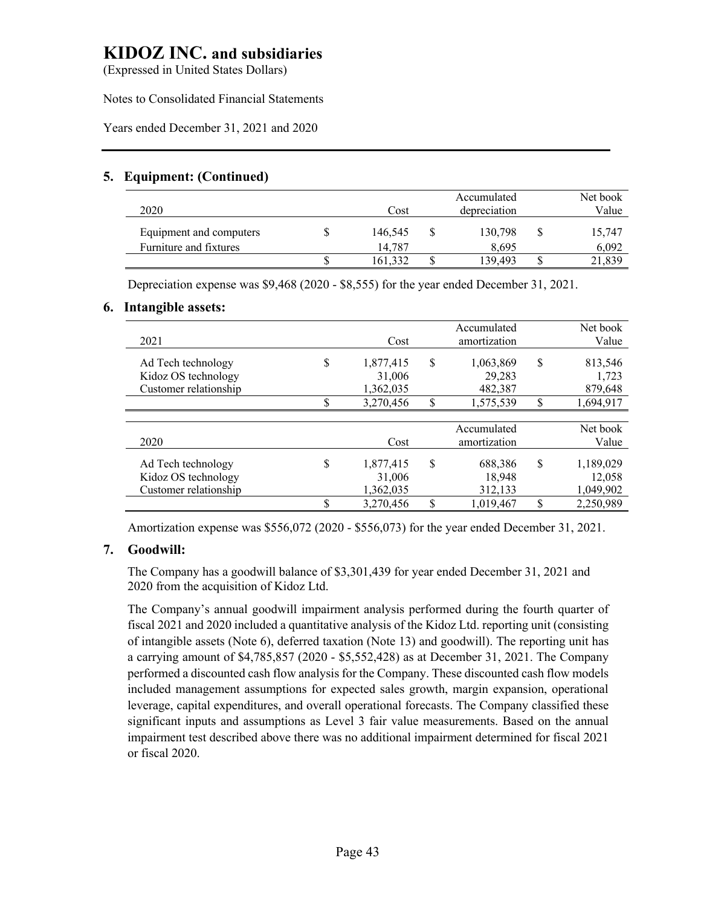## 5. Equipment: (Continued)

| 2020 | Cost | Accumulated depreciation | Net book Value |
|---|---|---|---|
| Equipment and computers | $ 146,545 | $ 130,798 | $ 15,747 |
| Furniture and fixtures | 14,787 | 8,695 | 6,092 |
| | $ 161,332 | $ 139,493 | $ 21,839 |

Depreciation expense was $9,468 (2020 - $8,555) for the year ended December 31, 2021.

## 6. Intangible assets:

| 2021 | Cost | Accumulated amortization | Net book Value |
|---|---|---|---|
| Ad Tech technology | $ 1,877,415 | $ 1,063,869 | $ 813,546 |
| Kidoz OS technology | 31,006 | 29,283 | 1,723 |
| Customer relationship | 1,362,035 | 482,387 | 879,648 |
| | $ 3,270,456 | $ 1,575,539 | $ 1,694,917 |

| 2020 | Cost | Accumulated amortization | Net book Value |
|---|---|---|---|
| Ad Tech technology | $ 1,877,415 | $ 688,386 | $ 1,189,029 |
| Kidoz OS technology | 31,006 | 18,948 | 12,058 |
| Customer relationship | 1,362,035 | 312,133 | 1,049,902 |
| | $ 3,270,456 | $ 1,019,467 | $ 2,250,989 |

Amortization expense was $556,072 (2020 - $556,073) for the year ended December 31, 2021.

## 7. Goodwill:

The Company has a goodwill balance of $3,301,439 for year ended December 31, 2021 and 2020 from the acquisition of Kidoz Ltd.

The Company's annual goodwill impairment analysis performed during the fourth quarter of fiscal 2021 and 2020 included a quantitative analysis of the Kidoz Ltd. reporting unit (consisting of intangible assets (Note 6), deferred taxation (Note 13) and goodwill). The reporting unit has a carrying amount of $4,785,857 (2020 - $5,552,428) as at December 31, 2021. The Company performed a discounted cash flow analysis for the Company. These discounted cash flow models included management assumptions for expected sales growth, margin expansion, operational leverage, capital expenditures, and overall operational forecasts. The Company classified these significant inputs and assumptions as Level 3 fair value measurements. Based on the annual impairment test described above there was no additional impairment determined for fiscal 2021 or fiscal 2020.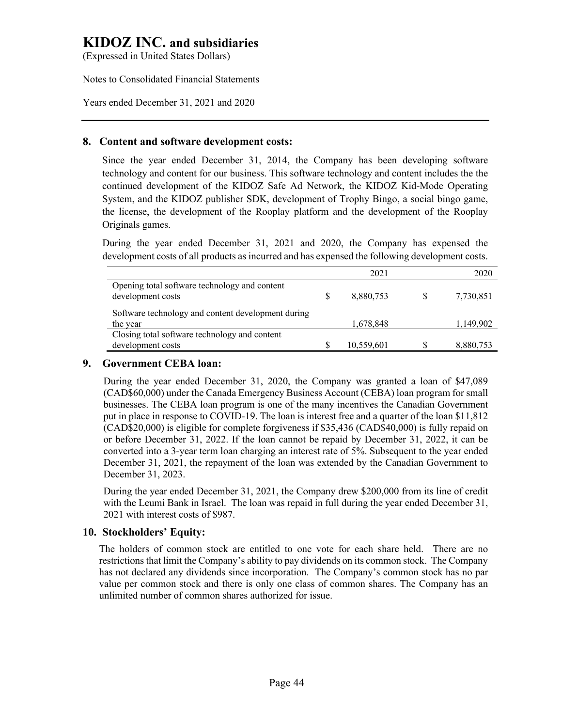# KIDOZ INC. and subsidiaries

(Expressed in United States Dollars)

Notes to Consolidated Financial Statements

Years ended December 31, 2021 and 2020

## 8. Content and software development costs:

Since the year ended December 31, 2014, the Company has been developing software technology and content for our business. This software technology and content includes the the continued development of the KIDOZ Safe Ad Network, the KIDOZ Kid-Mode Operating System, and the KIDOZ publisher SDK, development of Trophy Bingo, a social bingo game, the license, the development of the Rooplay platform and the development of the Rooplay Originals games.

During the year ended December 31, 2021 and 2020, the Company has expensed the development costs of all products as incurred and has expensed the following development costs.

| | 2021 | 2020 |
|---|---|---|
| Opening total software technology and content development costs | $ 8,880,753 | $ 7,730,851 |
| Software technology and content development during the year | 1,678,848 | 1,149,902 |
| Closing total software technology and content development costs | $ 10,559,601 | $ 8,880,753 |

## 9. Government CEBA loan:

During the year ended December 31, 2020, the Company was granted a loan of $47,089 (CAD$60,000) under the Canada Emergency Business Account (CEBA) loan program for small businesses. The CEBA loan program is one of the many incentives the Canadian Government put in place in response to COVID-19. The loan is interest free and a quarter of the loan $11,812 (CAD$20,000) is eligible for complete forgiveness if $35,436 (CAD$40,000) is fully repaid on or before December 31, 2022. If the loan cannot be repaid by December 31, 2022, it can be converted into a 3-year term loan charging an interest rate of 5%. Subsequent to the year ended December 31, 2021, the repayment of the loan was extended by the Canadian Government to December 31, 2023.

During the year ended December 31, 2021, the Company drew $200,000 from its line of credit with the Leumi Bank in Israel. The loan was repaid in full during the year ended December 31, 2021 with interest costs of $987.

## 10. Stockholders' Equity:

The holders of common stock are entitled to one vote for each share held. There are no restrictions that limit the Company's ability to pay dividends on its common stock. The Company has not declared any dividends since incorporation. The Company's common stock has no par value per common stock and there is only one class of common shares. The Company has an unlimited number of common shares authorized for issue.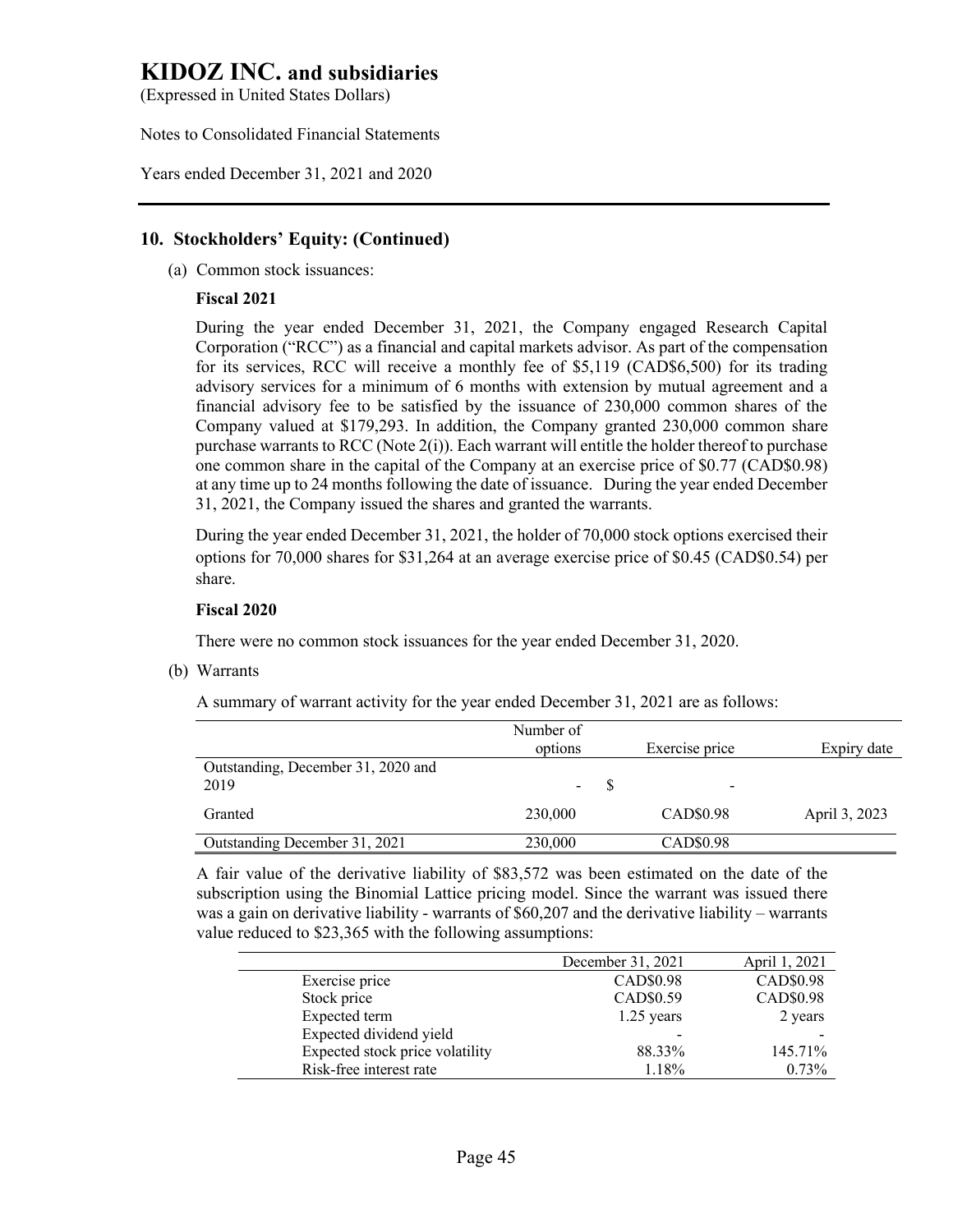# KIDOZ INC. and subsidiaries

(Expressed in United States Dollars)

Notes to Consolidated Financial Statements

Years ended December 31, 2021 and 2020

## 10. Stockholders' Equity: (Continued)

(a) Common stock issuances:

**Fiscal 2021**

During the year ended December 31, 2021, the Company engaged Research Capital Corporation ("RCC") as a financial and capital markets advisor. As part of the compensation for its services, RCC will receive a monthly fee of $5,119 (CAD$6,500) for its trading advisory services for a minimum of 6 months with extension by mutual agreement and a financial advisory fee to be satisfied by the issuance of 230,000 common shares of the Company valued at $179,293. In addition, the Company granted 230,000 common share purchase warrants to RCC (Note 2(i)). Each warrant will entitle the holder thereof to purchase one common share in the capital of the Company at an exercise price of $0.77 (CAD$0.98) at any time up to 24 months following the date of issuance. During the year ended December 31, 2021, the Company issued the shares and granted the warrants.

During the year ended December 31, 2021, the holder of 70,000 stock options exercised their options for 70,000 shares for $31,264 at an average exercise price of $0.45 (CAD$0.54) per share.

**Fiscal 2020**

There were no common stock issuances for the year ended December 31, 2020.

(b) Warrants

A summary of warrant activity for the year ended December 31, 2021 are as follows:

| | Number of options | Exercise price | Expiry date |
|---|---|---|---|
| Outstanding, December 31, 2020 and 2019 | - | $ - | |
| Granted | 230,000 | CAD$0.98 | April 3, 2023 |
| Outstanding December 31, 2021 | 230,000 | CAD$0.98 | |

A fair value of the derivative liability of $83,572 was been estimated on the date of the subscription using the Binomial Lattice pricing model. Since the warrant was issued there was a gain on derivative liability - warrants of $60,207 and the derivative liability – warrants value reduced to $23,365 with the following assumptions:

| | December 31, 2021 | April 1, 2021 |
|---|---|---|
| Exercise price | CAD$0.98 | CAD$0.98 |
| Stock price | CAD$0.59 | CAD$0.98 |
| Expected term | 1.25 years | 2 years |
| Expected dividend yield | - | - |
| Expected stock price volatility | 88.33% | 145.71% |
| Risk-free interest rate | 1.18% | 0.73% |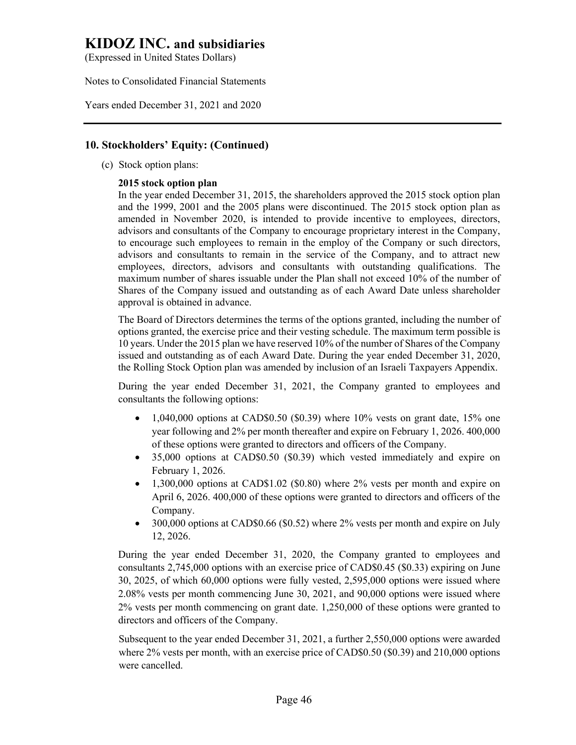# KIDOZ INC. and subsidiaries

(Expressed in United States Dollars)

Notes to Consolidated Financial Statements

Years ended December 31, 2021 and 2020

## 10. Stockholders' Equity: (Continued)

(c) Stock option plans:

**2015 stock option plan**

In the year ended December 31, 2015, the shareholders approved the 2015 stock option plan and the 1999, 2001 and the 2005 plans were discontinued. The 2015 stock option plan as amended in November 2020, is intended to provide incentive to employees, directors, advisors and consultants of the Company to encourage proprietary interest in the Company, to encourage such employees to remain in the employ of the Company or such directors, advisors and consultants to remain in the service of the Company, and to attract new employees, directors, advisors and consultants with outstanding qualifications. The maximum number of shares issuable under the Plan shall not exceed 10% of the number of Shares of the Company issued and outstanding as of each Award Date unless shareholder approval is obtained in advance.

The Board of Directors determines the terms of the options granted, including the number of options granted, the exercise price and their vesting schedule. The maximum term possible is 10 years. Under the 2015 plan we have reserved 10% of the number of Shares of the Company issued and outstanding as of each Award Date. During the year ended December 31, 2020, the Rolling Stock Option plan was amended by inclusion of an Israeli Taxpayers Appendix.

During the year ended December 31, 2021, the Company granted to employees and consultants the following options:

- 1,040,000 options at CAD$0.50 ($0.39) where 10% vests on grant date, 15% one year following and 2% per month thereafter and expire on February 1, 2026. 400,000 of these options were granted to directors and officers of the Company.
- 35,000 options at CAD$0.50 ($0.39) which vested immediately and expire on February 1, 2026.
- 1,300,000 options at CAD$1.02 ($0.80) where 2% vests per month and expire on April 6, 2026. 400,000 of these options were granted to directors and officers of the Company.
- 300,000 options at CAD$0.66 ($0.52) where 2% vests per month and expire on July 12, 2026.

During the year ended December 31, 2020, the Company granted to employees and consultants 2,745,000 options with an exercise price of CAD$0.45 ($0.33) expiring on June 30, 2025, of which 60,000 options were fully vested, 2,595,000 options were issued where 2.08% vests per month commencing June 30, 2021, and 90,000 options were issued where 2% vests per month commencing on grant date. 1,250,000 of these options were granted to directors and officers of the Company.

Subsequent to the year ended December 31, 2021, a further 2,550,000 options were awarded where 2% vests per month, with an exercise price of CAD$0.50 ($0.39) and 210,000 options were cancelled.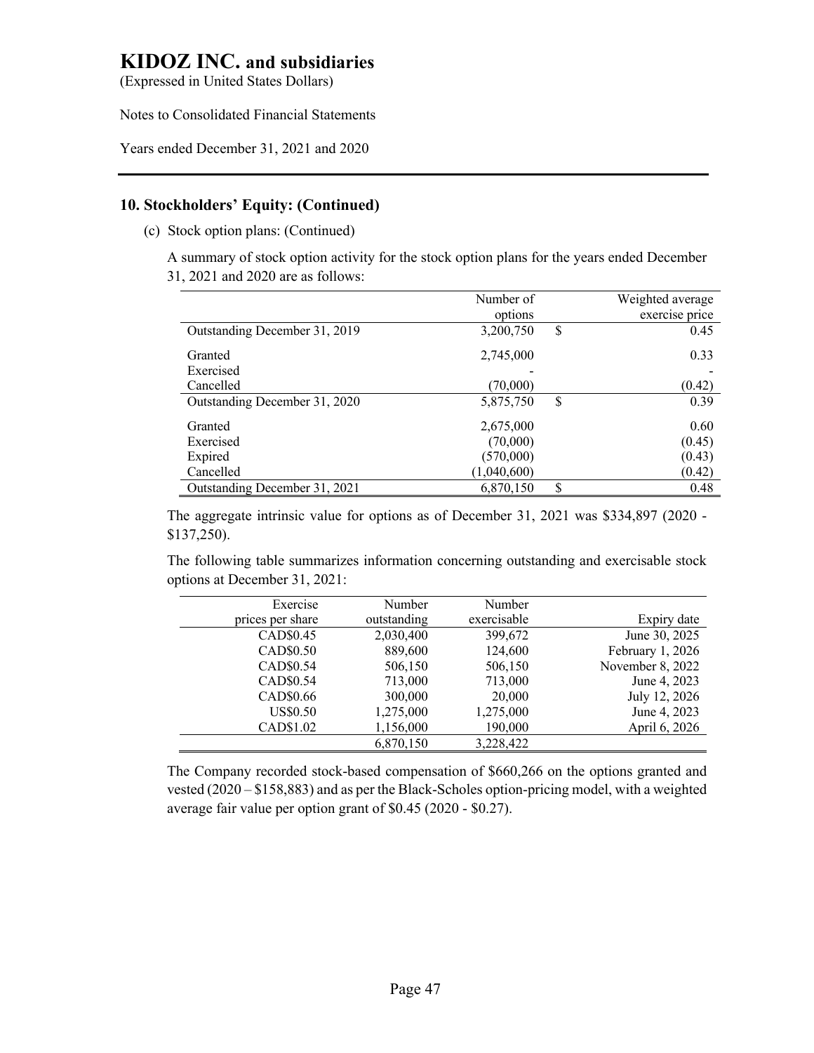# KIDOZ INC. and subsidiaries

(Expressed in United States Dollars)

Notes to Consolidated Financial Statements

Years ended December 31, 2021 and 2020

## 10. Stockholders' Equity: (Continued)

(c) Stock option plans: (Continued)

A summary of stock option activity for the stock option plans for the years ended December 31, 2021 and 2020 are as follows:

| | Number of options | | Weighted average exercise price |
|---|---|---|---|
| Outstanding December 31, 2019 | 3,200,750 | $ | 0.45 |
| Granted | 2,745,000 | | 0.33 |
| Exercised | - | | - |
| Cancelled | (70,000) | | (0.42) |
| Outstanding December 31, 2020 | 5,875,750 | $ | 0.39 |
| Granted | 2,675,000 | | 0.60 |
| Exercised | (70,000) | | (0.45) |
| Expired | (570,000) | | (0.43) |
| Cancelled | (1,040,600) | | (0.42) |
| Outstanding December 31, 2021 | 6,870,150 | $ | 0.48 |

The aggregate intrinsic value for options as of December 31, 2021 was $334,897 (2020 - $137,250).

The following table summarizes information concerning outstanding and exercisable stock options at December 31, 2021:

| Exercise prices per share | Number outstanding | Number exercisable | Expiry date |
|---|---|---|---|
| CAD$0.45 | 2,030,400 | 399,672 | June 30, 2025 |
| CAD$0.50 | 889,600 | 124,600 | February 1, 2026 |
| CAD$0.54 | 506,150 | 506,150 | November 8, 2022 |
| CAD$0.54 | 713,000 | 713,000 | June 4, 2023 |
| CAD$0.66 | 300,000 | 20,000 | July 12, 2026 |
| US$0.50 | 1,275,000 | 1,275,000 | June 4, 2023 |
| CAD$1.02 | 1,156,000 | 190,000 | April 6, 2026 |
| | 6,870,150 | 3,228,422 | |

The Company recorded stock-based compensation of $660,266 on the options granted and vested (2020 – $158,883) and as per the Black-Scholes option-pricing model, with a weighted average fair value per option grant of $0.45 (2020 - $0.27).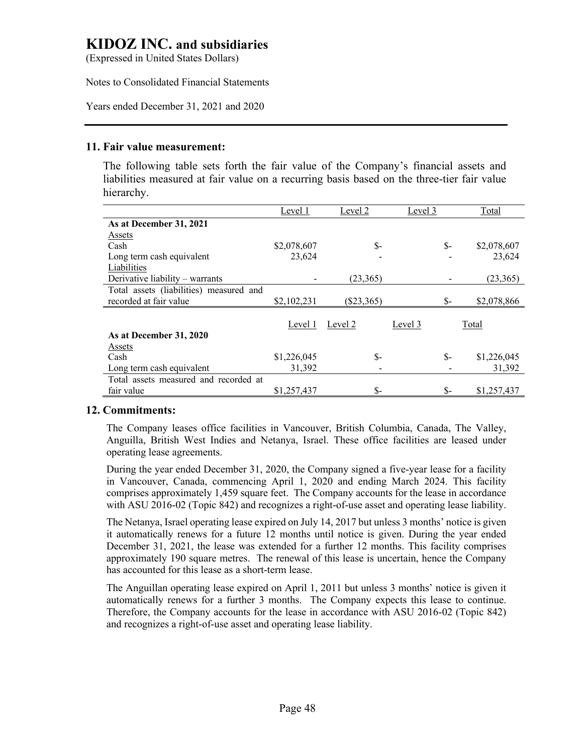# KIDOZ INC. and subsidiaries

(Expressed in United States Dollars)

Notes to Consolidated Financial Statements

Years ended December 31, 2021 and 2020

## 11. Fair value measurement:

The following table sets forth the fair value of the Company's financial assets and liabilities measured at fair value on a recurring basis based on the three-tier fair value hierarchy.

| | Level 1 | Level 2 | Level 3 | Total |
|---|---|---|---|---|
| **As at December 31, 2021** | | | | |
| Assets | | | | |
| Cash | $2,078,607 | $- | $- | $2,078,607 |
| Long term cash equivalent | 23,624 | - | - | 23,624 |
| Liabilities | | | | |
| Derivative liability – warrants | - | (23,365) | - | (23,365) |
| Total assets (liabilities) measured and recorded at fair value | $2,102,231 | ($23,365) | $- | $2,078,866 |

| | Level 1 | Level 2 | Level 3 | Total |
|---|---|---|---|---|
| **As at December 31, 2020** | | | | |
| Assets | | | | |
| Cash | $1,226,045 | $- | $- | $1,226,045 |
| Long term cash equivalent | 31,392 | - | - | 31,392 |
| Total assets measured and recorded at fair value | $1,257,437 | $- | $- | $1,257,437 |

## 12. Commitments:

The Company leases office facilities in Vancouver, British Columbia, Canada, The Valley, Anguilla, British West Indies and Netanya, Israel. These office facilities are leased under operating lease agreements.

During the year ended December 31, 2020, the Company signed a five-year lease for a facility in Vancouver, Canada, commencing April 1, 2020 and ending March 2024. This facility comprises approximately 1,459 square feet. The Company accounts for the lease in accordance with ASU 2016-02 (Topic 842) and recognizes a right-of-use asset and operating lease liability.

The Netanya, Israel operating lease expired on July 14, 2017 but unless 3 months' notice is given it automatically renews for a future 12 months until notice is given. During the year ended December 31, 2021, the lease was extended for a further 12 months. This facility comprises approximately 190 square metres. The renewal of this lease is uncertain, hence the Company has accounted for this lease as a short-term lease.

The Anguillan operating lease expired on April 1, 2011 but unless 3 months' notice is given it automatically renews for a further 3 months. The Company expects this lease to continue. Therefore, the Company accounts for the lease in accordance with ASU 2016-02 (Topic 842) and recognizes a right-of-use asset and operating lease liability.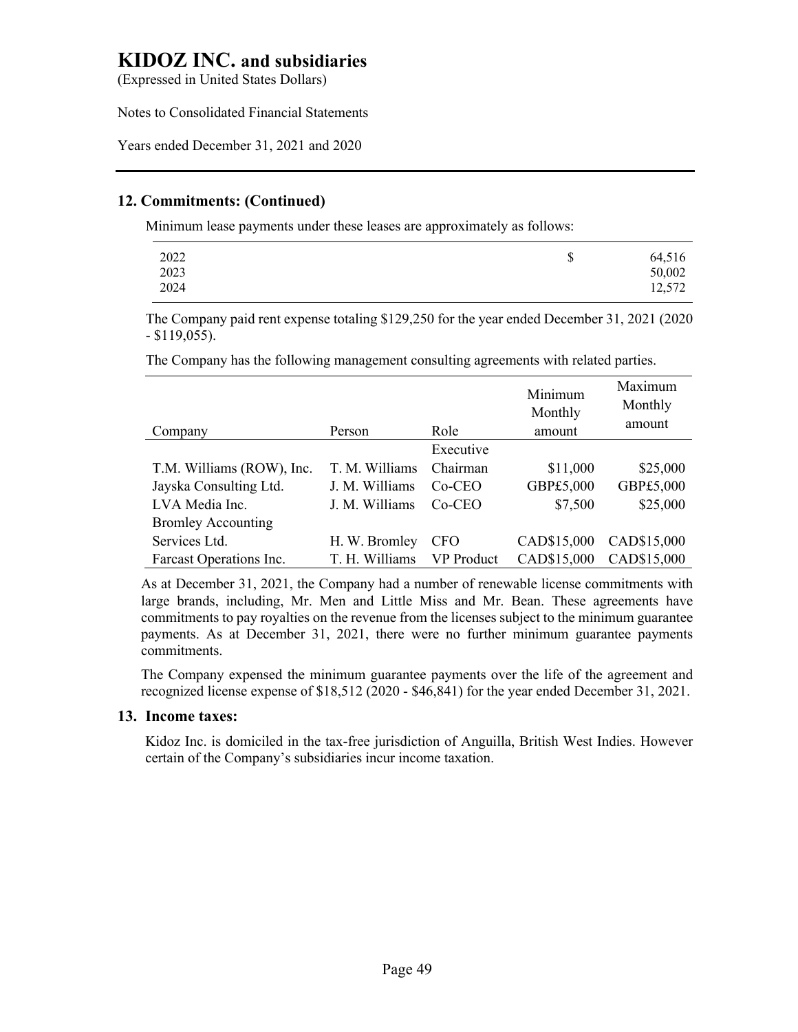# KIDOZ INC. and subsidiaries

(Expressed in United States Dollars)

Notes to Consolidated Financial Statements

Years ended December 31, 2021 and 2020

## 12. Commitments: (Continued)

Minimum lease payments under these leases are approximately as follows:

| | | |
|---|---|---|
| 2022 | $ | 64,516 |
| 2023 | | 50,002 |
| 2024 | | 12,572 |

The Company paid rent expense totaling $129,250 for the year ended December 31, 2021 (2020 - $119,055).

The Company has the following management consulting agreements with related parties.

| Company | Person | Role | Minimum Monthly amount | Maximum Monthly amount |
|---|---|---|---|---|
| T.M. Williams (ROW), Inc. | T. M. Williams | Executive Chairman | $11,000 | $25,000 |
| Jayska Consulting Ltd. | J. M. Williams | Co-CEO | GBP£5,000 | GBP£5,000 |
| LVA Media Inc. | J. M. Williams | Co-CEO | $7,500 | $25,000 |
| Bromley Accounting Services Ltd. | H. W. Bromley | CFO | CAD$15,000 | CAD$15,000 |
| Farcast Operations Inc. | T. H. Williams | VP Product | CAD$15,000 | CAD$15,000 |

As at December 31, 2021, the Company had a number of renewable license commitments with large brands, including, Mr. Men and Little Miss and Mr. Bean. These agreements have commitments to pay royalties on the revenue from the licenses subject to the minimum guarantee payments. As at December 31, 2021, there were no further minimum guarantee payments commitments.

The Company expensed the minimum guarantee payments over the life of the agreement and recognized license expense of $18,512 (2020 - $46,841) for the year ended December 31, 2021.

## 13. Income taxes:

Kidoz Inc. is domiciled in the tax-free jurisdiction of Anguilla, British West Indies. However certain of the Company's subsidiaries incur income taxation.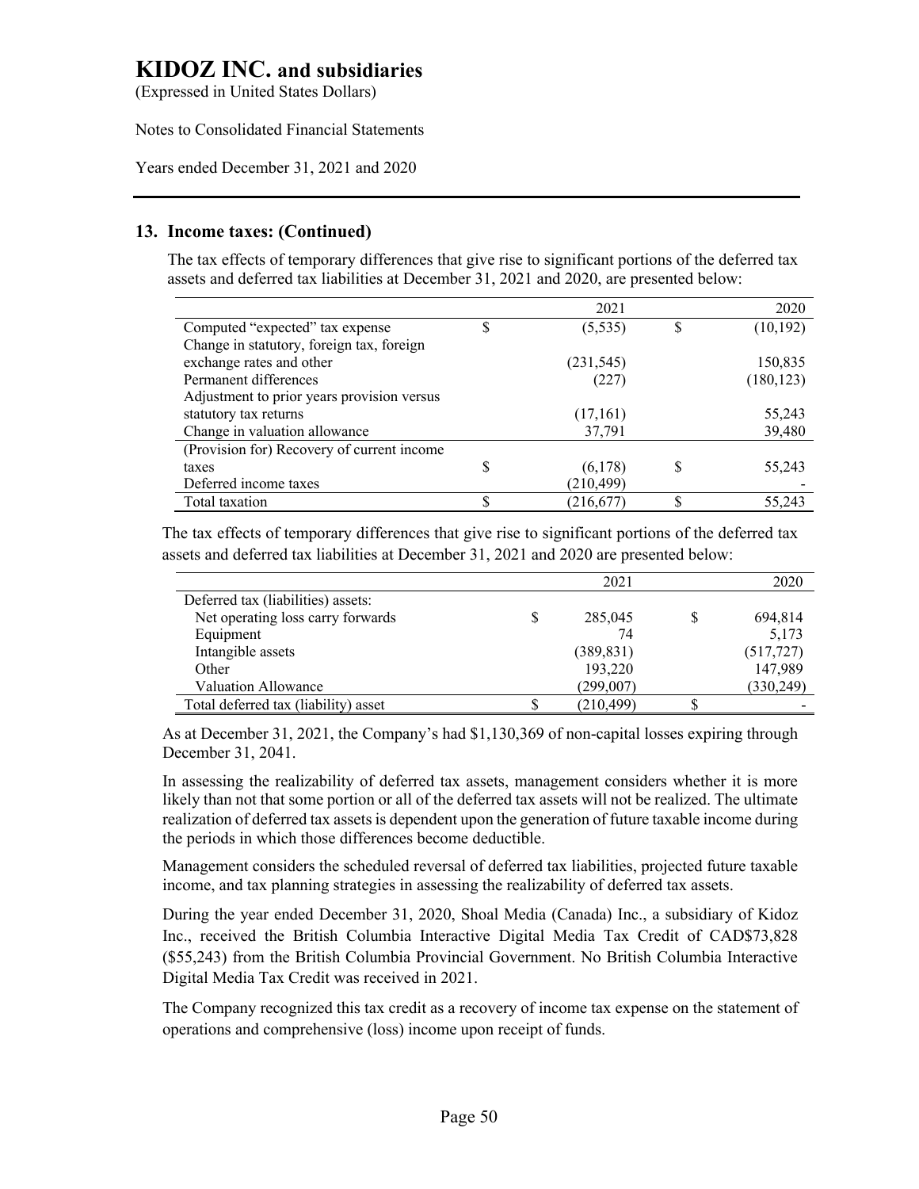## 13. Income taxes: (Continued)

The tax effects of temporary differences that give rise to significant portions of the deferred tax assets and deferred tax liabilities at December 31, 2021 and 2020, are presented below:

| | 2021 | 2020 |
|---|---|---|
| Computed "expected" tax expense | $ (5,535) | $ (10,192) |
| Change in statutory, foreign tax, foreign exchange rates and other | (231,545) | 150,835 |
| Permanent differences | (227) | (180,123) |
| Adjustment to prior years provision versus statutory tax returns | (17,161) | 55,243 |
| Change in valuation allowance | 37,791 | 39,480 |
| (Provision for) Recovery of current income taxes | $ (6,178) | $ 55,243 |
| Deferred income taxes | (210,499) | - |
| Total taxation | $ (216,677) | $ 55,243 |

The tax effects of temporary differences that give rise to significant portions of the deferred tax assets and deferred tax liabilities at December 31, 2021 and 2020 are presented below:

| | 2021 | 2020 |
|---|---|---|
| Deferred tax (liabilities) assets: | | |
| Net operating loss carry forwards | $ 285,045 | $ 694,814 |
| Equipment | 74 | 5,173 |
| Intangible assets | (389,831) | (517,727) |
| Other | 193,220 | 147,989 |
| Valuation Allowance | (299,007) | (330,249) |
| Total deferred tax (liability) asset | $ (210,499) | $ - |

As at December 31, 2021, the Company's had $1,130,369 of non-capital losses expiring through December 31, 2041.

In assessing the realizability of deferred tax assets, management considers whether it is more likely than not that some portion or all of the deferred tax assets will not be realized. The ultimate realization of deferred tax assets is dependent upon the generation of future taxable income during the periods in which those differences become deductible.

Management considers the scheduled reversal of deferred tax liabilities, projected future taxable income, and tax planning strategies in assessing the realizability of deferred tax assets.

During the year ended December 31, 2020, Shoal Media (Canada) Inc., a subsidiary of Kidoz Inc., received the British Columbia Interactive Digital Media Tax Credit of CAD$73,828 ($55,243) from the British Columbia Provincial Government. No British Columbia Interactive Digital Media Tax Credit was received in 2021.

The Company recognized this tax credit as a recovery of income tax expense on the statement of operations and comprehensive (loss) income upon receipt of funds.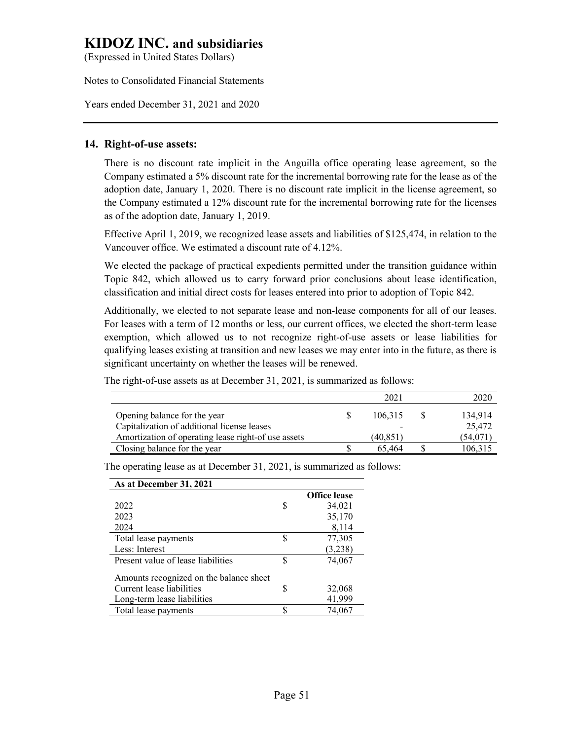## 14. Right-of-use assets:

There is no discount rate implicit in the Anguilla office operating lease agreement, so the Company estimated a 5% discount rate for the incremental borrowing rate for the lease as of the adoption date, January 1, 2020. There is no discount rate implicit in the license agreement, so the Company estimated a 12% discount rate for the incremental borrowing rate for the licenses as of the adoption date, January 1, 2019.

Effective April 1, 2019, we recognized lease assets and liabilities of $125,474, in relation to the Vancouver office. We estimated a discount rate of 4.12%.

We elected the package of practical expedients permitted under the transition guidance within Topic 842, which allowed us to carry forward prior conclusions about lease identification, classification and initial direct costs for leases entered into prior to adoption of Topic 842.

Additionally, we elected to not separate lease and non-lease components for all of our leases. For leases with a term of 12 months or less, our current offices, we elected the short-term lease exemption, which allowed us to not recognize right-of-use assets or lease liabilities for qualifying leases existing at transition and new leases we may enter into in the future, as there is significant uncertainty on whether the leases will be renewed.

The right-of-use assets as at December 31, 2021, is summarized as follows:

| | | 2021 | | 2020 |
|---|---|---|---|---|
| Opening balance for the year | $ | 106,315 | $ | 134,914 |
| Capitalization of additional license leases | | - | | 25,472 |
| Amortization of operating lease right-of use assets | | (40,851) | | (54,071) |
| Closing balance for the year | $ | 65,464 | $ | 106,315 |

The operating lease as at December 31, 2021, is summarized as follows:

| As at December 31, 2021 | | |
|---|---|---|
| | | Office lease |
| 2022 | $ | 34,021 |
| 2023 | | 35,170 |
| 2024 | | 8,114 |
| Total lease payments | $ | 77,305 |
| Less: Interest | | (3,238) |
| Present value of lease liabilities | $ | 74,067 |
| Amounts recognized on the balance sheet | | |
| Current lease liabilities | $ | 32,068 |
| Long-term lease liabilities | | 41,999 |
| Total lease payments | $ | 74,067 |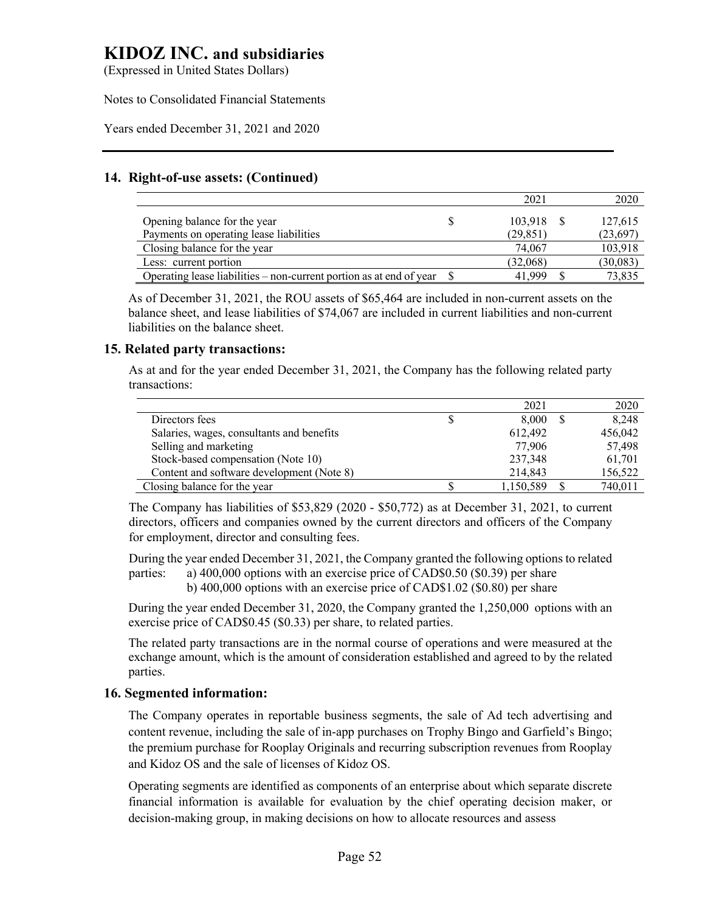# KIDOZ INC. and subsidiaries

(Expressed in United States Dollars)

Notes to Consolidated Financial Statements

Years ended December 31, 2021 and 2020

## 14. Right-of-use assets: (Continued)

| | | 2021 | | 2020 |
|---|---|---|---|---|
| Opening balance for the year | $ | 103,918 | $ | 127,615 |
| Payments on operating lease liabilities | | (29,851) | | (23,697) |
| Closing balance for the year | | 74,067 | | 103,918 |
| Less: current portion | | (32,068) | | (30,083) |
| Operating lease liabilities – non-current portion as at end of year | $ | 41,999 | $ | 73,835 |

As of December 31, 2021, the ROU assets of $65,464 are included in non-current assets on the balance sheet, and lease liabilities of $74,067 are included in current liabilities and non-current liabilities on the balance sheet.

## 15. Related party transactions:

As at and for the year ended December 31, 2021, the Company has the following related party transactions:

| | | 2021 | | 2020 |
|---|---|---|---|---|
| Directors fees | $ | 8,000 | $ | 8,248 |
| Salaries, wages, consultants and benefits | | 612,492 | | 456,042 |
| Selling and marketing | | 77,906 | | 57,498 |
| Stock-based compensation (Note 10) | | 237,348 | | 61,701 |
| Content and software development (Note 8) | | 214,843 | | 156,522 |
| Closing balance for the year | $ | 1,150,589 | $ | 740,011 |

The Company has liabilities of $53,829 (2020 - $50,772) as at December 31, 2021, to current directors, officers and companies owned by the current directors and officers of the Company for employment, director and consulting fees.

During the year ended December 31, 2021, the Company granted the following options to related parties:
a) 400,000 options with an exercise price of CAD$0.50 ($0.39) per share
b) 400,000 options with an exercise price of CAD$1.02 ($0.80) per share

During the year ended December 31, 2020, the Company granted the 1,250,000 options with an exercise price of CAD$0.45 ($0.33) per share, to related parties.

The related party transactions are in the normal course of operations and were measured at the exchange amount, which is the amount of consideration established and agreed to by the related parties.

## 16. Segmented information:

The Company operates in reportable business segments, the sale of Ad tech advertising and content revenue, including the sale of in-app purchases on Trophy Bingo and Garfield's Bingo; the premium purchase for Rooplay Originals and recurring subscription revenues from Rooplay and Kidoz OS and the sale of licenses of Kidoz OS.

Operating segments are identified as components of an enterprise about which separate discrete financial information is available for evaluation by the chief operating decision maker, or decision-making group, in making decisions on how to allocate resources and assess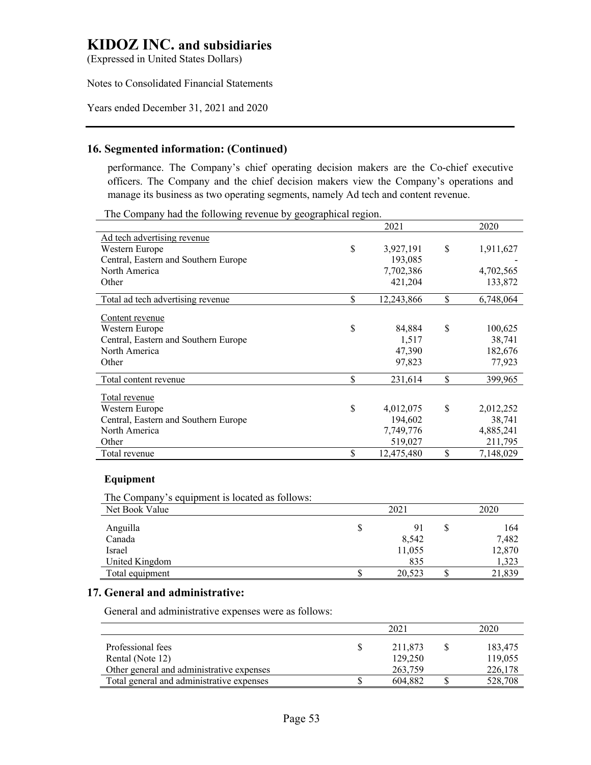# KIDOZ INC. and subsidiaries

(Expressed in United States Dollars)

Notes to Consolidated Financial Statements

Years ended December 31, 2021 and 2020

## 16. Segmented information: (Continued)

performance. The Company's chief operating decision makers are the Co-chief executive officers. The Company and the chief decision makers view the Company's operations and manage its business as two operating segments, namely Ad tech and content revenue.

The Company had the following revenue by geographical region.

| | 2021 | 2020 |
|---|---|---|
| Ad tech advertising revenue | | |
| Western Europe | $ 3,927,191 | $ 1,911,627 |
| Central, Eastern and Southern Europe | 193,085 | - |
| North America | 7,702,386 | 4,702,565 |
| Other | 421,204 | 133,872 |
| Total ad tech advertising revenue | $ 12,243,866 | $ 6,748,064 |
| Content revenue | | |
| Western Europe | $ 84,884 | $ 100,625 |
| Central, Eastern and Southern Europe | 1,517 | 38,741 |
| North America | 47,390 | 182,676 |
| Other | 97,823 | 77,923 |
| Total content revenue | $ 231,614 | $ 399,965 |
| Total revenue | | |
| Western Europe | $ 4,012,075 | $ 2,012,252 |
| Central, Eastern and Southern Europe | 194,602 | 38,741 |
| North America | 7,749,776 | 4,885,241 |
| Other | 519,027 | 211,795 |
| Total revenue | $ 12,475,480 | $ 7,148,029 |

### Equipment

The Company's equipment is located as follows:

| Net Book Value | 2021 | 2020 |
|---|---|---|
| Anguilla | $ 91 | $ 164 |
| Canada | 8,542 | 7,482 |
| Israel | 11,055 | 12,870 |
| United Kingdom | 835 | 1,323 |
| Total equipment | $ 20,523 | $ 21,839 |

## 17. General and administrative:

General and administrative expenses were as follows:

| | 2021 | 2020 |
|---|---|---|
| Professional fees | $ 211,873 | $ 183,475 |
| Rental (Note 12) | 129,250 | 119,055 |
| Other general and administrative expenses | 263,759 | 226,178 |
| Total general and administrative expenses | $ 604,882 | $ 528,708 |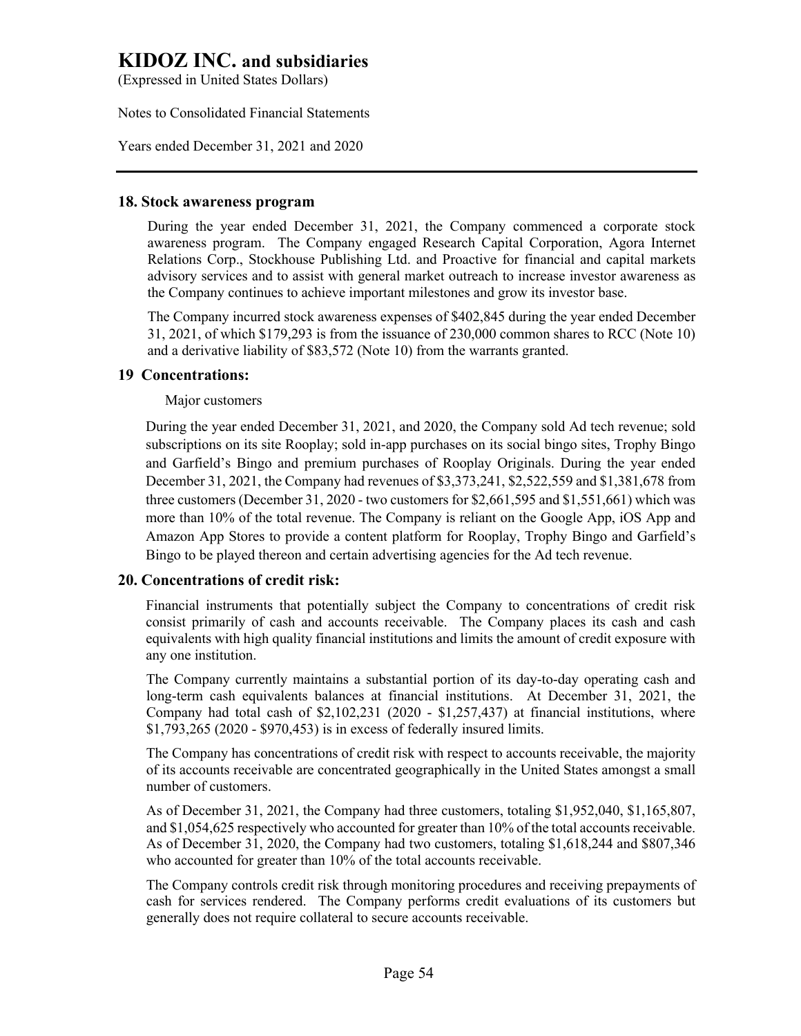## 18. Stock awareness program

During the year ended December 31, 2021, the Company commenced a corporate stock awareness program. The Company engaged Research Capital Corporation, Agora Internet Relations Corp., Stockhouse Publishing Ltd. and Proactive for financial and capital markets advisory services and to assist with general market outreach to increase investor awareness as the Company continues to achieve important milestones and grow its investor base.

The Company incurred stock awareness expenses of $402,845 during the year ended December 31, 2021, of which $179,293 is from the issuance of 230,000 common shares to RCC (Note 10) and a derivative liability of $83,572 (Note 10) from the warrants granted.

## 19 Concentrations:

Major customers

During the year ended December 31, 2021, and 2020, the Company sold Ad tech revenue; sold subscriptions on its site Rooplay; sold in-app purchases on its social bingo sites, Trophy Bingo and Garfield's Bingo and premium purchases of Rooplay Originals. During the year ended December 31, 2021, the Company had revenues of $3,373,241, $2,522,559 and $1,381,678 from three customers (December 31, 2020 - two customers for $2,661,595 and $1,551,661) which was more than 10% of the total revenue. The Company is reliant on the Google App, iOS App and Amazon App Stores to provide a content platform for Rooplay, Trophy Bingo and Garfield's Bingo to be played thereon and certain advertising agencies for the Ad tech revenue.

## 20. Concentrations of credit risk:

Financial instruments that potentially subject the Company to concentrations of credit risk consist primarily of cash and accounts receivable. The Company places its cash and cash equivalents with high quality financial institutions and limits the amount of credit exposure with any one institution.

The Company currently maintains a substantial portion of its day-to-day operating cash and long-term cash equivalents balances at financial institutions. At December 31, 2021, the Company had total cash of $2,102,231 (2020 - $1,257,437) at financial institutions, where $1,793,265 (2020 - $970,453) is in excess of federally insured limits.

The Company has concentrations of credit risk with respect to accounts receivable, the majority of its accounts receivable are concentrated geographically in the United States amongst a small number of customers.

As of December 31, 2021, the Company had three customers, totaling $1,952,040, $1,165,807, and $1,054,625 respectively who accounted for greater than 10% of the total accounts receivable. As of December 31, 2020, the Company had two customers, totaling $1,618,244 and $807,346 who accounted for greater than 10% of the total accounts receivable.

The Company controls credit risk through monitoring procedures and receiving prepayments of cash for services rendered. The Company performs credit evaluations of its customers but generally does not require collateral to secure accounts receivable.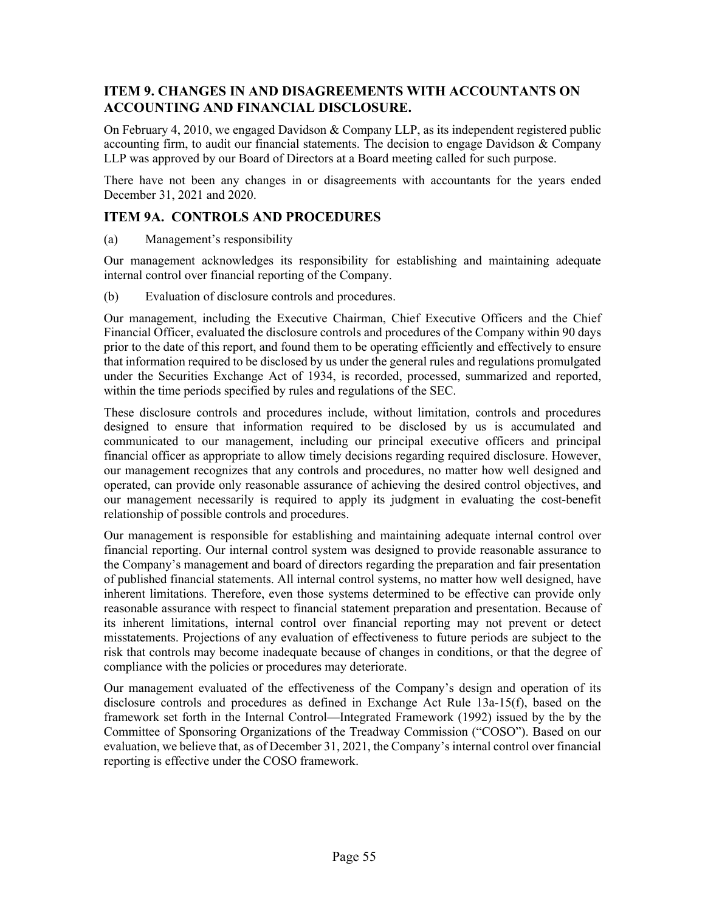## ITEM 9. CHANGES IN AND DISAGREEMENTS WITH ACCOUNTANTS ON ACCOUNTING AND FINANCIAL DISCLOSURE.

On February 4, 2010, we engaged Davidson & Company LLP, as its independent registered public accounting firm, to audit our financial statements. The decision to engage Davidson & Company LLP was approved by our Board of Directors at a Board meeting called for such purpose.

There have not been any changes in or disagreements with accountants for the years ended December 31, 2021 and 2020.

## ITEM 9A. CONTROLS AND PROCEDURES

(a) Management's responsibility

Our management acknowledges its responsibility for establishing and maintaining adequate internal control over financial reporting of the Company.

(b) Evaluation of disclosure controls and procedures.

Our management, including the Executive Chairman, Chief Executive Officers and the Chief Financial Officer, evaluated the disclosure controls and procedures of the Company within 90 days prior to the date of this report, and found them to be operating efficiently and effectively to ensure that information required to be disclosed by us under the general rules and regulations promulgated under the Securities Exchange Act of 1934, is recorded, processed, summarized and reported, within the time periods specified by rules and regulations of the SEC.

These disclosure controls and procedures include, without limitation, controls and procedures designed to ensure that information required to be disclosed by us is accumulated and communicated to our management, including our principal executive officers and principal financial officer as appropriate to allow timely decisions regarding required disclosure. However, our management recognizes that any controls and procedures, no matter how well designed and operated, can provide only reasonable assurance of achieving the desired control objectives, and our management necessarily is required to apply its judgment in evaluating the cost-benefit relationship of possible controls and procedures.

Our management is responsible for establishing and maintaining adequate internal control over financial reporting. Our internal control system was designed to provide reasonable assurance to the Company's management and board of directors regarding the preparation and fair presentation of published financial statements. All internal control systems, no matter how well designed, have inherent limitations. Therefore, even those systems determined to be effective can provide only reasonable assurance with respect to financial statement preparation and presentation. Because of its inherent limitations, internal control over financial reporting may not prevent or detect misstatements. Projections of any evaluation of effectiveness to future periods are subject to the risk that controls may become inadequate because of changes in conditions, or that the degree of compliance with the policies or procedures may deteriorate.

Our management evaluated of the effectiveness of the Company's design and operation of its disclosure controls and procedures as defined in Exchange Act Rule 13a-15(f), based on the framework set forth in the Internal Control—Integrated Framework (1992) issued by the by the Committee of Sponsoring Organizations of the Treadway Commission ("COSO"). Based on our evaluation, we believe that, as of December 31, 2021, the Company's internal control over financial reporting is effective under the COSO framework.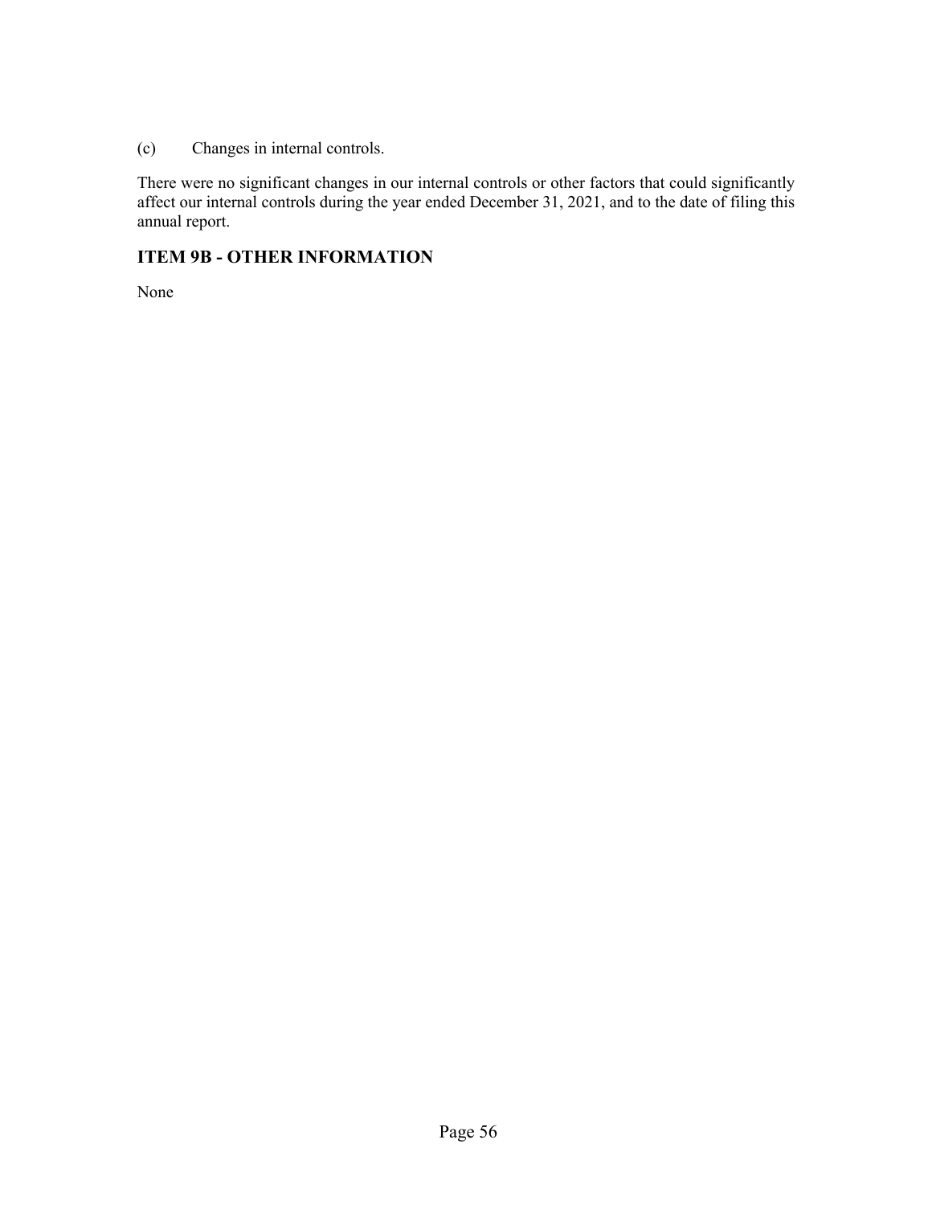(c) Changes in internal controls.

There were no significant changes in our internal controls or other factors that could significantly affect our internal controls during the year ended December 31, 2021, and to the date of filing this annual report.

## ITEM 9B - OTHER INFORMATION

None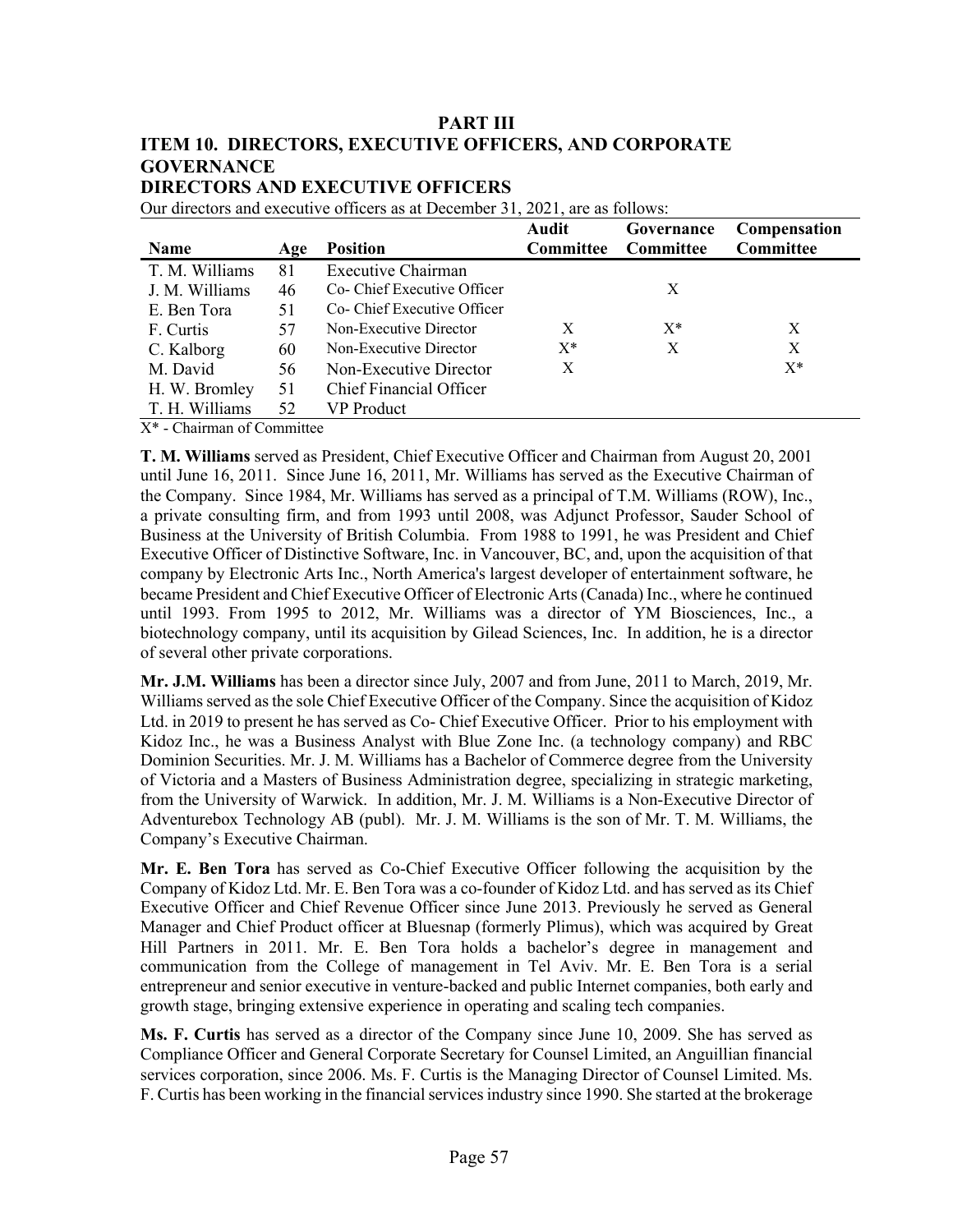# PART III

## ITEM 10. DIRECTORS, EXECUTIVE OFFICERS, AND CORPORATE GOVERNANCE

### DIRECTORS AND EXECUTIVE OFFICERS

Our directors and executive officers as at December 31, 2021, are as follows:

| Name | Age | Position | Audit Committee | Governance Committee | Compensation Committee |
|---|---|---|---|---|---|
| T. M. Williams | 81 | Executive Chairman | | | |
| J. M. Williams | 46 | Co- Chief Executive Officer | | X | |
| E. Ben Tora | 51 | Co- Chief Executive Officer | | | |
| F. Curtis | 57 | Non-Executive Director | X | X* | X |
| C. Kalborg | 60 | Non-Executive Director | X* | X | X |
| M. David | 56 | Non-Executive Director | X | | X* |
| H. W. Bromley | 51 | Chief Financial Officer | | | |
| T. H. Williams | 52 | VP Product | | | |

X* - Chairman of Committee

**T. M. Williams** served as President, Chief Executive Officer and Chairman from August 20, 2001 until June 16, 2011. Since June 16, 2011, Mr. Williams has served as the Executive Chairman of the Company. Since 1984, Mr. Williams has served as a principal of T.M. Williams (ROW), Inc., a private consulting firm, and from 1993 until 2008, was Adjunct Professor, Sauder School of Business at the University of British Columbia. From 1988 to 1991, he was President and Chief Executive Officer of Distinctive Software, Inc. in Vancouver, BC, and, upon the acquisition of that company by Electronic Arts Inc., North America's largest developer of entertainment software, he became President and Chief Executive Officer of Electronic Arts (Canada) Inc., where he continued until 1993. From 1995 to 2012, Mr. Williams was a director of YM Biosciences, Inc., a biotechnology company, until its acquisition by Gilead Sciences, Inc. In addition, he is a director of several other private corporations.

**Mr. J.M. Williams** has been a director since July, 2007 and from June, 2011 to March, 2019, Mr. Williams served as the sole Chief Executive Officer of the Company. Since the acquisition of Kidoz Ltd. in 2019 to present he has served as Co- Chief Executive Officer. Prior to his employment with Kidoz Inc., he was a Business Analyst with Blue Zone Inc. (a technology company) and RBC Dominion Securities. Mr. J. M. Williams has a Bachelor of Commerce degree from the University of Victoria and a Masters of Business Administration degree, specializing in strategic marketing, from the University of Warwick. In addition, Mr. J. M. Williams is a Non-Executive Director of Adventurebox Technology AB (publ). Mr. J. M. Williams is the son of Mr. T. M. Williams, the Company's Executive Chairman.

**Mr. E. Ben Tora** has served as Co-Chief Executive Officer following the acquisition by the Company of Kidoz Ltd. Mr. E. Ben Tora was a co-founder of Kidoz Ltd. and has served as its Chief Executive Officer and Chief Revenue Officer since June 2013. Previously he served as General Manager and Chief Product officer at Bluesnap (formerly Plimus), which was acquired by Great Hill Partners in 2011. Mr. E. Ben Tora holds a bachelor's degree in management and communication from the College of management in Tel Aviv. Mr. E. Ben Tora is a serial entrepreneur and senior executive in venture-backed and public Internet companies, both early and growth stage, bringing extensive experience in operating and scaling tech companies.

**Ms. F. Curtis** has served as a director of the Company since June 10, 2009. She has served as Compliance Officer and General Corporate Secretary for Counsel Limited, an Anguillian financial services corporation, since 2006. Ms. F. Curtis is the Managing Director of Counsel Limited. Ms. F. Curtis has been working in the financial services industry since 1990. She started at the brokerage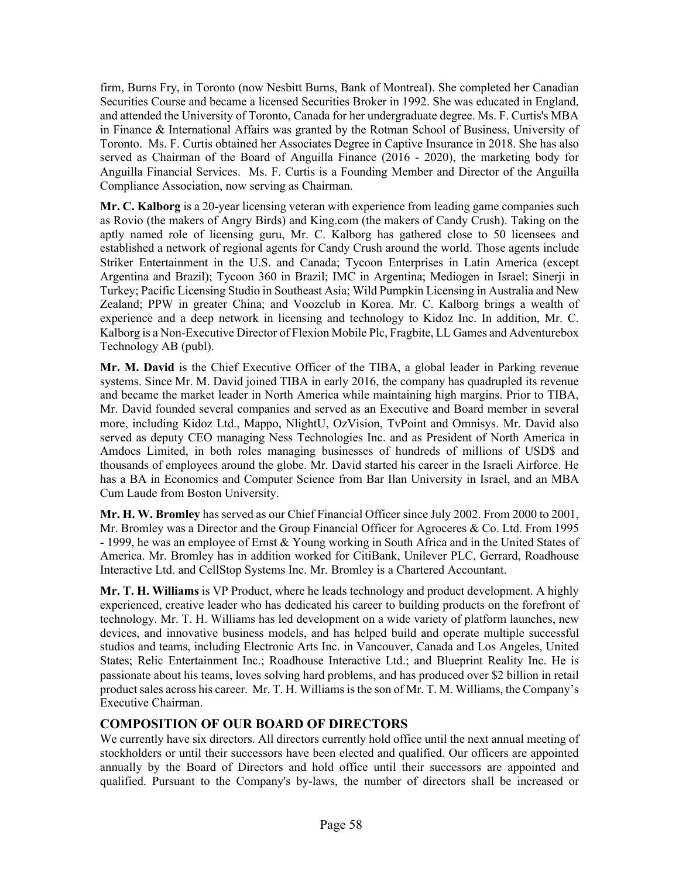firm, Burns Fry, in Toronto (now Nesbitt Burns, Bank of Montreal). She completed her Canadian Securities Course and became a licensed Securities Broker in 1992. She was educated in England, and attended the University of Toronto, Canada for her undergraduate degree. Ms. F. Curtis's MBA in Finance & International Affairs was granted by the Rotman School of Business, University of Toronto. Ms. F. Curtis obtained her Associates Degree in Captive Insurance in 2018. She has also served as Chairman of the Board of Anguilla Finance (2016 - 2020), the marketing body for Anguilla Financial Services. Ms. F. Curtis is a Founding Member and Director of the Anguilla Compliance Association, now serving as Chairman.

**Mr. C. Kalborg** is a 20-year licensing veteran with experience from leading game companies such as Rovio (the makers of Angry Birds) and King.com (the makers of Candy Crush). Taking on the aptly named role of licensing guru, Mr. C. Kalborg has gathered close to 50 licensees and established a network of regional agents for Candy Crush around the world. Those agents include Striker Entertainment in the U.S. and Canada; Tycoon Enterprises in Latin America (except Argentina and Brazil); Tycoon 360 in Brazil; IMC in Argentina; Mediogen in Israel; Sinerji in Turkey; Pacific Licensing Studio in Southeast Asia; Wild Pumpkin Licensing in Australia and New Zealand; PPW in greater China; and Voozclub in Korea. Mr. C. Kalborg brings a wealth of experience and a deep network in licensing and technology to Kidoz Inc. In addition, Mr. C. Kalborg is a Non-Executive Director of Flexion Mobile Plc, Fragbite, LL Games and Adventurebox Technology AB (publ).

**Mr. M. David** is the Chief Executive Officer of the TIBA, a global leader in Parking revenue systems. Since Mr. M. David joined TIBA in early 2016, the company has quadrupled its revenue and became the market leader in North America while maintaining high margins. Prior to TIBA, Mr. David founded several companies and served as an Executive and Board member in several more, including Kidoz Ltd., Mappo, NlightU, OzVision, TvPoint and Omnisys. Mr. David also served as deputy CEO managing Ness Technologies Inc. and as President of North America in Amdocs Limited, in both roles managing businesses of hundreds of millions of USD$ and thousands of employees around the globe. Mr. David started his career in the Israeli Airforce. He has a BA in Economics and Computer Science from Bar Ilan University in Israel, and an MBA Cum Laude from Boston University.

**Mr. H. W. Bromley** has served as our Chief Financial Officer since July 2002. From 2000 to 2001, Mr. Bromley was a Director and the Group Financial Officer for Agroceres & Co. Ltd. From 1995 - 1999, he was an employee of Ernst & Young working in South Africa and in the United States of America. Mr. Bromley has in addition worked for CitiBank, Unilever PLC, Gerrard, Roadhouse Interactive Ltd. and CellStop Systems Inc. Mr. Bromley is a Chartered Accountant.

**Mr. T. H. Williams** is VP Product, where he leads technology and product development. A highly experienced, creative leader who has dedicated his career to building products on the forefront of technology. Mr. T. H. Williams has led development on a wide variety of platform launches, new devices, and innovative business models, and has helped build and operate multiple successful studios and teams, including Electronic Arts Inc. in Vancouver, Canada and Los Angeles, United States; Relic Entertainment Inc.; Roadhouse Interactive Ltd.; and Blueprint Reality Inc. He is passionate about his teams, loves solving hard problems, and has produced over $2 billion in retail product sales across his career. Mr. T. H. Williams is the son of Mr. T. M. Williams, the Company's Executive Chairman.

## COMPOSITION OF OUR BOARD OF DIRECTORS

We currently have six directors. All directors currently hold office until the next annual meeting of stockholders or until their successors have been elected and qualified. Our officers are appointed annually by the Board of Directors and hold office until their successors are appointed and qualified. Pursuant to the Company's by-laws, the number of directors shall be increased or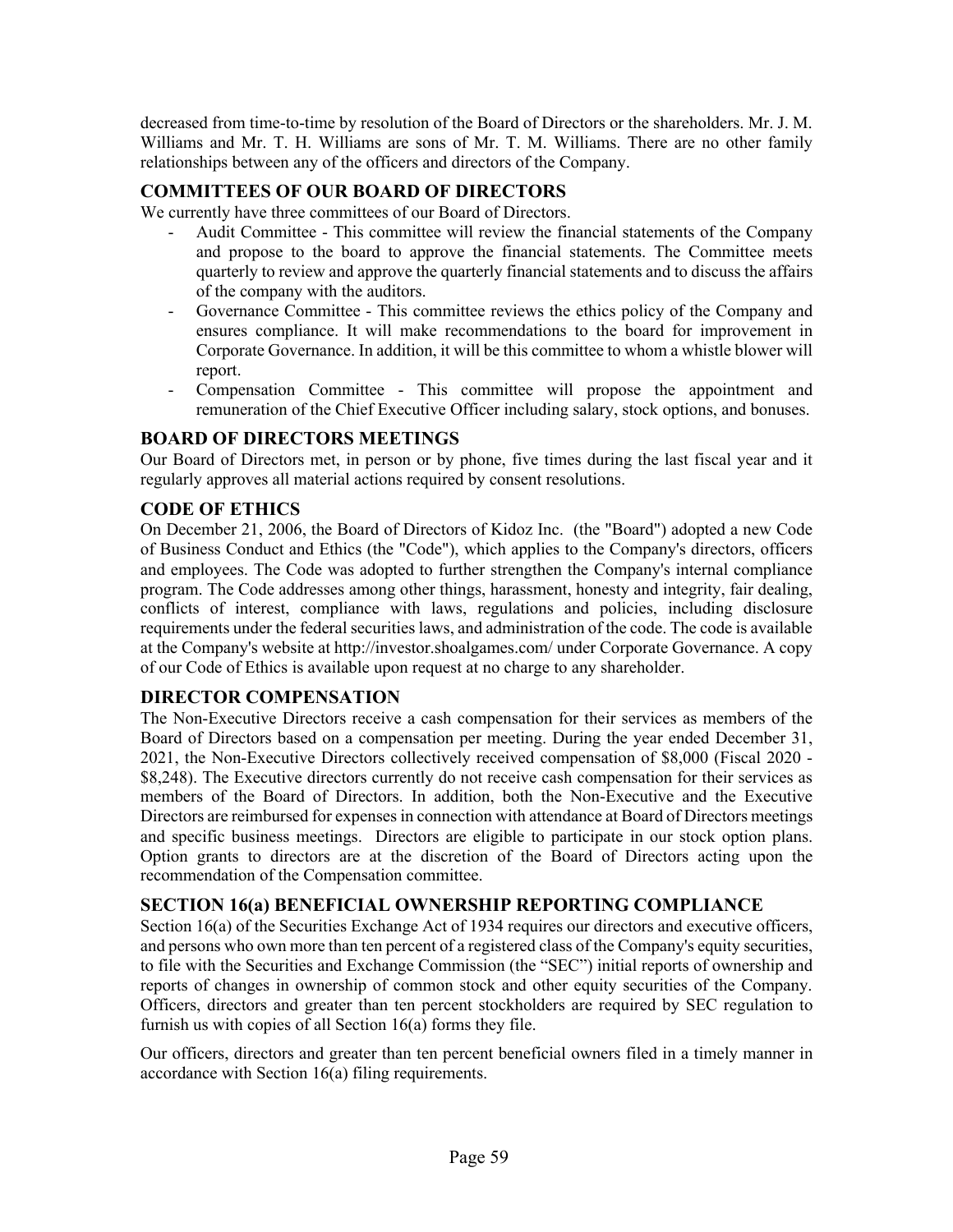decreased from time-to-time by resolution of the Board of Directors or the shareholders. Mr. J. M. Williams and Mr. T. H. Williams are sons of Mr. T. M. Williams. There are no other family relationships between any of the officers and directors of the Company.

## COMMITTEES OF OUR BOARD OF DIRECTORS

We currently have three committees of our Board of Directors.

- Audit Committee - This committee will review the financial statements of the Company and propose to the board to approve the financial statements. The Committee meets quarterly to review and approve the quarterly financial statements and to discuss the affairs of the company with the auditors.
- Governance Committee - This committee reviews the ethics policy of the Company and ensures compliance. It will make recommendations to the board for improvement in Corporate Governance. In addition, it will be this committee to whom a whistle blower will report.
- Compensation Committee - This committee will propose the appointment and remuneration of the Chief Executive Officer including salary, stock options, and bonuses.

## BOARD OF DIRECTORS MEETINGS

Our Board of Directors met, in person or by phone, five times during the last fiscal year and it regularly approves all material actions required by consent resolutions.

## CODE OF ETHICS

On December 21, 2006, the Board of Directors of Kidoz Inc. (the "Board") adopted a new Code of Business Conduct and Ethics (the "Code"), which applies to the Company's directors, officers and employees. The Code was adopted to further strengthen the Company's internal compliance program. The Code addresses among other things, harassment, honesty and integrity, fair dealing, conflicts of interest, compliance with laws, regulations and policies, including disclosure requirements under the federal securities laws, and administration of the code. The code is available at the Company's website at http://investor.shoalgames.com/ under Corporate Governance. A copy of our Code of Ethics is available upon request at no charge to any shareholder.

## DIRECTOR COMPENSATION

The Non-Executive Directors receive a cash compensation for their services as members of the Board of Directors based on a compensation per meeting. During the year ended December 31, 2021, the Non-Executive Directors collectively received compensation of $8,000 (Fiscal 2020 - $8,248). The Executive directors currently do not receive cash compensation for their services as members of the Board of Directors. In addition, both the Non-Executive and the Executive Directors are reimbursed for expenses in connection with attendance at Board of Directors meetings and specific business meetings. Directors are eligible to participate in our stock option plans. Option grants to directors are at the discretion of the Board of Directors acting upon the recommendation of the Compensation committee.

## SECTION 16(a) BENEFICIAL OWNERSHIP REPORTING COMPLIANCE

Section 16(a) of the Securities Exchange Act of 1934 requires our directors and executive officers, and persons who own more than ten percent of a registered class of the Company's equity securities, to file with the Securities and Exchange Commission (the "SEC") initial reports of ownership and reports of changes in ownership of common stock and other equity securities of the Company. Officers, directors and greater than ten percent stockholders are required by SEC regulation to furnish us with copies of all Section 16(a) forms they file.

Our officers, directors and greater than ten percent beneficial owners filed in a timely manner in accordance with Section 16(a) filing requirements.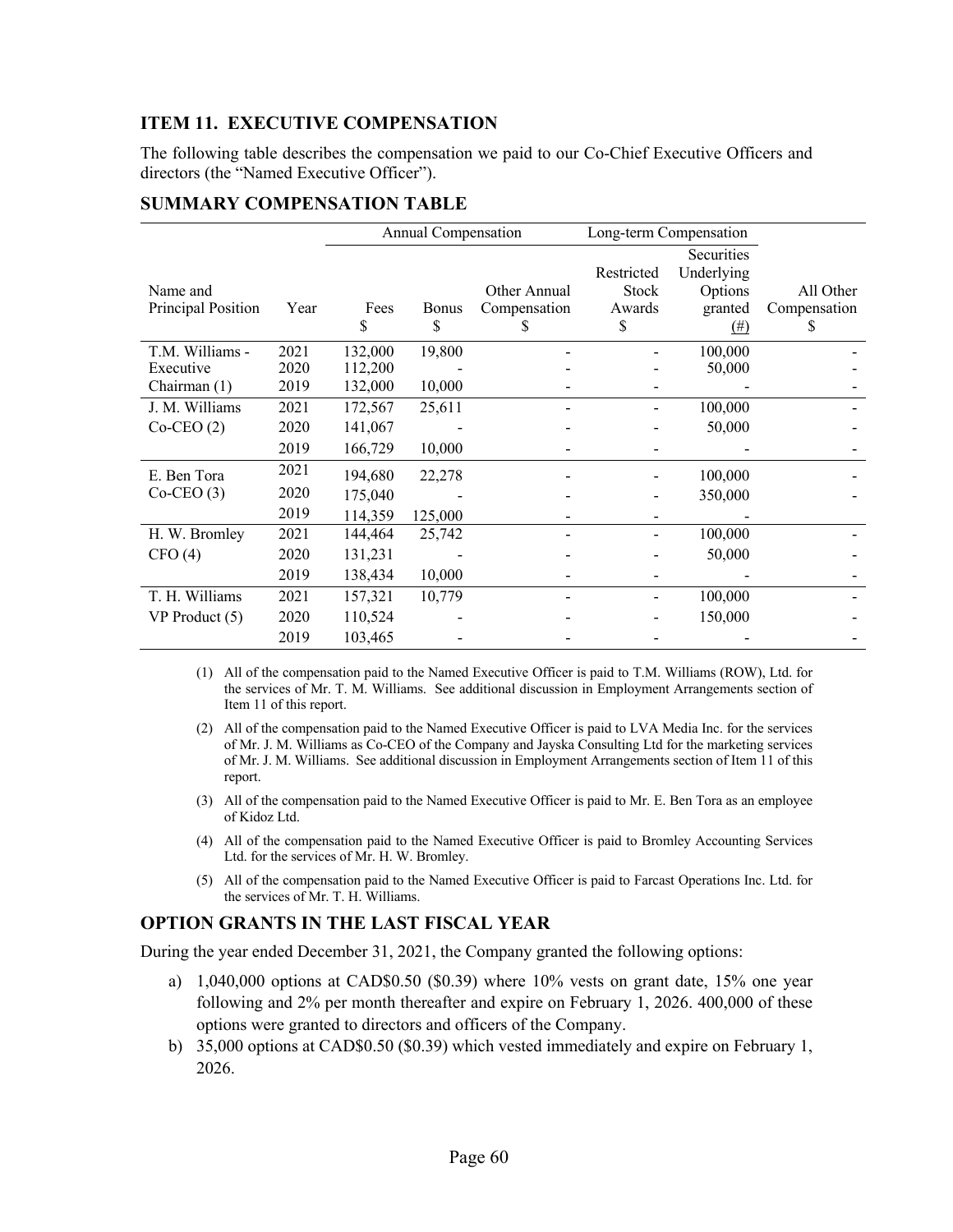## ITEM 11. EXECUTIVE COMPENSATION

The following table describes the compensation we paid to our Co-Chief Executive Officers and directors (the "Named Executive Officer").

## SUMMARY COMPENSATION TABLE

| | | Annual Compensation | | | Long-term Compensation | | |
|---|---|---|---|---|---|---|---|
| Name and Principal Position | Year | Fees $ | Bonus $ | Other Annual Compensation $ | Restricted Stock Awards $ | Securities Underlying Options granted (#) | All Other Compensation $ |
| T.M. Williams - | 2021 | 132,000 | 19,800 | - | - | 100,000 | - |
| Executive | 2020 | 112,200 | - | - | - | 50,000 | - |
| Chairman (1) | 2019 | 132,000 | 10,000 | - | - | - | - |
| J. M. Williams | 2021 | 172,567 | 25,611 | - | - | 100,000 | - |
| Co-CEO (2) | 2020 | 141,067 | - | - | - | 50,000 | - |
| | 2019 | 166,729 | 10,000 | - | - | - | - |
| E. Ben Tora | 2021 | 194,680 | 22,278 | - | - | 100,000 | - |
| Co-CEO (3) | 2020 | 175,040 | - | - | - | 350,000 | - |
| | 2019 | 114,359 | 125,000 | - | - | - | |
| H. W. Bromley | 2021 | 144,464 | 25,742 | - | - | 100,000 | - |
| CFO (4) | 2020 | 131,231 | - | - | - | 50,000 | - |
| | 2019 | 138,434 | 10,000 | - | - | - | - |
| T. H. Williams | 2021 | 157,321 | 10,779 | - | - | 100,000 | - |
| VP Product (5) | 2020 | 110,524 | - | - | - | 150,000 | - |
| | 2019 | 103,465 | - | - | - | - | - |

(1) All of the compensation paid to the Named Executive Officer is paid to T.M. Williams (ROW), Ltd. for the services of Mr. T. M. Williams. See additional discussion in Employment Arrangements section of Item 11 of this report.

(2) All of the compensation paid to the Named Executive Officer is paid to LVA Media Inc. for the services of Mr. J. M. Williams as Co-CEO of the Company and Jayska Consulting Ltd for the marketing services of Mr. J. M. Williams. See additional discussion in Employment Arrangements section of Item 11 of this report.

(3) All of the compensation paid to the Named Executive Officer is paid to Mr. E. Ben Tora as an employee of Kidoz Ltd.

(4) All of the compensation paid to the Named Executive Officer is paid to Bromley Accounting Services Ltd. for the services of Mr. H. W. Bromley.

(5) All of the compensation paid to the Named Executive Officer is paid to Farcast Operations Inc. Ltd. for the services of Mr. T. H. Williams.

## OPTION GRANTS IN THE LAST FISCAL YEAR

During the year ended December 31, 2021, the Company granted the following options:

a) 1,040,000 options at CAD$0.50 ($0.39) where 10% vests on grant date, 15% one year following and 2% per month thereafter and expire on February 1, 2026. 400,000 of these options were granted to directors and officers of the Company.

b) 35,000 options at CAD$0.50 ($0.39) which vested immediately and expire on February 1, 2026.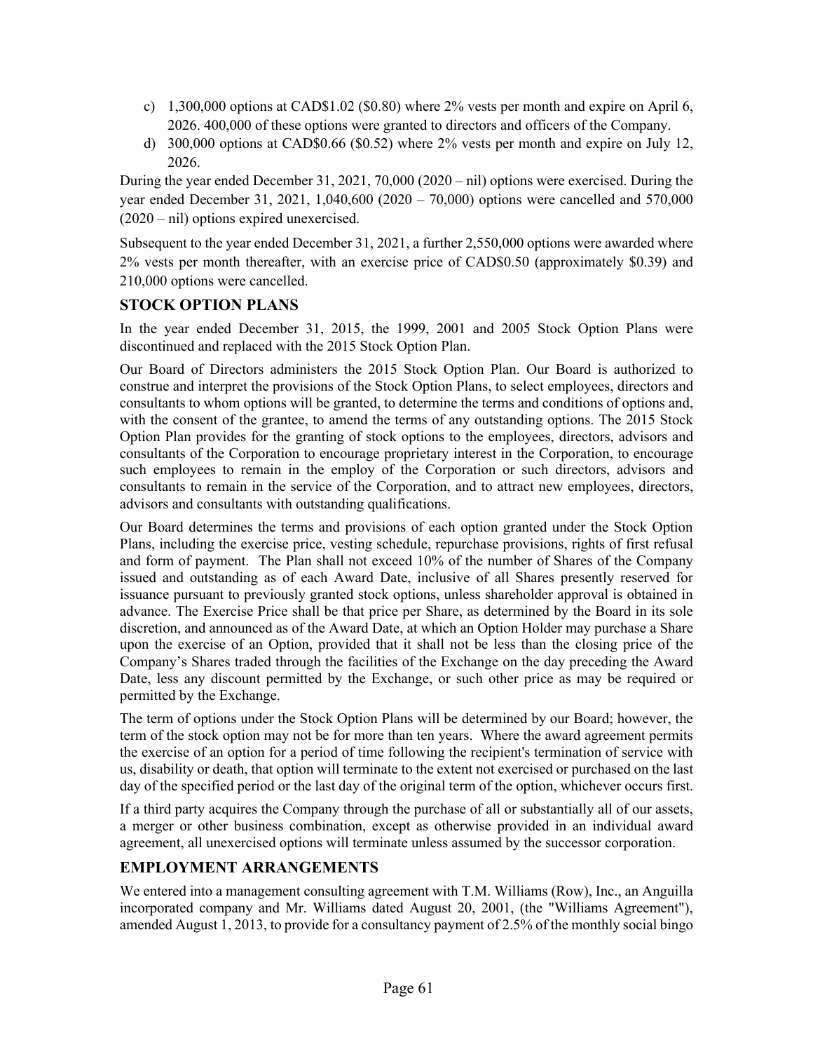c) 1,300,000 options at CAD$1.02 ($0.80) where 2% vests per month and expire on April 6, 2026. 400,000 of these options were granted to directors and officers of the Company.
d) 300,000 options at CAD$0.66 ($0.52) where 2% vests per month and expire on July 12, 2026.

During the year ended December 31, 2021, 70,000 (2020 – nil) options were exercised. During the year ended December 31, 2021, 1,040,600 (2020 – 70,000) options were cancelled and 570,000 (2020 – nil) options expired unexercised.

Subsequent to the year ended December 31, 2021, a further 2,550,000 options were awarded where 2% vests per month thereafter, with an exercise price of CAD$0.50 (approximately $0.39) and 210,000 options were cancelled.

## STOCK OPTION PLANS

In the year ended December 31, 2015, the 1999, 2001 and 2005 Stock Option Plans were discontinued and replaced with the 2015 Stock Option Plan.

Our Board of Directors administers the 2015 Stock Option Plan. Our Board is authorized to construe and interpret the provisions of the Stock Option Plans, to select employees, directors and consultants to whom options will be granted, to determine the terms and conditions of options and, with the consent of the grantee, to amend the terms of any outstanding options. The 2015 Stock Option Plan provides for the granting of stock options to the employees, directors, advisors and consultants of the Corporation to encourage proprietary interest in the Corporation, to encourage such employees to remain in the employ of the Corporation or such directors, advisors and consultants to remain in the service of the Corporation, and to attract new employees, directors, advisors and consultants with outstanding qualifications.

Our Board determines the terms and provisions of each option granted under the Stock Option Plans, including the exercise price, vesting schedule, repurchase provisions, rights of first refusal and form of payment. The Plan shall not exceed 10% of the number of Shares of the Company issued and outstanding as of each Award Date, inclusive of all Shares presently reserved for issuance pursuant to previously granted stock options, unless shareholder approval is obtained in advance. The Exercise Price shall be that price per Share, as determined by the Board in its sole discretion, and announced as of the Award Date, at which an Option Holder may purchase a Share upon the exercise of an Option, provided that it shall not be less than the closing price of the Company's Shares traded through the facilities of the Exchange on the day preceding the Award Date, less any discount permitted by the Exchange, or such other price as may be required or permitted by the Exchange.

The term of options under the Stock Option Plans will be determined by our Board; however, the term of the stock option may not be for more than ten years. Where the award agreement permits the exercise of an option for a period of time following the recipient's termination of service with us, disability or death, that option will terminate to the extent not exercised or purchased on the last day of the specified period or the last day of the original term of the option, whichever occurs first.

If a third party acquires the Company through the purchase of all or substantially all of our assets, a merger or other business combination, except as otherwise provided in an individual award agreement, all unexercised options will terminate unless assumed by the successor corporation.

## EMPLOYMENT ARRANGEMENTS

We entered into a management consulting agreement with T.M. Williams (Row), Inc., an Anguilla incorporated company and Mr. Williams dated August 20, 2001, (the "Williams Agreement"), amended August 1, 2013, to provide for a consultancy payment of 2.5% of the monthly social bingo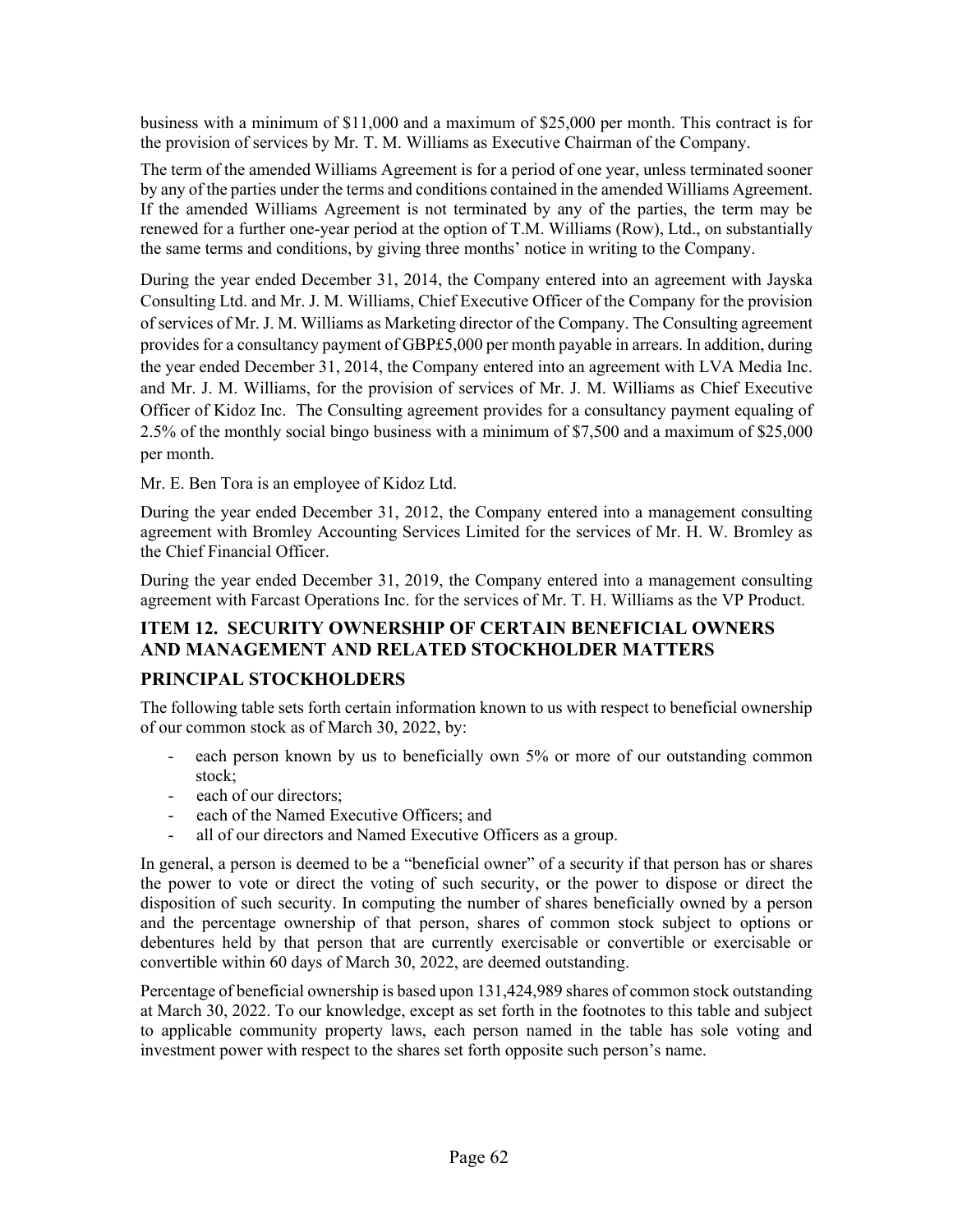business with a minimum of $11,000 and a maximum of $25,000 per month. This contract is for the provision of services by Mr. T. M. Williams as Executive Chairman of the Company.

The term of the amended Williams Agreement is for a period of one year, unless terminated sooner by any of the parties under the terms and conditions contained in the amended Williams Agreement. If the amended Williams Agreement is not terminated by any of the parties, the term may be renewed for a further one-year period at the option of T.M. Williams (Row), Ltd., on substantially the same terms and conditions, by giving three months' notice in writing to the Company.

During the year ended December 31, 2014, the Company entered into an agreement with Jayska Consulting Ltd. and Mr. J. M. Williams, Chief Executive Officer of the Company for the provision of services of Mr. J. M. Williams as Marketing director of the Company. The Consulting agreement provides for a consultancy payment of GBP£5,000 per month payable in arrears. In addition, during the year ended December 31, 2014, the Company entered into an agreement with LVA Media Inc. and Mr. J. M. Williams, for the provision of services of Mr. J. M. Williams as Chief Executive Officer of Kidoz Inc. The Consulting agreement provides for a consultancy payment equaling of 2.5% of the monthly social bingo business with a minimum of $7,500 and a maximum of $25,000 per month.

Mr. E. Ben Tora is an employee of Kidoz Ltd.

During the year ended December 31, 2012, the Company entered into a management consulting agreement with Bromley Accounting Services Limited for the services of Mr. H. W. Bromley as the Chief Financial Officer.

During the year ended December 31, 2019, the Company entered into a management consulting agreement with Farcast Operations Inc. for the services of Mr. T. H. Williams as the VP Product.

## ITEM 12. SECURITY OWNERSHIP OF CERTAIN BENEFICIAL OWNERS AND MANAGEMENT AND RELATED STOCKHOLDER MATTERS

## PRINCIPAL STOCKHOLDERS

The following table sets forth certain information known to us with respect to beneficial ownership of our common stock as of March 30, 2022, by:

- each person known by us to beneficially own 5% or more of our outstanding common stock;
- each of our directors;
- each of the Named Executive Officers; and
- all of our directors and Named Executive Officers as a group.

In general, a person is deemed to be a "beneficial owner" of a security if that person has or shares the power to vote or direct the voting of such security, or the power to dispose or direct the disposition of such security. In computing the number of shares beneficially owned by a person and the percentage ownership of that person, shares of common stock subject to options or debentures held by that person that are currently exercisable or convertible or exercisable or convertible within 60 days of March 30, 2022, are deemed outstanding.

Percentage of beneficial ownership is based upon 131,424,989 shares of common stock outstanding at March 30, 2022. To our knowledge, except as set forth in the footnotes to this table and subject to applicable community property laws, each person named in the table has sole voting and investment power with respect to the shares set forth opposite such person's name.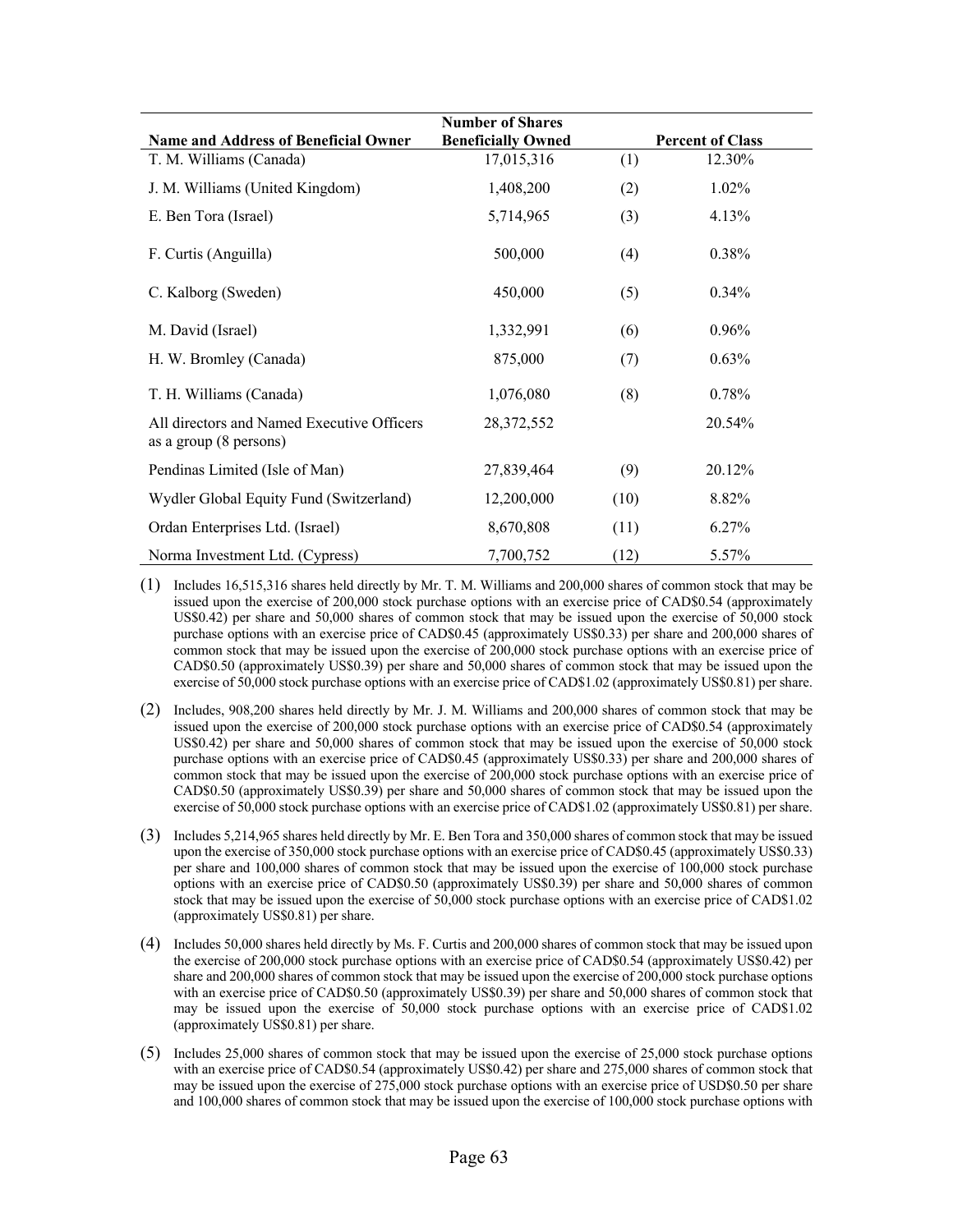| Name and Address of Beneficial Owner | Number of Shares Beneficially Owned | | Percent of Class |
|---|---|---|---|
| T. M. Williams (Canada) | 17,015,316 | (1) | 12.30% |
| J. M. Williams (United Kingdom) | 1,408,200 | (2) | 1.02% |
| E. Ben Tora (Israel) | 5,714,965 | (3) | 4.13% |
| F. Curtis (Anguilla) | 500,000 | (4) | 0.38% |
| C. Kalborg (Sweden) | 450,000 | (5) | 0.34% |
| M. David (Israel) | 1,332,991 | (6) | 0.96% |
| H. W. Bromley (Canada) | 875,000 | (7) | 0.63% |
| T. H. Williams (Canada) | 1,076,080 | (8) | 0.78% |
| All directors and Named Executive Officers as a group (8 persons) | 28,372,552 | | 20.54% |
| Pendinas Limited (Isle of Man) | 27,839,464 | (9) | 20.12% |
| Wydler Global Equity Fund (Switzerland) | 12,200,000 | (10) | 8.82% |
| Ordan Enterprises Ltd. (Israel) | 8,670,808 | (11) | 6.27% |
| Norma Investment Ltd. (Cypress) | 7,700,752 | (12) | 5.57% |

(1) Includes 16,515,316 shares held directly by Mr. T. M. Williams and 200,000 shares of common stock that may be issued upon the exercise of 200,000 stock purchase options with an exercise price of CAD$0.54 (approximately US$0.42) per share and 50,000 shares of common stock that may be issued upon the exercise of 50,000 stock purchase options with an exercise price of CAD$0.45 (approximately US$0.33) per share and 200,000 shares of common stock that may be issued upon the exercise of 200,000 stock purchase options with an exercise price of CAD$0.50 (approximately US$0.39) per share and 50,000 shares of common stock that may be issued upon the exercise of 50,000 stock purchase options with an exercise price of CAD$1.02 (approximately US$0.81) per share.

(2) Includes, 908,200 shares held directly by Mr. J. M. Williams and 200,000 shares of common stock that may be issued upon the exercise of 200,000 stock purchase options with an exercise price of CAD$0.54 (approximately US$0.42) per share and 50,000 shares of common stock that may be issued upon the exercise of 50,000 stock purchase options with an exercise price of CAD$0.45 (approximately US$0.33) per share and 200,000 shares of common stock that may be issued upon the exercise of 200,000 stock purchase options with an exercise price of CAD$0.50 (approximately US$0.39) per share and 50,000 shares of common stock that may be issued upon the exercise of 50,000 stock purchase options with an exercise price of CAD$1.02 (approximately US$0.81) per share.

(3) Includes 5,214,965 shares held directly by Mr. E. Ben Tora and 350,000 shares of common stock that may be issued upon the exercise of 350,000 stock purchase options with an exercise price of CAD$0.45 (approximately US$0.33) per share and 100,000 shares of common stock that may be issued upon the exercise of 100,000 stock purchase options with an exercise price of CAD$0.50 (approximately US$0.39) per share and 50,000 shares of common stock that may be issued upon the exercise of 50,000 stock purchase options with an exercise price of CAD$1.02 (approximately US$0.81) per share.

(4) Includes 50,000 shares held directly by Ms. F. Curtis and 200,000 shares of common stock that may be issued upon the exercise of 200,000 stock purchase options with an exercise price of CAD$0.54 (approximately US$0.42) per share and 200,000 shares of common stock that may be issued upon the exercise of 200,000 stock purchase options with an exercise price of CAD$0.50 (approximately US$0.39) per share and 50,000 shares of common stock that may be issued upon the exercise of 50,000 stock purchase options with an exercise price of CAD$1.02 (approximately US$0.81) per share.

(5) Includes 25,000 shares of common stock that may be issued upon the exercise of 25,000 stock purchase options with an exercise price of CAD$0.54 (approximately US$0.42) per share and 275,000 shares of common stock that may be issued upon the exercise of 275,000 stock purchase options with an exercise price of USD$0.50 per share and 100,000 shares of common stock that may be issued upon the exercise of 100,000 stock purchase options with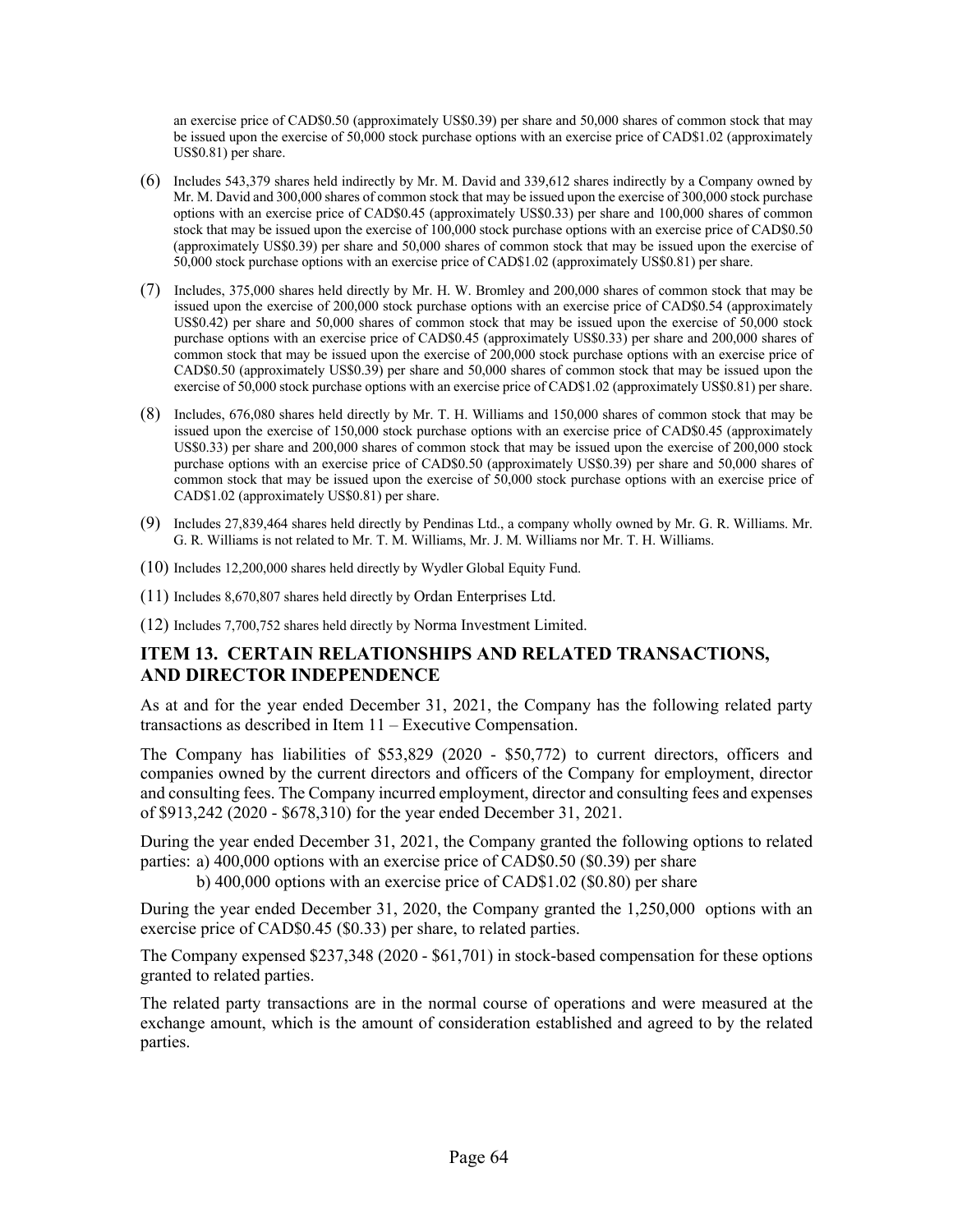an exercise price of CAD$0.50 (approximately US$0.39) per share and 50,000 shares of common stock that may be issued upon the exercise of 50,000 stock purchase options with an exercise price of CAD$1.02 (approximately US$0.81) per share.

(6) Includes 543,379 shares held indirectly by Mr. M. David and 339,612 shares indirectly by a Company owned by Mr. M. David and 300,000 shares of common stock that may be issued upon the exercise of 300,000 stock purchase options with an exercise price of CAD$0.45 (approximately US$0.33) per share and 100,000 shares of common stock that may be issued upon the exercise of 100,000 stock purchase options with an exercise price of CAD$0.50 (approximately US$0.39) per share and 50,000 shares of common stock that may be issued upon the exercise of 50,000 stock purchase options with an exercise price of CAD$1.02 (approximately US$0.81) per share.

(7) Includes, 375,000 shares held directly by Mr. H. W. Bromley and 200,000 shares of common stock that may be issued upon the exercise of 200,000 stock purchase options with an exercise price of CAD$0.54 (approximately US$0.42) per share and 50,000 shares of common stock that may be issued upon the exercise of 50,000 stock purchase options with an exercise price of CAD$0.45 (approximately US$0.33) per share and 200,000 shares of common stock that may be issued upon the exercise of 200,000 stock purchase options with an exercise price of CAD$0.50 (approximately US$0.39) per share and 50,000 shares of common stock that may be issued upon the exercise of 50,000 stock purchase options with an exercise price of CAD$1.02 (approximately US$0.81) per share.

(8) Includes, 676,080 shares held directly by Mr. T. H. Williams and 150,000 shares of common stock that may be issued upon the exercise of 150,000 stock purchase options with an exercise price of CAD$0.45 (approximately US$0.33) per share and 200,000 shares of common stock that may be issued upon the exercise of 200,000 stock purchase options with an exercise price of CAD$0.50 (approximately US$0.39) per share and 50,000 shares of common stock that may be issued upon the exercise of 50,000 stock purchase options with an exercise price of CAD$1.02 (approximately US$0.81) per share.

(9) Includes 27,839,464 shares held directly by Pendinas Ltd., a company wholly owned by Mr. G. R. Williams. Mr. G. R. Williams is not related to Mr. T. M. Williams, Mr. J. M. Williams nor Mr. T. H. Williams.

(10) Includes 12,200,000 shares held directly by Wydler Global Equity Fund.

(11) Includes 8,670,807 shares held directly by Ordan Enterprises Ltd.

(12) Includes 7,700,752 shares held directly by Norma Investment Limited.

## ITEM 13. CERTAIN RELATIONSHIPS AND RELATED TRANSACTIONS, AND DIRECTOR INDEPENDENCE

As at and for the year ended December 31, 2021, the Company has the following related party transactions as described in Item 11 – Executive Compensation.

The Company has liabilities of $53,829 (2020 - $50,772) to current directors, officers and companies owned by the current directors and officers of the Company for employment, director and consulting fees. The Company incurred employment, director and consulting fees and expenses of $913,242 (2020 - $678,310) for the year ended December 31, 2021.

During the year ended December 31, 2021, the Company granted the following options to related parties: a) 400,000 options with an exercise price of CAD$0.50 ($0.39) per share
b) 400,000 options with an exercise price of CAD$1.02 ($0.80) per share

During the year ended December 31, 2020, the Company granted the 1,250,000 options with an exercise price of CAD$0.45 ($0.33) per share, to related parties.

The Company expensed $237,348 (2020 - $61,701) in stock-based compensation for these options granted to related parties.

The related party transactions are in the normal course of operations and were measured at the exchange amount, which is the amount of consideration established and agreed to by the related parties.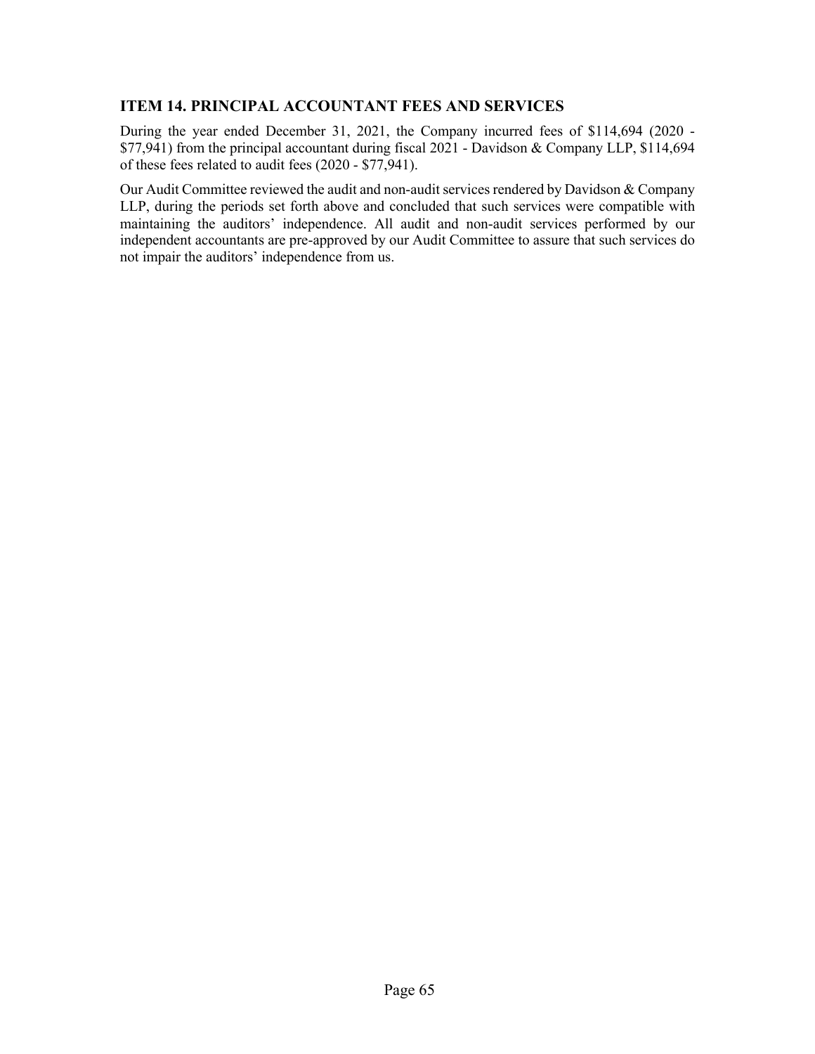## ITEM 14. PRINCIPAL ACCOUNTANT FEES AND SERVICES

During the year ended December 31, 2021, the Company incurred fees of $114,694 (2020 - $77,941) from the principal accountant during fiscal 2021 - Davidson & Company LLP, $114,694 of these fees related to audit fees (2020 - $77,941).

Our Audit Committee reviewed the audit and non-audit services rendered by Davidson & Company LLP, during the periods set forth above and concluded that such services were compatible with maintaining the auditors' independence. All audit and non-audit services performed by our independent accountants are pre-approved by our Audit Committee to assure that such services do not impair the auditors' independence from us.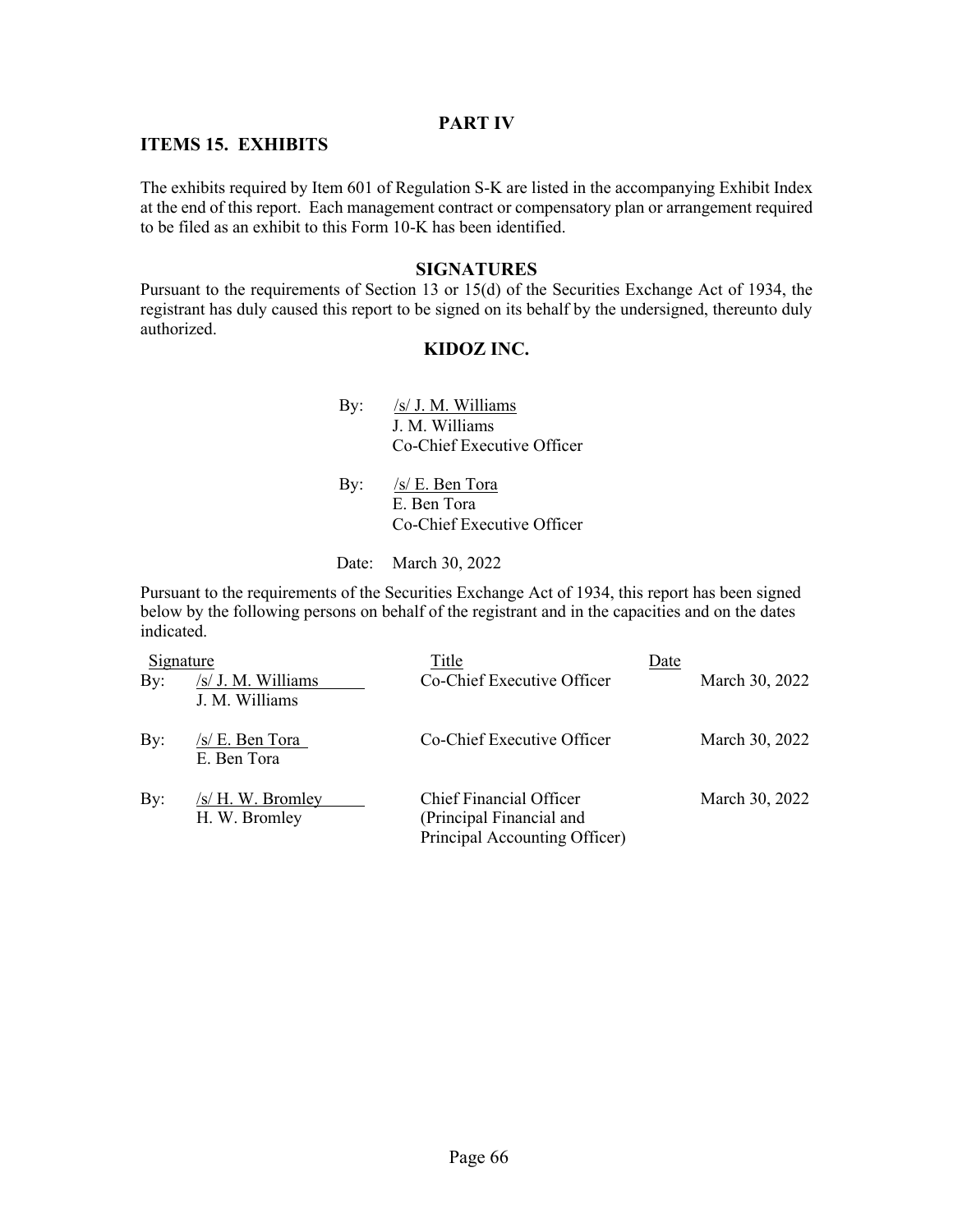## PART IV

### ITEMS 15. EXHIBITS

The exhibits required by Item 601 of Regulation S-K are listed in the accompanying Exhibit Index at the end of this report. Each management contract or compensatory plan or arrangement required to be filed as an exhibit to this Form 10-K has been identified.

### SIGNATURES

Pursuant to the requirements of Section 13 or 15(d) of the Securities Exchange Act of 1934, the registrant has duly caused this report to be signed on its behalf by the undersigned, thereunto duly authorized.

**KIDOZ INC.**

By: /s/ J. M. Williams
J. M. Williams
Co-Chief Executive Officer

By: /s/ E. Ben Tora
E. Ben Tora
Co-Chief Executive Officer

Date: March 30, 2022

Pursuant to the requirements of the Securities Exchange Act of 1934, this report has been signed below by the following persons on behalf of the registrant and in the capacities and on the dates indicated.

| Signature | Title | Date |
|---|---|---|
| By: /s/ J. M. Williams<br>J. M. Williams | Co-Chief Executive Officer | March 30, 2022 |
| By: /s/ E. Ben Tora<br>E. Ben Tora | Co-Chief Executive Officer | March 30, 2022 |
| By: /s/ H. W. Bromley<br>H. W. Bromley | Chief Financial Officer (Principal Financial and Principal Accounting Officer) | March 30, 2022 |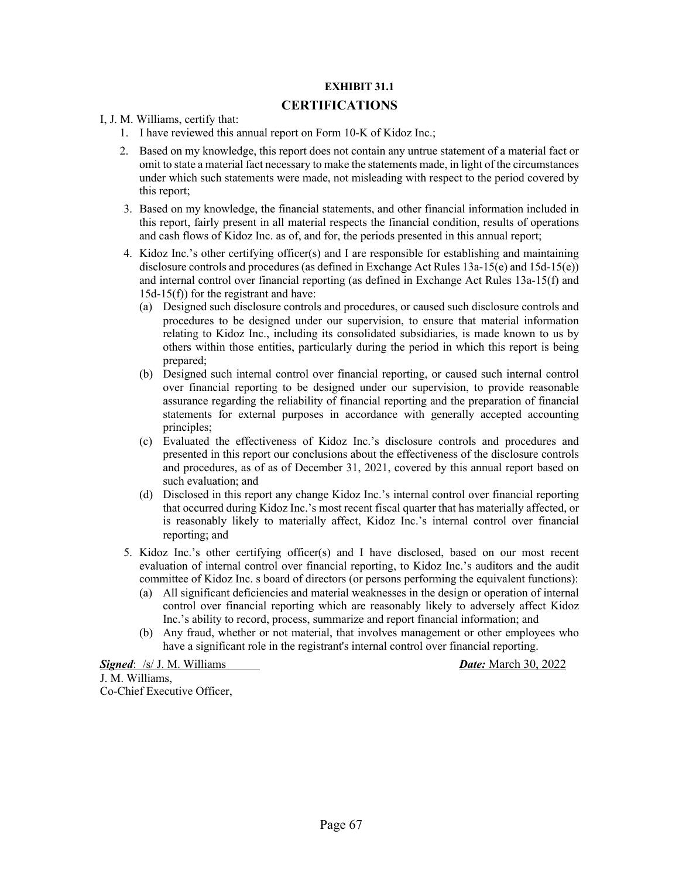**EXHIBIT 31.1**

## CERTIFICATIONS

I, J. M. Williams, certify that:

1. I have reviewed this annual report on Form 10-K of Kidoz Inc.;
2. Based on my knowledge, this report does not contain any untrue statement of a material fact or omit to state a material fact necessary to make the statements made, in light of the circumstances under which such statements were made, not misleading with respect to the period covered by this report;
3. Based on my knowledge, the financial statements, and other financial information included in this report, fairly present in all material respects the financial condition, results of operations and cash flows of Kidoz Inc. as of, and for, the periods presented in this annual report;
4. Kidoz Inc.'s other certifying officer(s) and I are responsible for establishing and maintaining disclosure controls and procedures (as defined in Exchange Act Rules 13a-15(e) and 15d-15(e)) and internal control over financial reporting (as defined in Exchange Act Rules 13a-15(f) and 15d-15(f)) for the registrant and have:
   - (a) Designed such disclosure controls and procedures, or caused such disclosure controls and procedures to be designed under our supervision, to ensure that material information relating to Kidoz Inc., including its consolidated subsidiaries, is made known to us by others within those entities, particularly during the period in which this report is being prepared;
   - (b) Designed such internal control over financial reporting, or caused such internal control over financial reporting to be designed under our supervision, to provide reasonable assurance regarding the reliability of financial reporting and the preparation of financial statements for external purposes in accordance with generally accepted accounting principles;
   - (c) Evaluated the effectiveness of Kidoz Inc.'s disclosure controls and procedures and presented in this report our conclusions about the effectiveness of the disclosure controls and procedures, as of as of December 31, 2021, covered by this annual report based on such evaluation; and
   - (d) Disclosed in this report any change Kidoz Inc.'s internal control over financial reporting that occurred during Kidoz Inc.'s most recent fiscal quarter that has materially affected, or is reasonably likely to materially affect, Kidoz Inc.'s internal control over financial reporting; and
5. Kidoz Inc.'s other certifying officer(s) and I have disclosed, based on our most recent evaluation of internal control over financial reporting, to Kidoz Inc.'s auditors and the audit committee of Kidoz Inc. s board of directors (or persons performing the equivalent functions):
   - (a) All significant deficiencies and material weaknesses in the design or operation of internal control over financial reporting which are reasonably likely to adversely affect Kidoz Inc.'s ability to record, process, summarize and report financial information; and
   - (b) Any fraud, whether or not material, that involves management or other employees who have a significant role in the registrant's internal control over financial reporting.

***Signed***: /s/ J. M. Williams ***Date:*** March 30, 2022

J. M. Williams,
Co-Chief Executive Officer,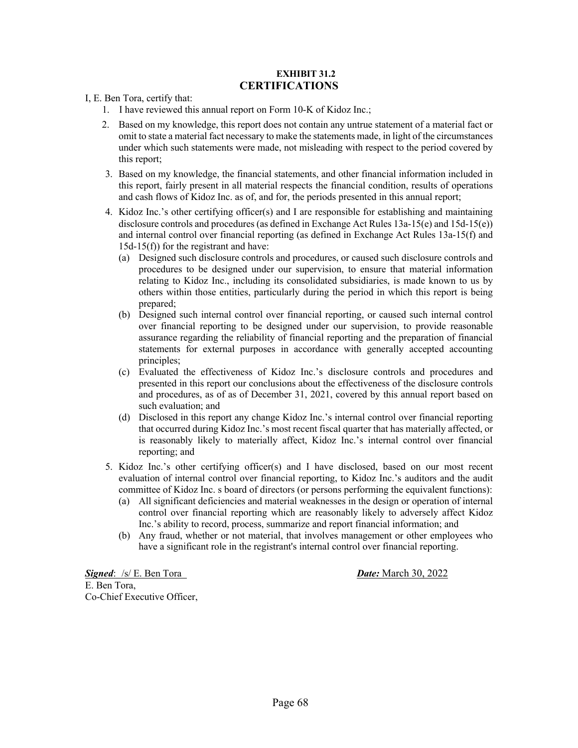**EXHIBIT 31.2**

## CERTIFICATIONS

I, E. Ben Tora, certify that:

1. I have reviewed this annual report on Form 10-K of Kidoz Inc.;
2. Based on my knowledge, this report does not contain any untrue statement of a material fact or omit to state a material fact necessary to make the statements made, in light of the circumstances under which such statements were made, not misleading with respect to the period covered by this report;
3. Based on my knowledge, the financial statements, and other financial information included in this report, fairly present in all material respects the financial condition, results of operations and cash flows of Kidoz Inc. as of, and for, the periods presented in this annual report;
4. Kidoz Inc.'s other certifying officer(s) and I are responsible for establishing and maintaining disclosure controls and procedures (as defined in Exchange Act Rules 13a-15(e) and 15d-15(e)) and internal control over financial reporting (as defined in Exchange Act Rules 13a-15(f) and 15d-15(f)) for the registrant and have:
   - (a) Designed such disclosure controls and procedures, or caused such disclosure controls and procedures to be designed under our supervision, to ensure that material information relating to Kidoz Inc., including its consolidated subsidiaries, is made known to us by others within those entities, particularly during the period in which this report is being prepared;
   - (b) Designed such internal control over financial reporting, or caused such internal control over financial reporting to be designed under our supervision, to provide reasonable assurance regarding the reliability of financial reporting and the preparation of financial statements for external purposes in accordance with generally accepted accounting principles;
   - (c) Evaluated the effectiveness of Kidoz Inc.'s disclosure controls and procedures and presented in this report our conclusions about the effectiveness of the disclosure controls and procedures, as of as of December 31, 2021, covered by this annual report based on such evaluation; and
   - (d) Disclosed in this report any change Kidoz Inc.'s internal control over financial reporting that occurred during Kidoz Inc.'s most recent fiscal quarter that has materially affected, or is reasonably likely to materially affect, Kidoz Inc.'s internal control over financial reporting; and
5. Kidoz Inc.'s other certifying officer(s) and I have disclosed, based on our most recent evaluation of internal control over financial reporting, to Kidoz Inc.'s auditors and the audit committee of Kidoz Inc. s board of directors (or persons performing the equivalent functions):
   - (a) All significant deficiencies and material weaknesses in the design or operation of internal control over financial reporting which are reasonably likely to adversely affect Kidoz Inc.'s ability to record, process, summarize and report financial information; and
   - (b) Any fraud, whether or not material, that involves management or other employees who have a significant role in the registrant's internal control over financial reporting.

***Signed***: /s/ E. Ben Tora ***Date:*** March 30, 2022

E. Ben Tora,
Co-Chief Executive Officer,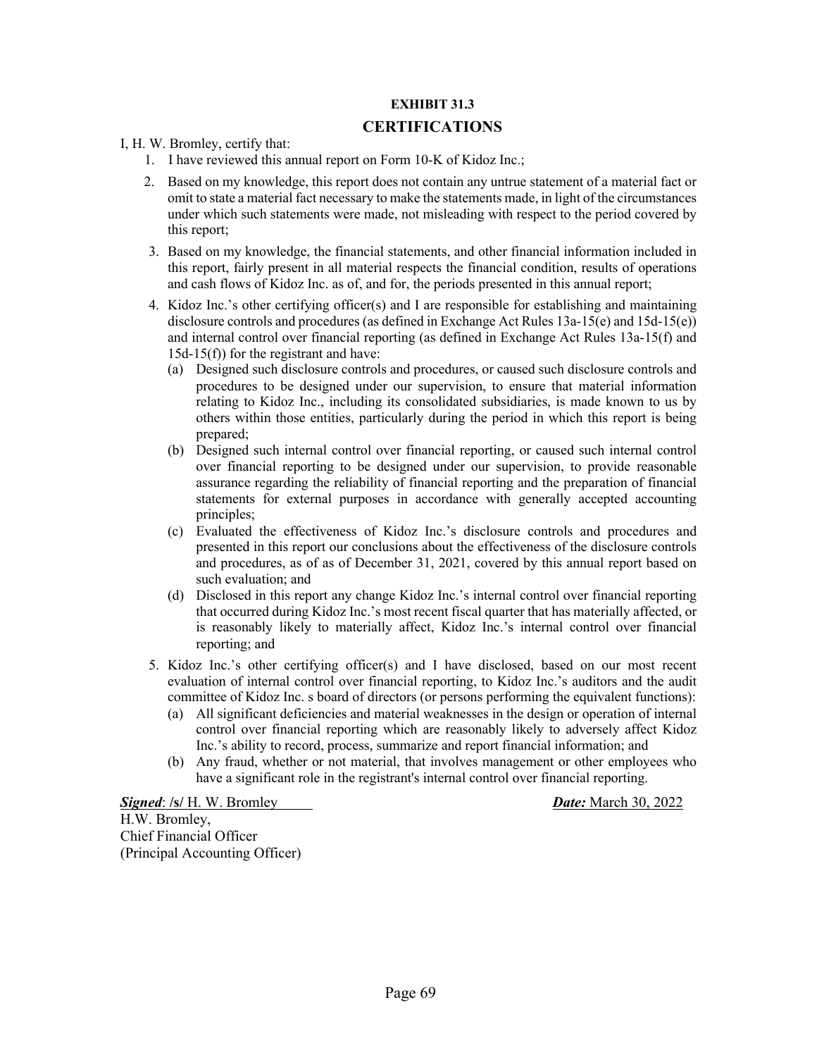**EXHIBIT 31.3**

## CERTIFICATIONS

I, H. W. Bromley, certify that:

1. I have reviewed this annual report on Form 10-K of Kidoz Inc.;
2. Based on my knowledge, this report does not contain any untrue statement of a material fact or omit to state a material fact necessary to make the statements made, in light of the circumstances under which such statements were made, not misleading with respect to the period covered by this report;
3. Based on my knowledge, the financial statements, and other financial information included in this report, fairly present in all material respects the financial condition, results of operations and cash flows of Kidoz Inc. as of, and for, the periods presented in this annual report;
4. Kidoz Inc.'s other certifying officer(s) and I are responsible for establishing and maintaining disclosure controls and procedures (as defined in Exchange Act Rules 13a-15(e) and 15d-15(e)) and internal control over financial reporting (as defined in Exchange Act Rules 13a-15(f) and 15d-15(f)) for the registrant and have:
   (a) Designed such disclosure controls and procedures, or caused such disclosure controls and procedures to be designed under our supervision, to ensure that material information relating to Kidoz Inc., including its consolidated subsidiaries, is made known to us by others within those entities, particularly during the period in which this report is being prepared;
   (b) Designed such internal control over financial reporting, or caused such internal control over financial reporting to be designed under our supervision, to provide reasonable assurance regarding the reliability of financial reporting and the preparation of financial statements for external purposes in accordance with generally accepted accounting principles;
   (c) Evaluated the effectiveness of Kidoz Inc.'s disclosure controls and procedures and presented in this report our conclusions about the effectiveness of the disclosure controls and procedures, as of as of December 31, 2021, covered by this annual report based on such evaluation; and
   (d) Disclosed in this report any change Kidoz Inc.'s internal control over financial reporting that occurred during Kidoz Inc.'s most recent fiscal quarter that has materially affected, or is reasonably likely to materially affect, Kidoz Inc.'s internal control over financial reporting; and
5. Kidoz Inc.'s other certifying officer(s) and I have disclosed, based on our most recent evaluation of internal control over financial reporting, to Kidoz Inc.'s auditors and the audit committee of Kidoz Inc. s board of directors (or persons performing the equivalent functions):
   (a) All significant deficiencies and material weaknesses in the design or operation of internal control over financial reporting which are reasonably likely to adversely affect Kidoz Inc.'s ability to record, process, summarize and report financial information; and
   (b) Any fraud, whether or not material, that involves management or other employees who have a significant role in the registrant's internal control over financial reporting.

***Signed***: /**s**/ H. W. Bromley ***Date:*** March 30, 2022

H.W. Bromley,
Chief Financial Officer
(Principal Accounting Officer)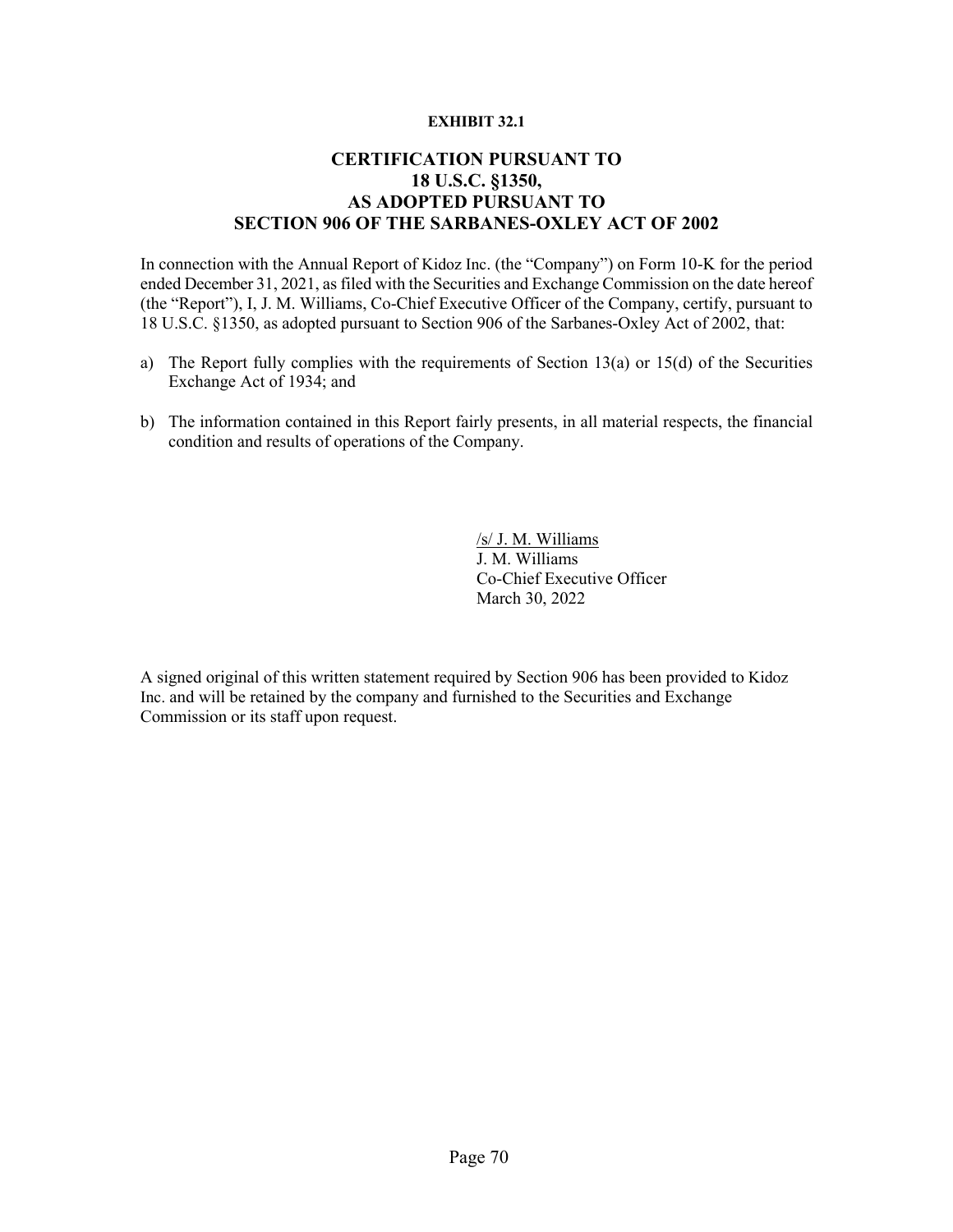**EXHIBIT 32.1**

# CERTIFICATION PURSUANT TO 18 U.S.C. §1350, AS ADOPTED PURSUANT TO SECTION 906 OF THE SARBANES-OXLEY ACT OF 2002

In connection with the Annual Report of Kidoz Inc. (the "Company") on Form 10-K for the period ended December 31, 2021, as filed with the Securities and Exchange Commission on the date hereof (the "Report"), I, J. M. Williams, Co-Chief Executive Officer of the Company, certify, pursuant to 18 U.S.C. §1350, as adopted pursuant to Section 906 of the Sarbanes-Oxley Act of 2002, that:

a) The Report fully complies with the requirements of Section 13(a) or 15(d) of the Securities Exchange Act of 1934; and

b) The information contained in this Report fairly presents, in all material respects, the financial condition and results of operations of the Company.

/s/ J. M. Williams
J. M. Williams
Co-Chief Executive Officer
March 30, 2022

A signed original of this written statement required by Section 906 has been provided to Kidoz Inc. and will be retained by the company and furnished to the Securities and Exchange Commission or its staff upon request.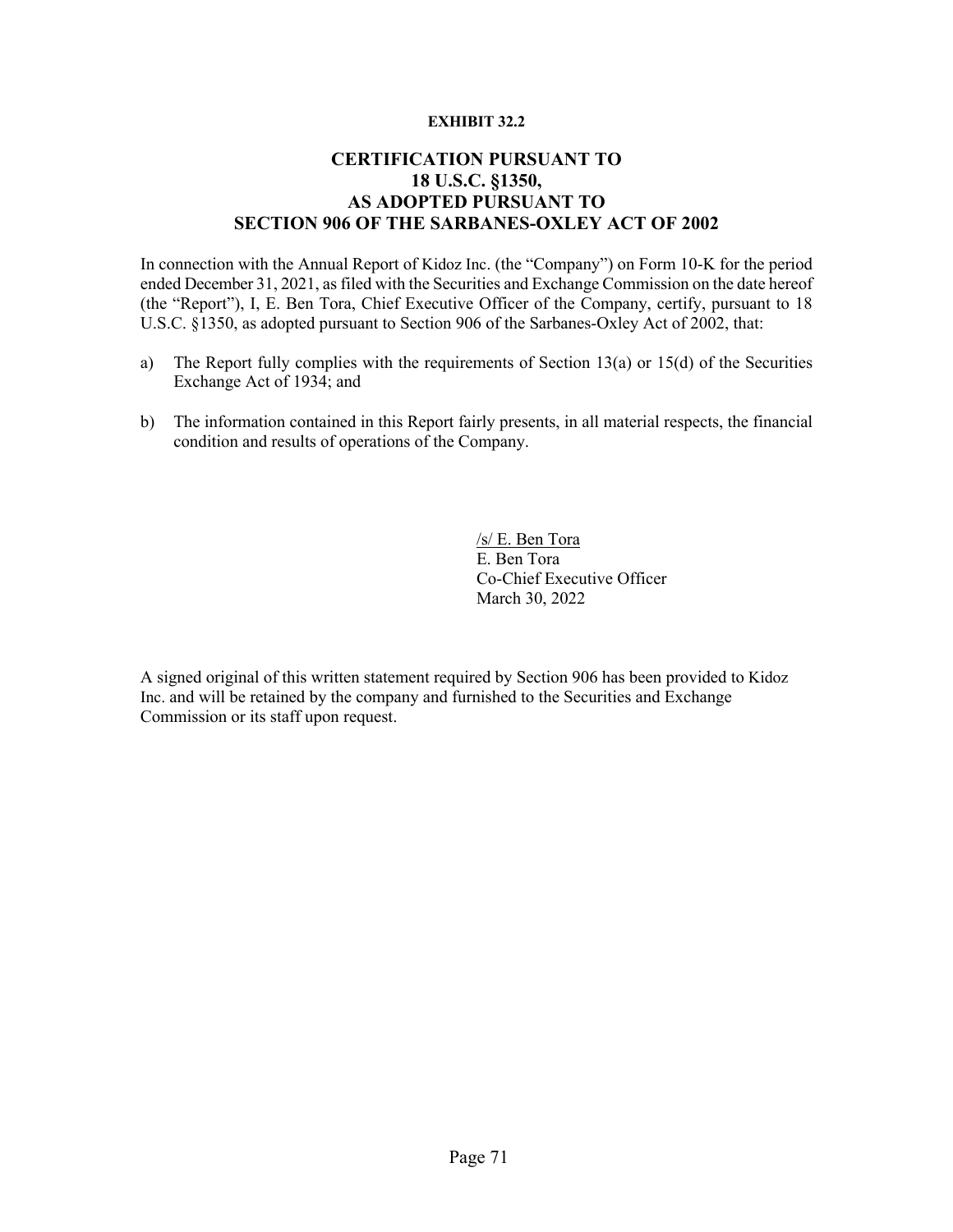**EXHIBIT 32.2**

## CERTIFICATION PURSUANT TO 18 U.S.C. §1350, AS ADOPTED PURSUANT TO SECTION 906 OF THE SARBANES-OXLEY ACT OF 2002

In connection with the Annual Report of Kidoz Inc. (the "Company") on Form 10-K for the period ended December 31, 2021, as filed with the Securities and Exchange Commission on the date hereof (the "Report"), I, E. Ben Tora, Chief Executive Officer of the Company, certify, pursuant to 18 U.S.C. §1350, as adopted pursuant to Section 906 of the Sarbanes-Oxley Act of 2002, that:

a) The Report fully complies with the requirements of Section 13(a) or 15(d) of the Securities Exchange Act of 1934; and

b) The information contained in this Report fairly presents, in all material respects, the financial condition and results of operations of the Company.

/s/ E. Ben Tora
E. Ben Tora
Co-Chief Executive Officer
March 30, 2022

A signed original of this written statement required by Section 906 has been provided to Kidoz Inc. and will be retained by the company and furnished to the Securities and Exchange Commission or its staff upon request.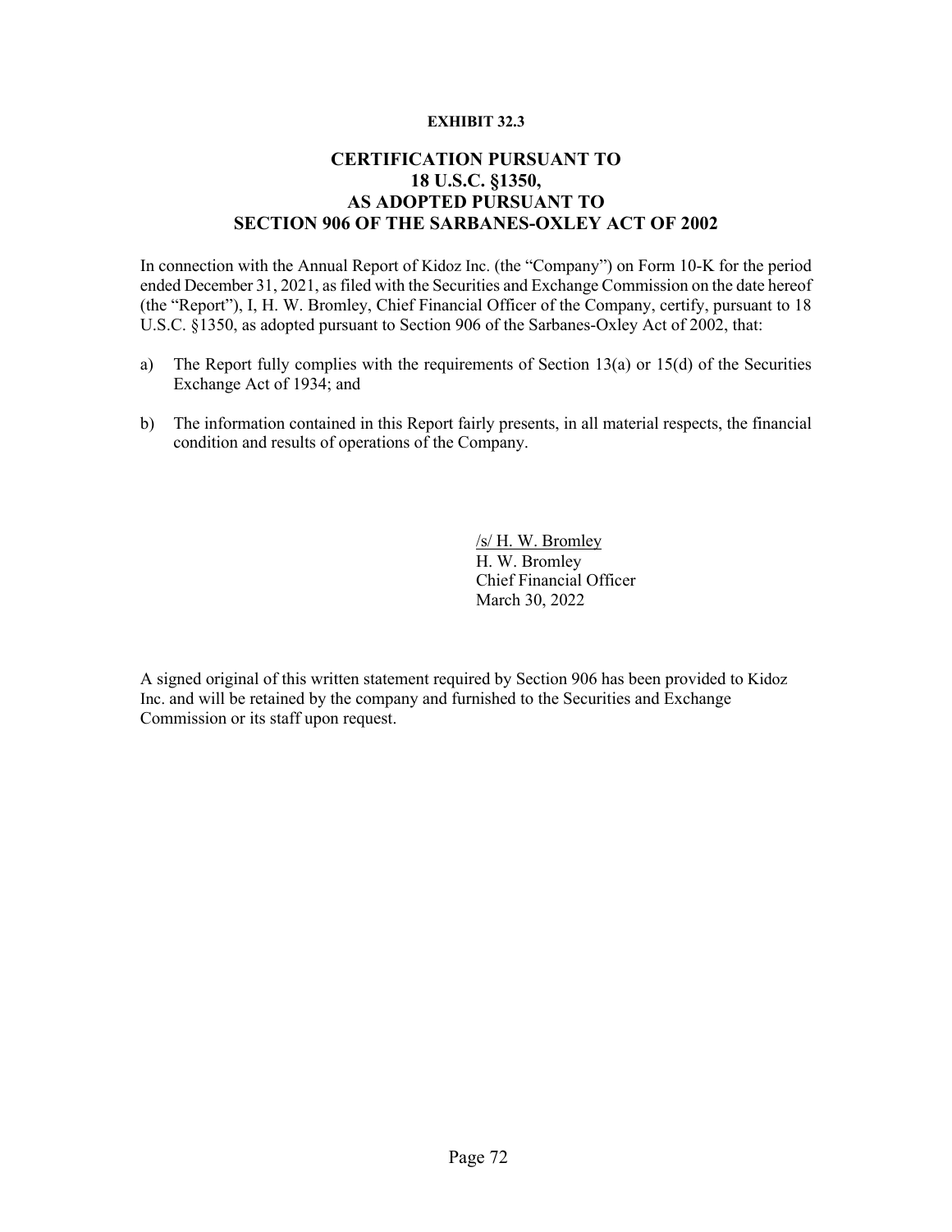**EXHIBIT 32.3**

## CERTIFICATION PURSUANT TO 18 U.S.C. §1350, AS ADOPTED PURSUANT TO SECTION 906 OF THE SARBANES-OXLEY ACT OF 2002

In connection with the Annual Report of Kidoz Inc. (the "Company") on Form 10-K for the period ended December 31, 2021, as filed with the Securities and Exchange Commission on the date hereof (the "Report"), I, H. W. Bromley, Chief Financial Officer of the Company, certify, pursuant to 18 U.S.C. §1350, as adopted pursuant to Section 906 of the Sarbanes-Oxley Act of 2002, that:

a) The Report fully complies with the requirements of Section 13(a) or 15(d) of the Securities Exchange Act of 1934; and

b) The information contained in this Report fairly presents, in all material respects, the financial condition and results of operations of the Company.

/s/ H. W. Bromley
H. W. Bromley
Chief Financial Officer
March 30, 2022

A signed original of this written statement required by Section 906 has been provided to Kidoz Inc. and will be retained by the company and furnished to the Securities and Exchange Commission or its staff upon request.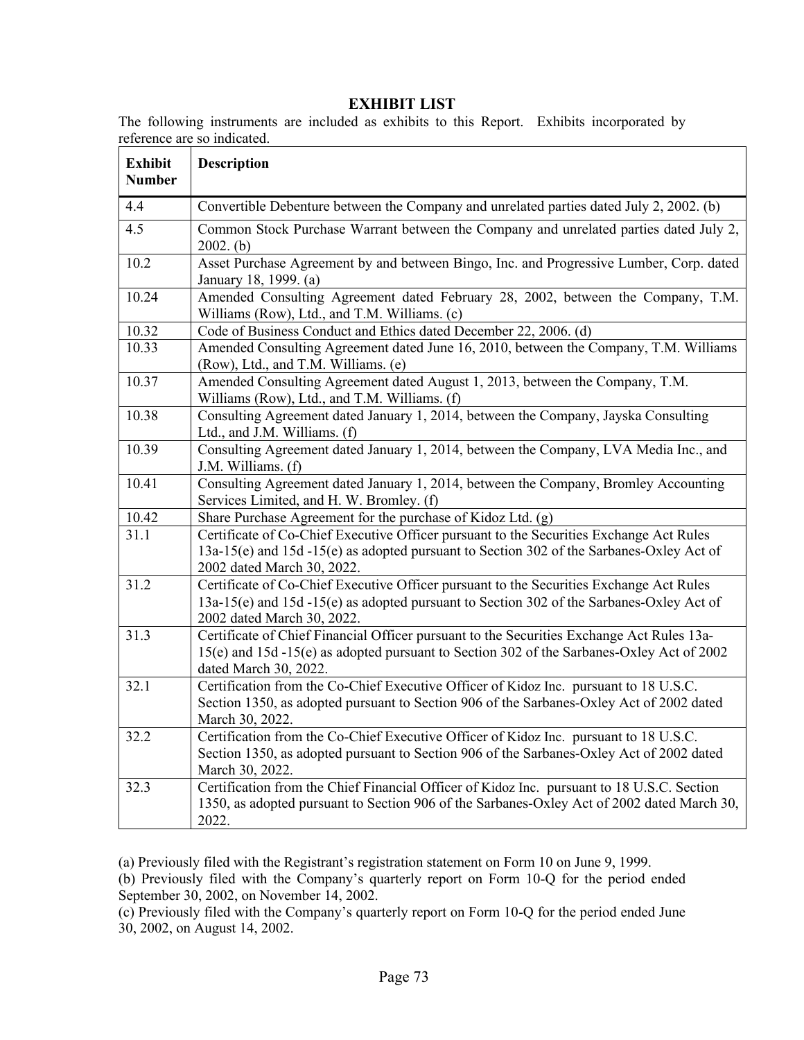## EXHIBIT LIST

The following instruments are included as exhibits to this Report. Exhibits incorporated by reference are so indicated.

| Exhibit Number | Description |
|---|---|
| 4.4 | Convertible Debenture between the Company and unrelated parties dated July 2, 2002. (b) |
| 4.5 | Common Stock Purchase Warrant between the Company and unrelated parties dated July 2, 2002. (b) |
| 10.2 | Asset Purchase Agreement by and between Bingo, Inc. and Progressive Lumber, Corp. dated January 18, 1999. (a) |
| 10.24 | Amended Consulting Agreement dated February 28, 2002, between the Company, T.M. Williams (Row), Ltd., and T.M. Williams. (c) |
| 10.32 | Code of Business Conduct and Ethics dated December 22, 2006. (d) |
| 10.33 | Amended Consulting Agreement dated June 16, 2010, between the Company, T.M. Williams (Row), Ltd., and T.M. Williams. (e) |
| 10.37 | Amended Consulting Agreement dated August 1, 2013, between the Company, T.M. Williams (Row), Ltd., and T.M. Williams. (f) |
| 10.38 | Consulting Agreement dated January 1, 2014, between the Company, Jayska Consulting Ltd., and J.M. Williams. (f) |
| 10.39 | Consulting Agreement dated January 1, 2014, between the Company, LVA Media Inc., and J.M. Williams. (f) |
| 10.41 | Consulting Agreement dated January 1, 2014, between the Company, Bromley Accounting Services Limited, and H. W. Bromley. (f) |
| 10.42 | Share Purchase Agreement for the purchase of Kidoz Ltd. (g) |
| 31.1 | Certificate of Co-Chief Executive Officer pursuant to the Securities Exchange Act Rules 13a-15(e) and 15d -15(e) as adopted pursuant to Section 302 of the Sarbanes-Oxley Act of 2002 dated March 30, 2022. |
| 31.2 | Certificate of Co-Chief Executive Officer pursuant to the Securities Exchange Act Rules 13a-15(e) and 15d -15(e) as adopted pursuant to Section 302 of the Sarbanes-Oxley Act of 2002 dated March 30, 2022. |
| 31.3 | Certificate of Chief Financial Officer pursuant to the Securities Exchange Act Rules 13a-15(e) and 15d -15(e) as adopted pursuant to Section 302 of the Sarbanes-Oxley Act of 2002 dated March 30, 2022. |
| 32.1 | Certification from the Co-Chief Executive Officer of Kidoz Inc. pursuant to 18 U.S.C. Section 1350, as adopted pursuant to Section 906 of the Sarbanes-Oxley Act of 2002 dated March 30, 2022. |
| 32.2 | Certification from the Co-Chief Executive Officer of Kidoz Inc. pursuant to 18 U.S.C. Section 1350, as adopted pursuant to Section 906 of the Sarbanes-Oxley Act of 2002 dated March 30, 2022. |
| 32.3 | Certification from the Chief Financial Officer of Kidoz Inc. pursuant to 18 U.S.C. Section 1350, as adopted pursuant to Section 906 of the Sarbanes-Oxley Act of 2002 dated March 30, 2022. |

(a) Previously filed with the Registrant's registration statement on Form 10 on June 9, 1999.
(b) Previously filed with the Company's quarterly report on Form 10-Q for the period ended September 30, 2002, on November 14, 2002.
(c) Previously filed with the Company's quarterly report on Form 10-Q for the period ended June 30, 2002, on August 14, 2002.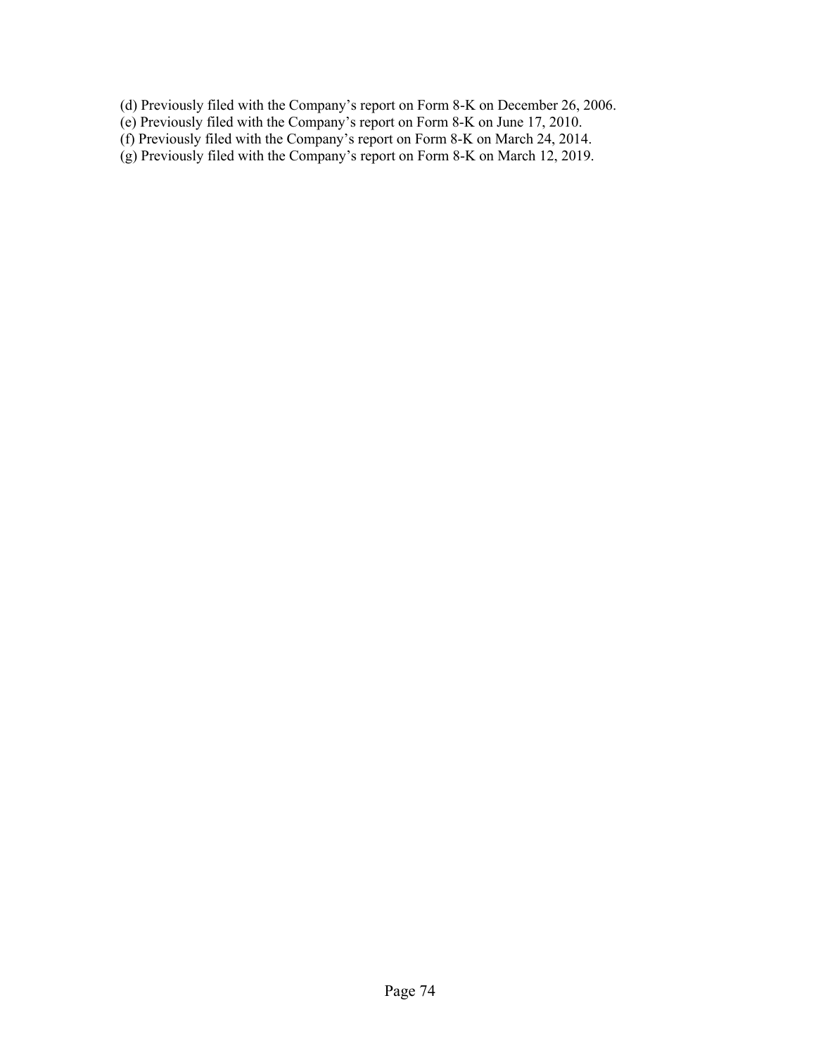(d) Previously filed with the Company's report on Form 8-K on December 26, 2006.
(e) Previously filed with the Company's report on Form 8-K on June 17, 2010.
(f) Previously filed with the Company's report on Form 8-K on March 24, 2014.
(g) Previously filed with the Company's report on Form 8-K on March 12, 2019.